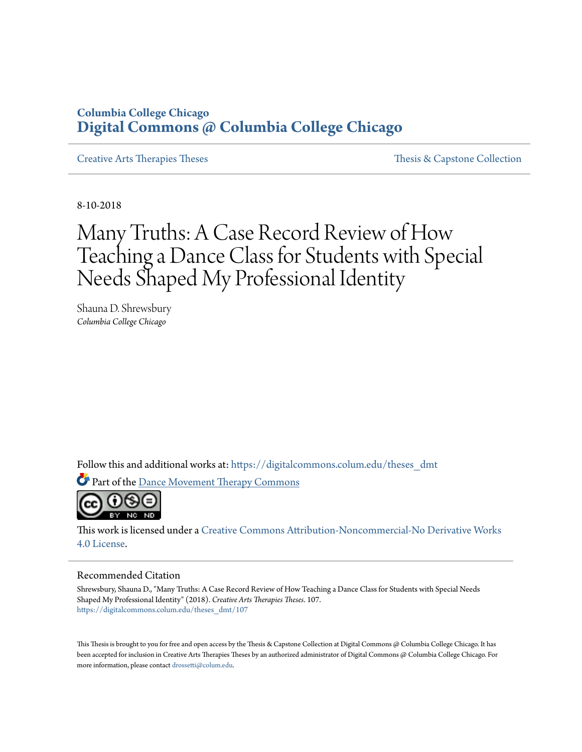Columbia College Chicago

# Digital Commons @ Columbia College Chicago

Creative Arts Therapies Theses | Thesis & Capstone Collection

8-10-2018

# Many Truths: A Case Record Review of How Teaching a Dance Class for Students with Special Needs Shaped My Professional Identity

Shauna D. Shrewsbury
*Columbia College Chicago*

Follow this and additional works at: https://digitalcommons.colum.edu/theses_dmt

Part of the Dance Movement Therapy Commons

This work is licensed under a Creative Commons Attribution-Noncommercial-No Derivative Works 4.0 License.

## Recommended Citation

Shrewsbury, Shauna D., "Many Truths: A Case Record Review of How Teaching a Dance Class for Students with Special Needs Shaped My Professional Identity" (2018). *Creative Arts Therapies Theses*. 107.
https://digitalcommons.colum.edu/theses_dmt/107

This Thesis is brought to you for free and open access by the Thesis & Capstone Collection at Digital Commons @ Columbia College Chicago. It has been accepted for inclusion in Creative Arts Therapies Theses by an authorized administrator of Digital Commons @ Columbia College Chicago. For more information, please contact drossetti@colum.edu.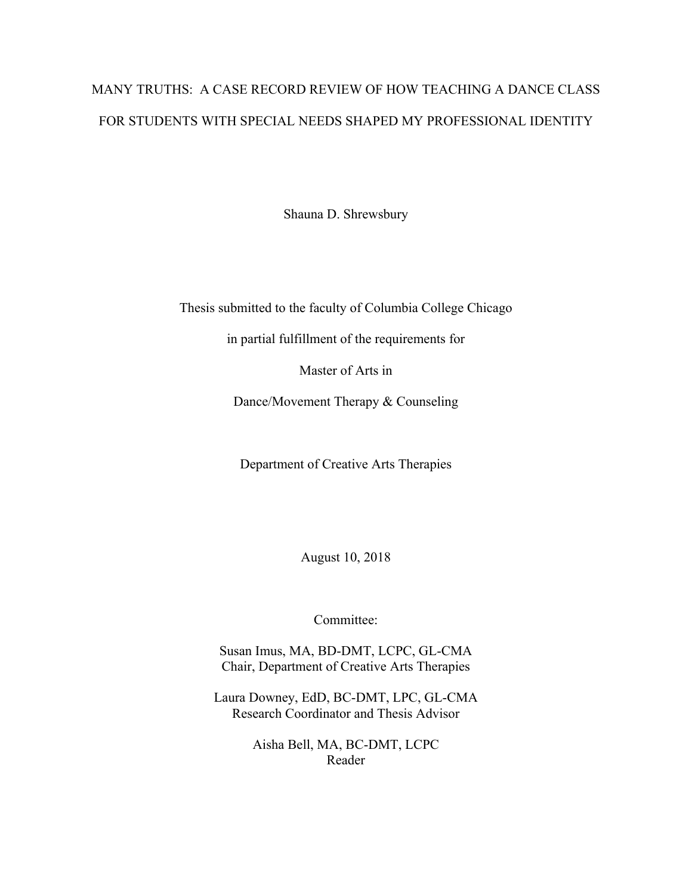# MANY TRUTHS: A CASE RECORD REVIEW OF HOW TEACHING A DANCE CLASS FOR STUDENTS WITH SPECIAL NEEDS SHAPED MY PROFESSIONAL IDENTITY

Shauna D. Shrewsbury

Thesis submitted to the faculty of Columbia College Chicago

in partial fulfillment of the requirements for

Master of Arts in

Dance/Movement Therapy & Counseling

Department of Creative Arts Therapies

August 10, 2018

Committee:

Susan Imus, MA, BD-DMT, LCPC, GL-CMA
Chair, Department of Creative Arts Therapies

Laura Downey, EdD, BC-DMT, LPC, GL-CMA
Research Coordinator and Thesis Advisor

Aisha Bell, MA, BC-DMT, LCPC
Reader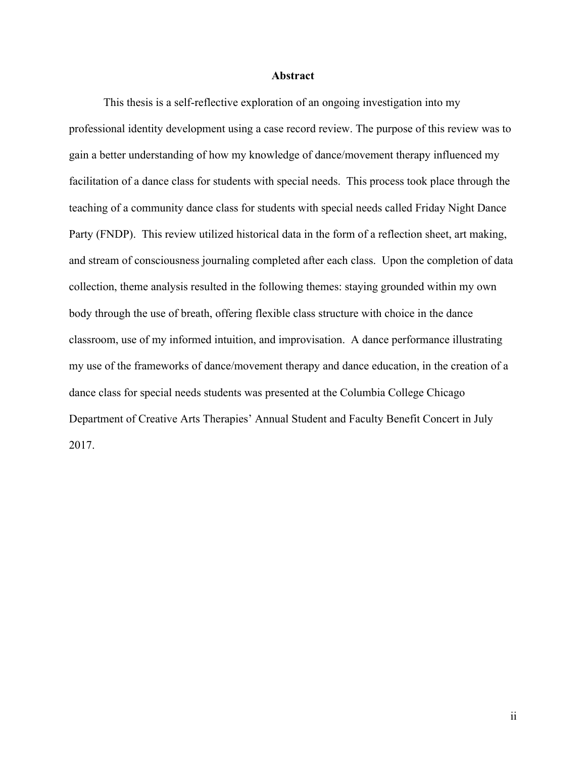# Abstract

This thesis is a self-reflective exploration of an ongoing investigation into my professional identity development using a case record review. The purpose of this review was to gain a better understanding of how my knowledge of dance/movement therapy influenced my facilitation of a dance class for students with special needs. This process took place through the teaching of a community dance class for students with special needs called Friday Night Dance Party (FNDP). This review utilized historical data in the form of a reflection sheet, art making, and stream of consciousness journaling completed after each class. Upon the completion of data collection, theme analysis resulted in the following themes: staying grounded within my own body through the use of breath, offering flexible class structure with choice in the dance classroom, use of my informed intuition, and improvisation. A dance performance illustrating my use of the frameworks of dance/movement therapy and dance education, in the creation of a dance class for special needs students was presented at the Columbia College Chicago Department of Creative Arts Therapies' Annual Student and Faculty Benefit Concert in July 2017.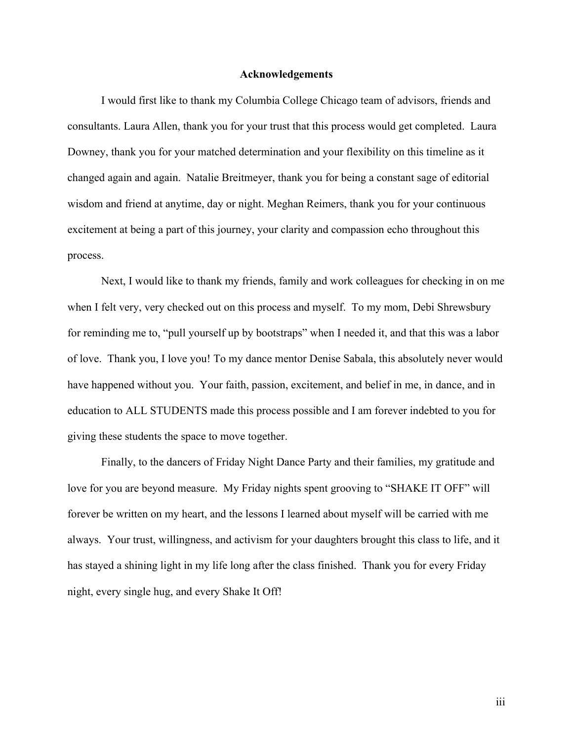## Acknowledgements

I would first like to thank my Columbia College Chicago team of advisors, friends and consultants. Laura Allen, thank you for your trust that this process would get completed. Laura Downey, thank you for your matched determination and your flexibility on this timeline as it changed again and again. Natalie Breitmeyer, thank you for being a constant sage of editorial wisdom and friend at anytime, day or night. Meghan Reimers, thank you for your continuous excitement at being a part of this journey, your clarity and compassion echo throughout this process.

Next, I would like to thank my friends, family and work colleagues for checking in on me when I felt very, very checked out on this process and myself. To my mom, Debi Shrewsbury for reminding me to, "pull yourself up by bootstraps" when I needed it, and that this was a labor of love. Thank you, I love you! To my dance mentor Denise Sabala, this absolutely never would have happened without you. Your faith, passion, excitement, and belief in me, in dance, and in education to ALL STUDENTS made this process possible and I am forever indebted to you for giving these students the space to move together.

Finally, to the dancers of Friday Night Dance Party and their families, my gratitude and love for you are beyond measure. My Friday nights spent grooving to "SHAKE IT OFF" will forever be written on my heart, and the lessons I learned about myself will be carried with me always. Your trust, willingness, and activism for your daughters brought this class to life, and it has stayed a shining light in my life long after the class finished. Thank you for every Friday night, every single hug, and every Shake It Off!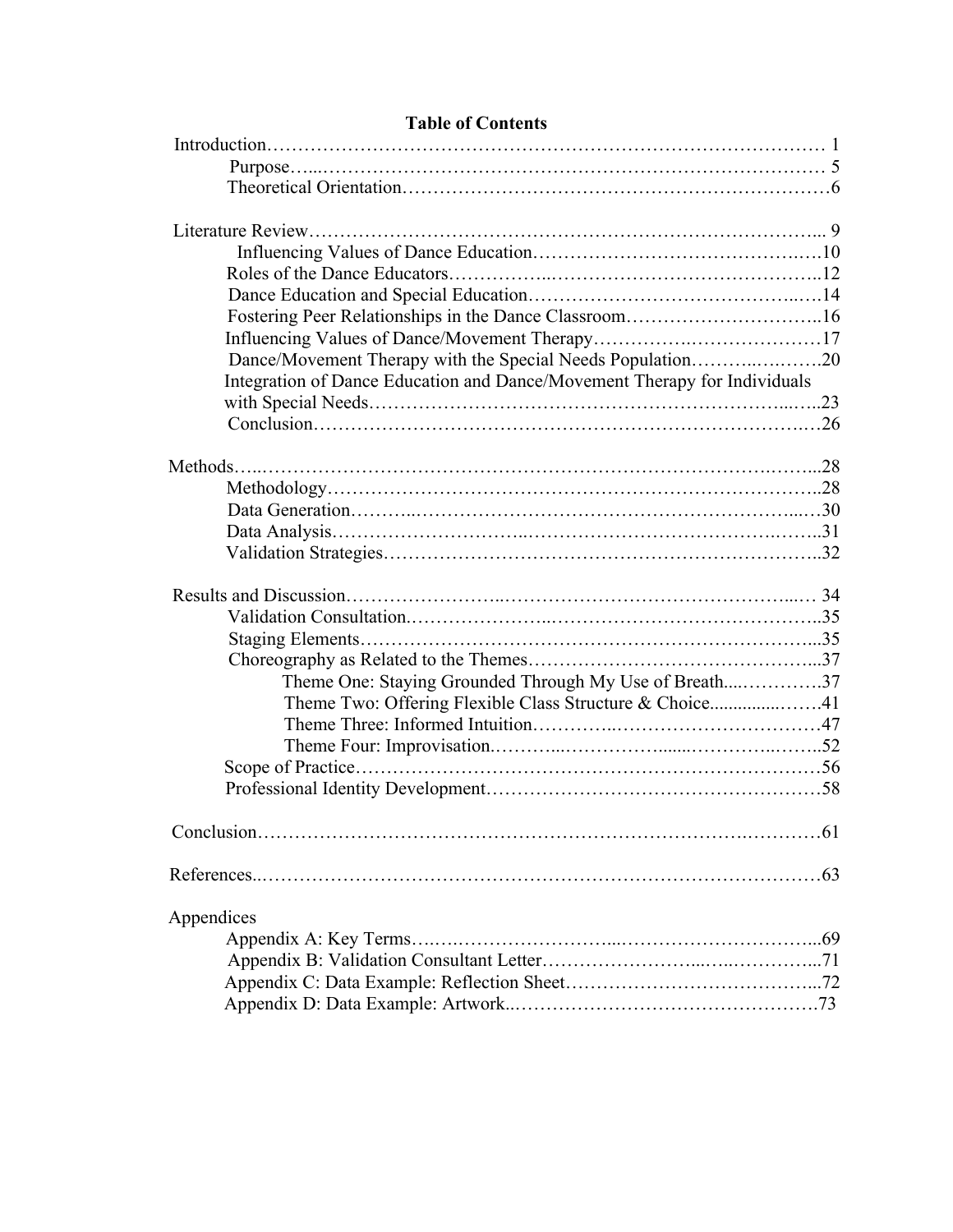# Table of Contents

- Introduction ... 1
  - Purpose ... 5
  - Theoretical Orientation ... 6
- Literature Review ... 9
  - Influencing Values of Dance Education ... 10
  - Roles of the Dance Educators ... 12
  - Dance Education and Special Education ... 14
  - Fostering Peer Relationships in the Dance Classroom ... 16
  - Influencing Values of Dance/Movement Therapy ... 17
  - Dance/Movement Therapy with the Special Needs Population ... 20
  - Integration of Dance Education and Dance/Movement Therapy for Individuals with Special Needs ... 23
  - Conclusion ... 26
- Methods ... 28
  - Methodology ... 28
  - Data Generation ... 30
  - Data Analysis ... 31
  - Validation Strategies ... 32
- Results and Discussion ... 34
  - Validation Consultation ... 35
  - Staging Elements ... 35
  - Choreography as Related to the Themes ... 37
    - Theme One: Staying Grounded Through My Use of Breath ... 37
    - Theme Two: Offering Flexible Class Structure & Choice ... 41
    - Theme Three: Informed Intuition ... 47
    - Theme Four: Improvisation ... 52
  - Scope of Practice ... 56
  - Professional Identity Development ... 58
- Conclusion ... 61
- References ... 63
- Appendices
  - Appendix A: Key Terms ... 69
  - Appendix B: Validation Consultant Letter ... 71
  - Appendix C: Data Example: Reflection Sheet ... 72
  - Appendix D: Data Example: Artwork ... 73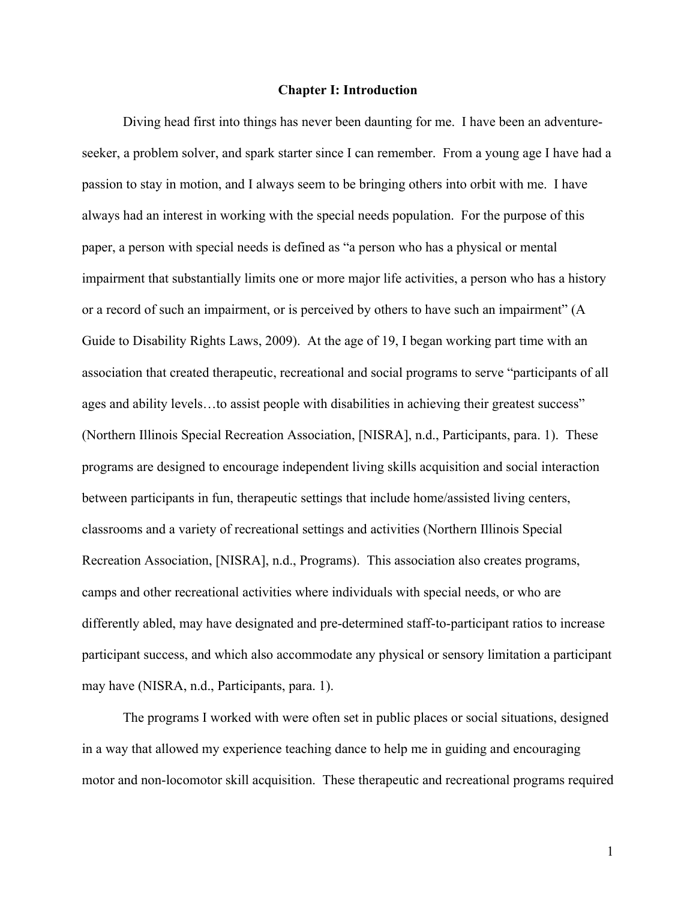# Chapter I: Introduction

Diving head first into things has never been daunting for me. I have been an adventure-seeker, a problem solver, and spark starter since I can remember. From a young age I have had a passion to stay in motion, and I always seem to be bringing others into orbit with me. I have always had an interest in working with the special needs population. For the purpose of this paper, a person with special needs is defined as "a person who has a physical or mental impairment that substantially limits one or more major life activities, a person who has a history or a record of such an impairment, or is perceived by others to have such an impairment" (A Guide to Disability Rights Laws, 2009). At the age of 19, I began working part time with an association that created therapeutic, recreational and social programs to serve "participants of all ages and ability levels…to assist people with disabilities in achieving their greatest success" (Northern Illinois Special Recreation Association, [NISRA], n.d., Participants, para. 1). These programs are designed to encourage independent living skills acquisition and social interaction between participants in fun, therapeutic settings that include home/assisted living centers, classrooms and a variety of recreational settings and activities (Northern Illinois Special Recreation Association, [NISRA], n.d., Programs). This association also creates programs, camps and other recreational activities where individuals with special needs, or who are differently abled, may have designated and pre-determined staff-to-participant ratios to increase participant success, and which also accommodate any physical or sensory limitation a participant may have (NISRA, n.d., Participants, para. 1).

The programs I worked with were often set in public places or social situations, designed in a way that allowed my experience teaching dance to help me in guiding and encouraging motor and non-locomotor skill acquisition. These therapeutic and recreational programs required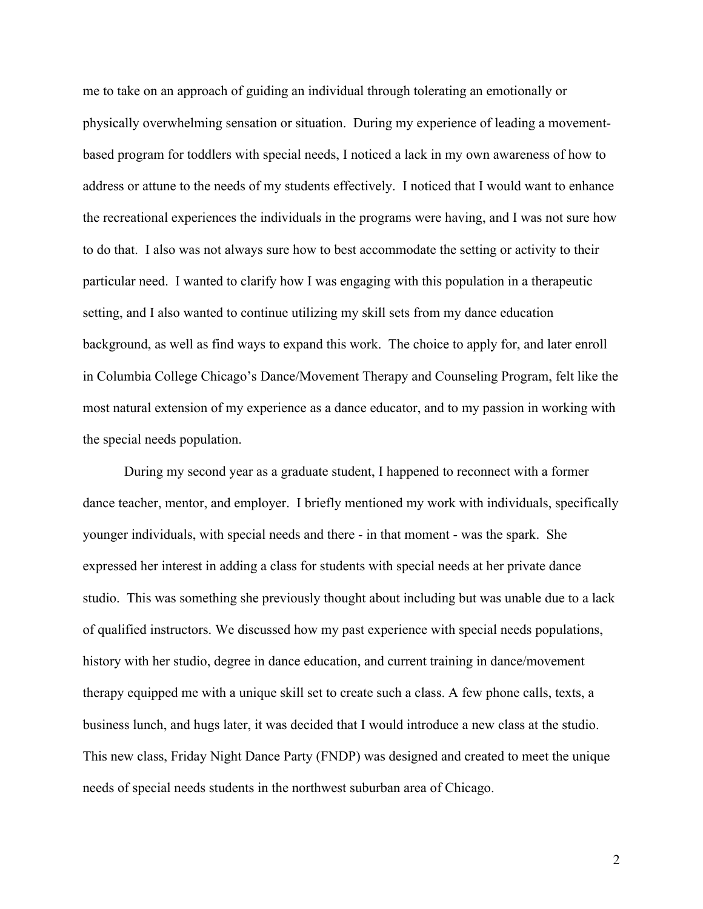me to take on an approach of guiding an individual through tolerating an emotionally or physically overwhelming sensation or situation. During my experience of leading a movement-based program for toddlers with special needs, I noticed a lack in my own awareness of how to address or attune to the needs of my students effectively. I noticed that I would want to enhance the recreational experiences the individuals in the programs were having, and I was not sure how to do that. I also was not always sure how to best accommodate the setting or activity to their particular need. I wanted to clarify how I was engaging with this population in a therapeutic setting, and I also wanted to continue utilizing my skill sets from my dance education background, as well as find ways to expand this work. The choice to apply for, and later enroll in Columbia College Chicago's Dance/Movement Therapy and Counseling Program, felt like the most natural extension of my experience as a dance educator, and to my passion in working with the special needs population.

During my second year as a graduate student, I happened to reconnect with a former dance teacher, mentor, and employer. I briefly mentioned my work with individuals, specifically younger individuals, with special needs and there - in that moment - was the spark. She expressed her interest in adding a class for students with special needs at her private dance studio. This was something she previously thought about including but was unable due to a lack of qualified instructors. We discussed how my past experience with special needs populations, history with her studio, degree in dance education, and current training in dance/movement therapy equipped me with a unique skill set to create such a class. A few phone calls, texts, a business lunch, and hugs later, it was decided that I would introduce a new class at the studio. This new class, Friday Night Dance Party (FNDP) was designed and created to meet the unique needs of special needs students in the northwest suburban area of Chicago.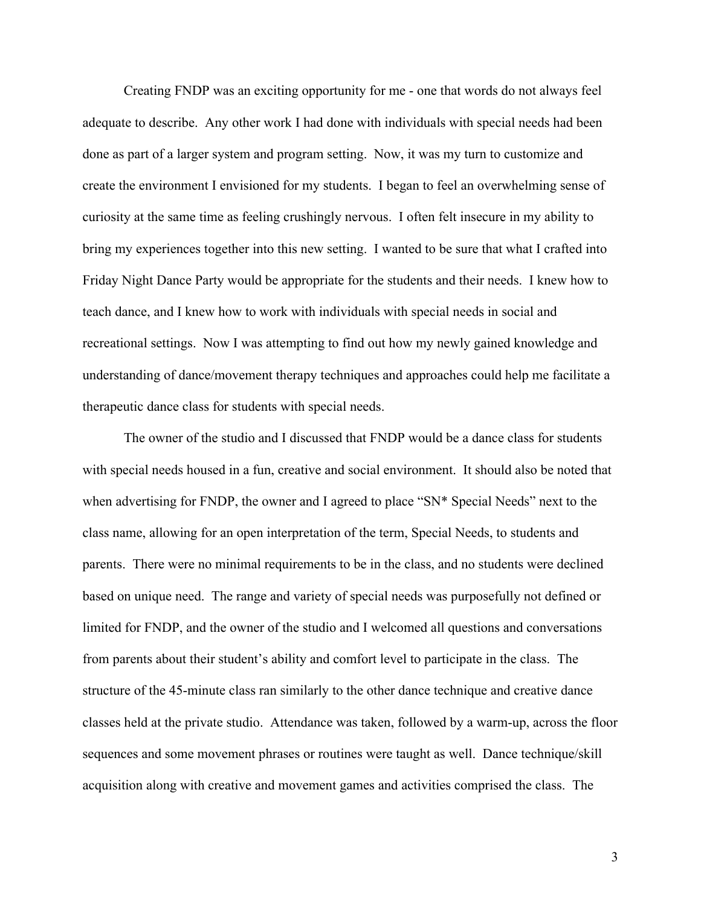Creating FNDP was an exciting opportunity for me - one that words do not always feel adequate to describe. Any other work I had done with individuals with special needs had been done as part of a larger system and program setting. Now, it was my turn to customize and create the environment I envisioned for my students. I began to feel an overwhelming sense of curiosity at the same time as feeling crushingly nervous. I often felt insecure in my ability to bring my experiences together into this new setting. I wanted to be sure that what I crafted into Friday Night Dance Party would be appropriate for the students and their needs. I knew how to teach dance, and I knew how to work with individuals with special needs in social and recreational settings. Now I was attempting to find out how my newly gained knowledge and understanding of dance/movement therapy techniques and approaches could help me facilitate a therapeutic dance class for students with special needs.

The owner of the studio and I discussed that FNDP would be a dance class for students with special needs housed in a fun, creative and social environment. It should also be noted that when advertising for FNDP, the owner and I agreed to place "SN* Special Needs" next to the class name, allowing for an open interpretation of the term, Special Needs, to students and parents. There were no minimal requirements to be in the class, and no students were declined based on unique need. The range and variety of special needs was purposefully not defined or limited for FNDP, and the owner of the studio and I welcomed all questions and conversations from parents about their student's ability and comfort level to participate in the class. The structure of the 45-minute class ran similarly to the other dance technique and creative dance classes held at the private studio. Attendance was taken, followed by a warm-up, across the floor sequences and some movement phrases or routines were taught as well. Dance technique/skill acquisition along with creative and movement games and activities comprised the class. The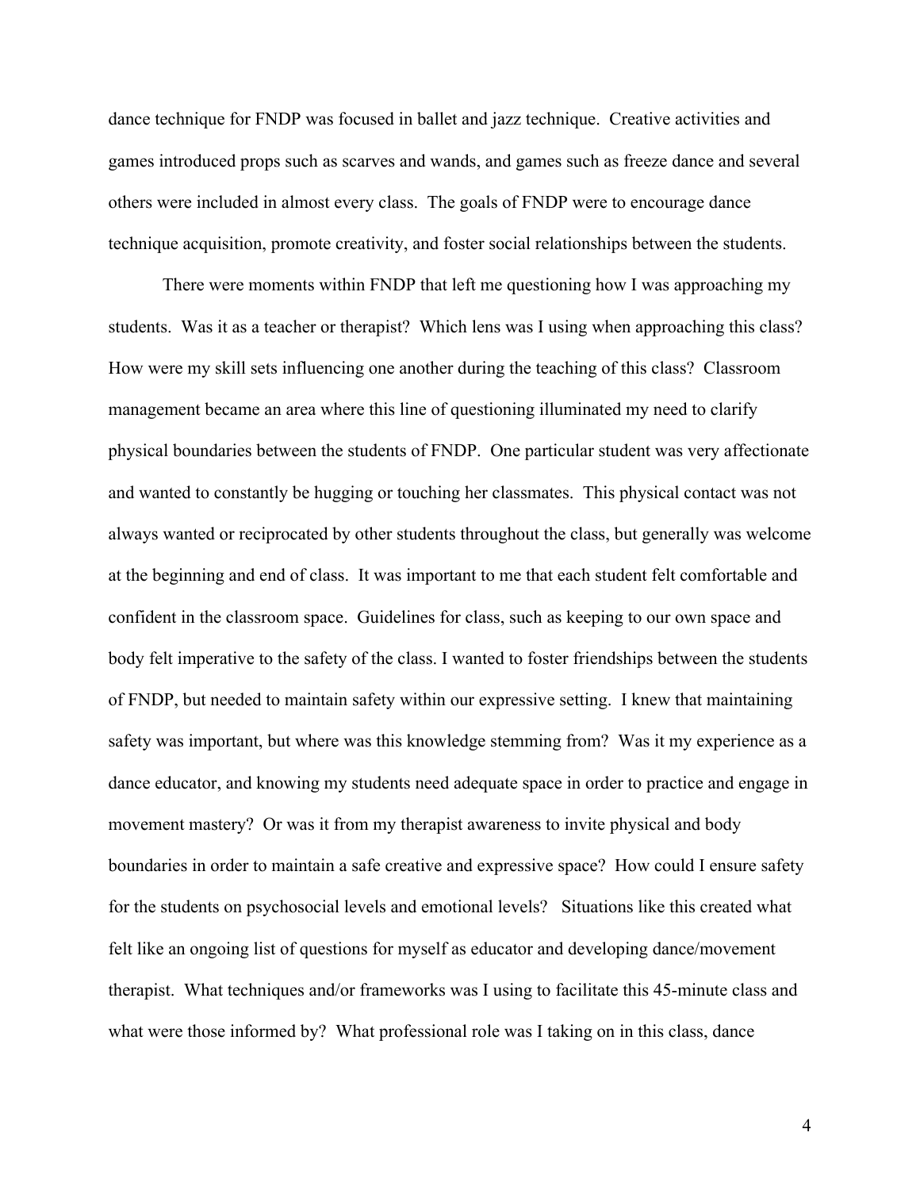dance technique for FNDP was focused in ballet and jazz technique. Creative activities and games introduced props such as scarves and wands, and games such as freeze dance and several others were included in almost every class. The goals of FNDP were to encourage dance technique acquisition, promote creativity, and foster social relationships between the students.

There were moments within FNDP that left me questioning how I was approaching my students. Was it as a teacher or therapist? Which lens was I using when approaching this class? How were my skill sets influencing one another during the teaching of this class? Classroom management became an area where this line of questioning illuminated my need to clarify physical boundaries between the students of FNDP. One particular student was very affectionate and wanted to constantly be hugging or touching her classmates. This physical contact was not always wanted or reciprocated by other students throughout the class, but generally was welcome at the beginning and end of class. It was important to me that each student felt comfortable and confident in the classroom space. Guidelines for class, such as keeping to our own space and body felt imperative to the safety of the class. I wanted to foster friendships between the students of FNDP, but needed to maintain safety within our expressive setting. I knew that maintaining safety was important, but where was this knowledge stemming from? Was it my experience as a dance educator, and knowing my students need adequate space in order to practice and engage in movement mastery? Or was it from my therapist awareness to invite physical and body boundaries in order to maintain a safe creative and expressive space? How could I ensure safety for the students on psychosocial levels and emotional levels? Situations like this created what felt like an ongoing list of questions for myself as educator and developing dance/movement therapist. What techniques and/or frameworks was I using to facilitate this 45-minute class and what were those informed by? What professional role was I taking on in this class, dance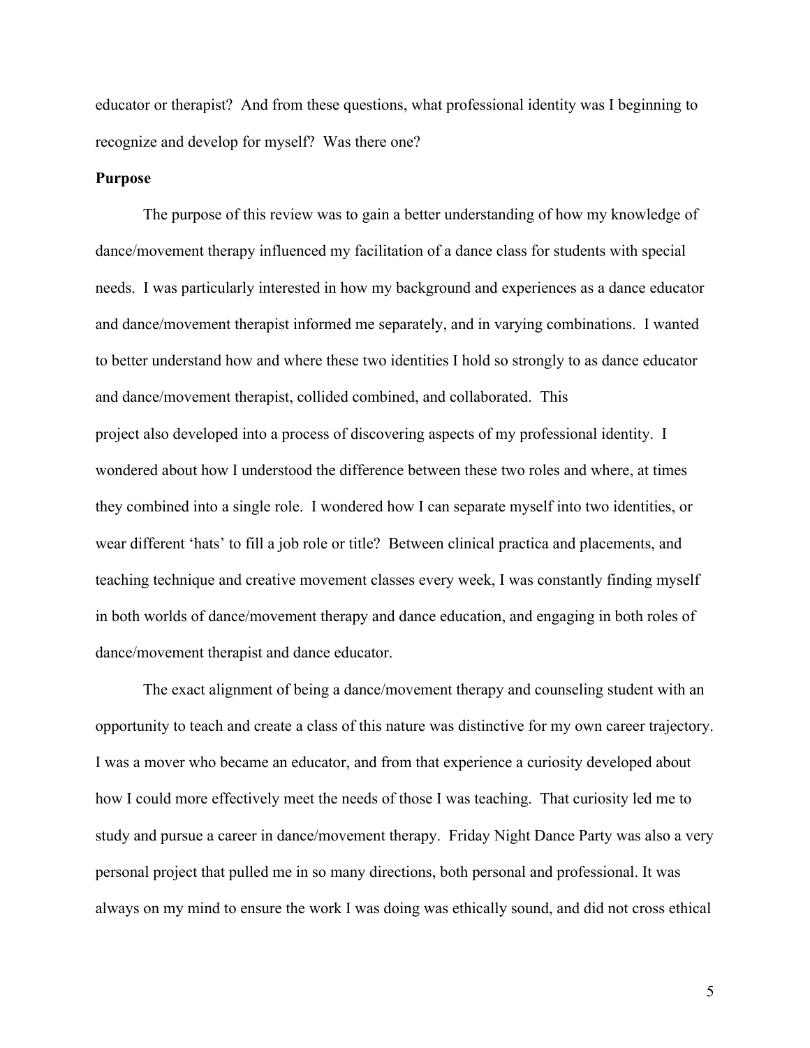educator or therapist? And from these questions, what professional identity was I beginning to recognize and develop for myself? Was there one?

**Purpose**

The purpose of this review was to gain a better understanding of how my knowledge of dance/movement therapy influenced my facilitation of a dance class for students with special needs. I was particularly interested in how my background and experiences as a dance educator and dance/movement therapist informed me separately, and in varying combinations. I wanted to better understand how and where these two identities I hold so strongly to as dance educator and dance/movement therapist, collided combined, and collaborated. This project also developed into a process of discovering aspects of my professional identity. I wondered about how I understood the difference between these two roles and where, at times they combined into a single role. I wondered how I can separate myself into two identities, or wear different 'hats' to fill a job role or title? Between clinical practica and placements, and teaching technique and creative movement classes every week, I was constantly finding myself in both worlds of dance/movement therapy and dance education, and engaging in both roles of dance/movement therapist and dance educator.

The exact alignment of being a dance/movement therapy and counseling student with an opportunity to teach and create a class of this nature was distinctive for my own career trajectory. I was a mover who became an educator, and from that experience a curiosity developed about how I could more effectively meet the needs of those I was teaching. That curiosity led me to study and pursue a career in dance/movement therapy. Friday Night Dance Party was also a very personal project that pulled me in so many directions, both personal and professional. It was always on my mind to ensure the work I was doing was ethically sound, and did not cross ethical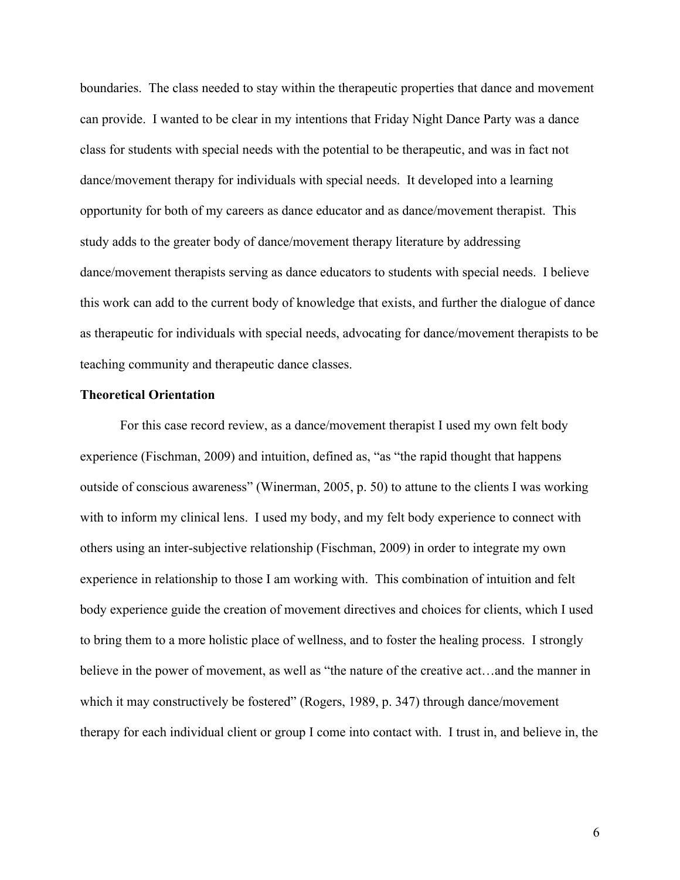boundaries. The class needed to stay within the therapeutic properties that dance and movement can provide. I wanted to be clear in my intentions that Friday Night Dance Party was a dance class for students with special needs with the potential to be therapeutic, and was in fact not dance/movement therapy for individuals with special needs. It developed into a learning opportunity for both of my careers as dance educator and as dance/movement therapist. This study adds to the greater body of dance/movement therapy literature by addressing dance/movement therapists serving as dance educators to students with special needs. I believe this work can add to the current body of knowledge that exists, and further the dialogue of dance as therapeutic for individuals with special needs, advocating for dance/movement therapists to be teaching community and therapeutic dance classes.

**Theoretical Orientation**

For this case record review, as a dance/movement therapist I used my own felt body experience (Fischman, 2009) and intuition, defined as, "as "the rapid thought that happens outside of conscious awareness" (Winerman, 2005, p. 50) to attune to the clients I was working with to inform my clinical lens. I used my body, and my felt body experience to connect with others using an inter-subjective relationship (Fischman, 2009) in order to integrate my own experience in relationship to those I am working with. This combination of intuition and felt body experience guide the creation of movement directives and choices for clients, which I used to bring them to a more holistic place of wellness, and to foster the healing process. I strongly believe in the power of movement, as well as "the nature of the creative act…and the manner in which it may constructively be fostered" (Rogers, 1989, p. 347) through dance/movement therapy for each individual client or group I come into contact with. I trust in, and believe in, the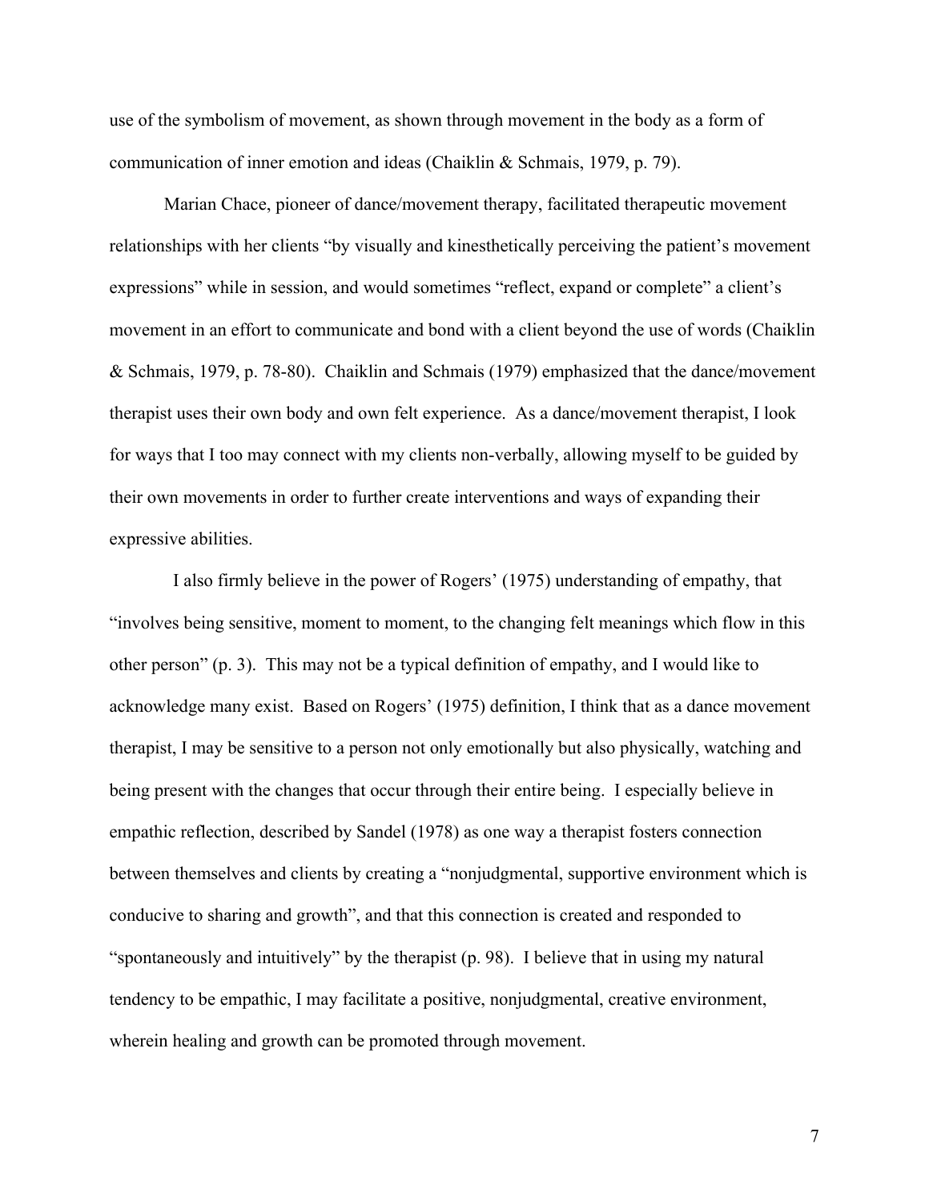use of the symbolism of movement, as shown through movement in the body as a form of communication of inner emotion and ideas (Chaiklin & Schmais, 1979, p. 79).

Marian Chace, pioneer of dance/movement therapy, facilitated therapeutic movement relationships with her clients "by visually and kinesthetically perceiving the patient's movement expressions" while in session, and would sometimes "reflect, expand or complete" a client's movement in an effort to communicate and bond with a client beyond the use of words (Chaiklin & Schmais, 1979, p. 78-80). Chaiklin and Schmais (1979) emphasized that the dance/movement therapist uses their own body and own felt experience. As a dance/movement therapist, I look for ways that I too may connect with my clients non-verbally, allowing myself to be guided by their own movements in order to further create interventions and ways of expanding their expressive abilities.

I also firmly believe in the power of Rogers' (1975) understanding of empathy, that "involves being sensitive, moment to moment, to the changing felt meanings which flow in this other person" (p. 3). This may not be a typical definition of empathy, and I would like to acknowledge many exist. Based on Rogers' (1975) definition, I think that as a dance movement therapist, I may be sensitive to a person not only emotionally but also physically, watching and being present with the changes that occur through their entire being. I especially believe in empathic reflection, described by Sandel (1978) as one way a therapist fosters connection between themselves and clients by creating a "nonjudgmental, supportive environment which is conducive to sharing and growth", and that this connection is created and responded to "spontaneously and intuitively" by the therapist (p. 98). I believe that in using my natural tendency to be empathic, I may facilitate a positive, nonjudgmental, creative environment, wherein healing and growth can be promoted through movement.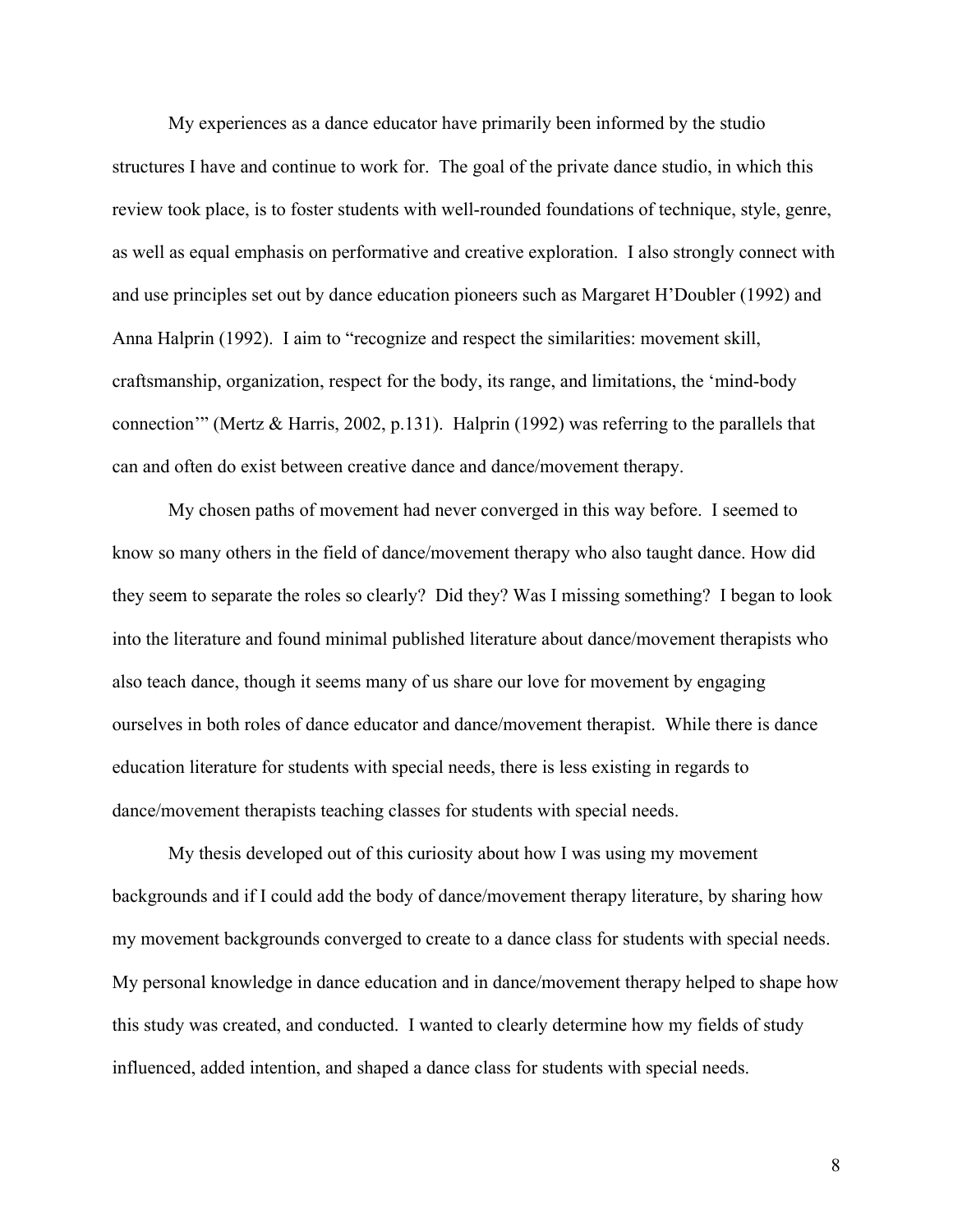My experiences as a dance educator have primarily been informed by the studio structures I have and continue to work for. The goal of the private dance studio, in which this review took place, is to foster students with well-rounded foundations of technique, style, genre, as well as equal emphasis on performative and creative exploration. I also strongly connect with and use principles set out by dance education pioneers such as Margaret H'Doubler (1992) and Anna Halprin (1992). I aim to "recognize and respect the similarities: movement skill, craftsmanship, organization, respect for the body, its range, and limitations, the 'mind-body connection'" (Mertz & Harris, 2002, p.131). Halprin (1992) was referring to the parallels that can and often do exist between creative dance and dance/movement therapy.

My chosen paths of movement had never converged in this way before. I seemed to know so many others in the field of dance/movement therapy who also taught dance. How did they seem to separate the roles so clearly? Did they? Was I missing something? I began to look into the literature and found minimal published literature about dance/movement therapists who also teach dance, though it seems many of us share our love for movement by engaging ourselves in both roles of dance educator and dance/movement therapist. While there is dance education literature for students with special needs, there is less existing in regards to dance/movement therapists teaching classes for students with special needs.

My thesis developed out of this curiosity about how I was using my movement backgrounds and if I could add the body of dance/movement therapy literature, by sharing how my movement backgrounds converged to create to a dance class for students with special needs. My personal knowledge in dance education and in dance/movement therapy helped to shape how this study was created, and conducted. I wanted to clearly determine how my fields of study influenced, added intention, and shaped a dance class for students with special needs.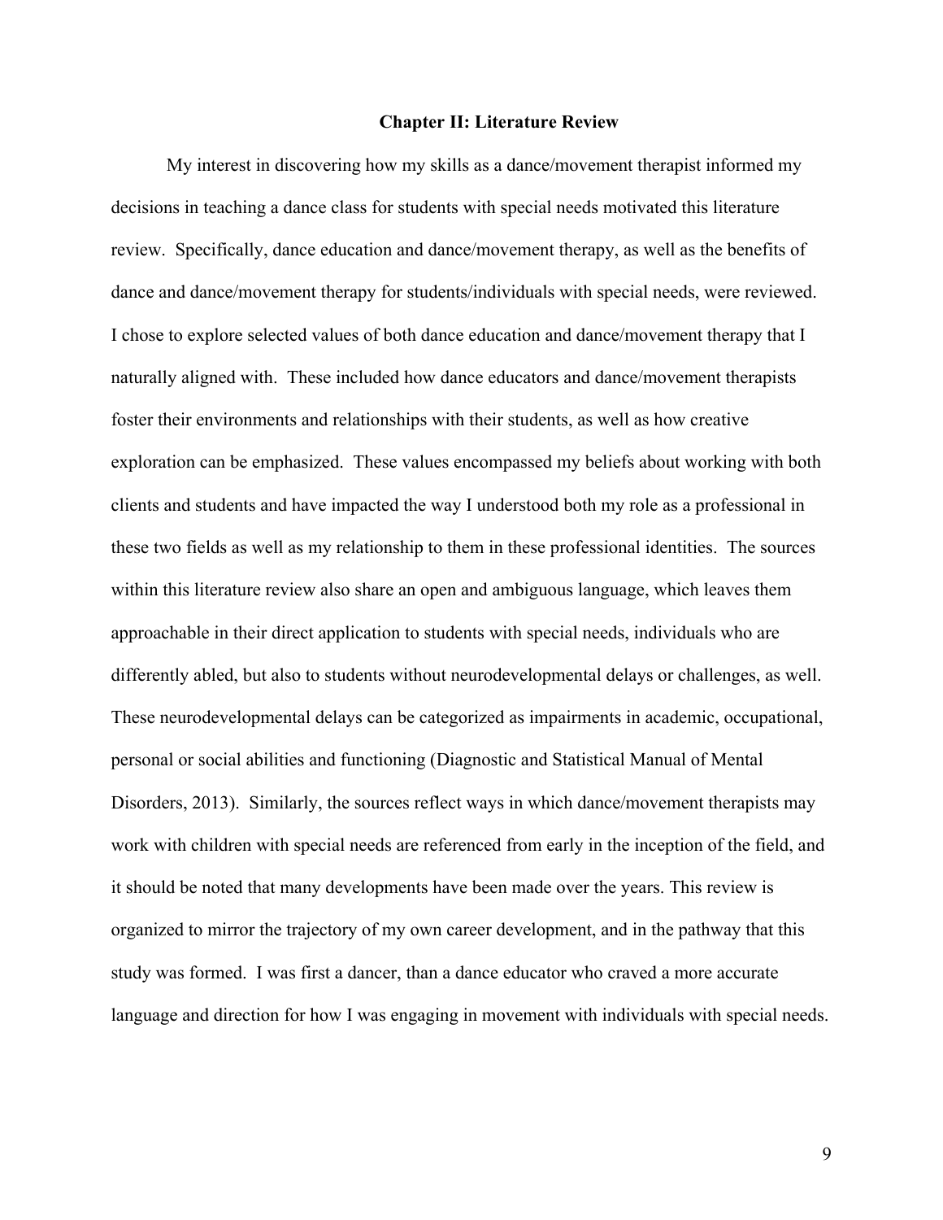# Chapter II: Literature Review

My interest in discovering how my skills as a dance/movement therapist informed my decisions in teaching a dance class for students with special needs motivated this literature review. Specifically, dance education and dance/movement therapy, as well as the benefits of dance and dance/movement therapy for students/individuals with special needs, were reviewed. I chose to explore selected values of both dance education and dance/movement therapy that I naturally aligned with. These included how dance educators and dance/movement therapists foster their environments and relationships with their students, as well as how creative exploration can be emphasized. These values encompassed my beliefs about working with both clients and students and have impacted the way I understood both my role as a professional in these two fields as well as my relationship to them in these professional identities. The sources within this literature review also share an open and ambiguous language, which leaves them approachable in their direct application to students with special needs, individuals who are differently abled, but also to students without neurodevelopmental delays or challenges, as well. These neurodevelopmental delays can be categorized as impairments in academic, occupational, personal or social abilities and functioning (Diagnostic and Statistical Manual of Mental Disorders, 2013). Similarly, the sources reflect ways in which dance/movement therapists may work with children with special needs are referenced from early in the inception of the field, and it should be noted that many developments have been made over the years. This review is organized to mirror the trajectory of my own career development, and in the pathway that this study was formed. I was first a dancer, than a dance educator who craved a more accurate language and direction for how I was engaging in movement with individuals with special needs.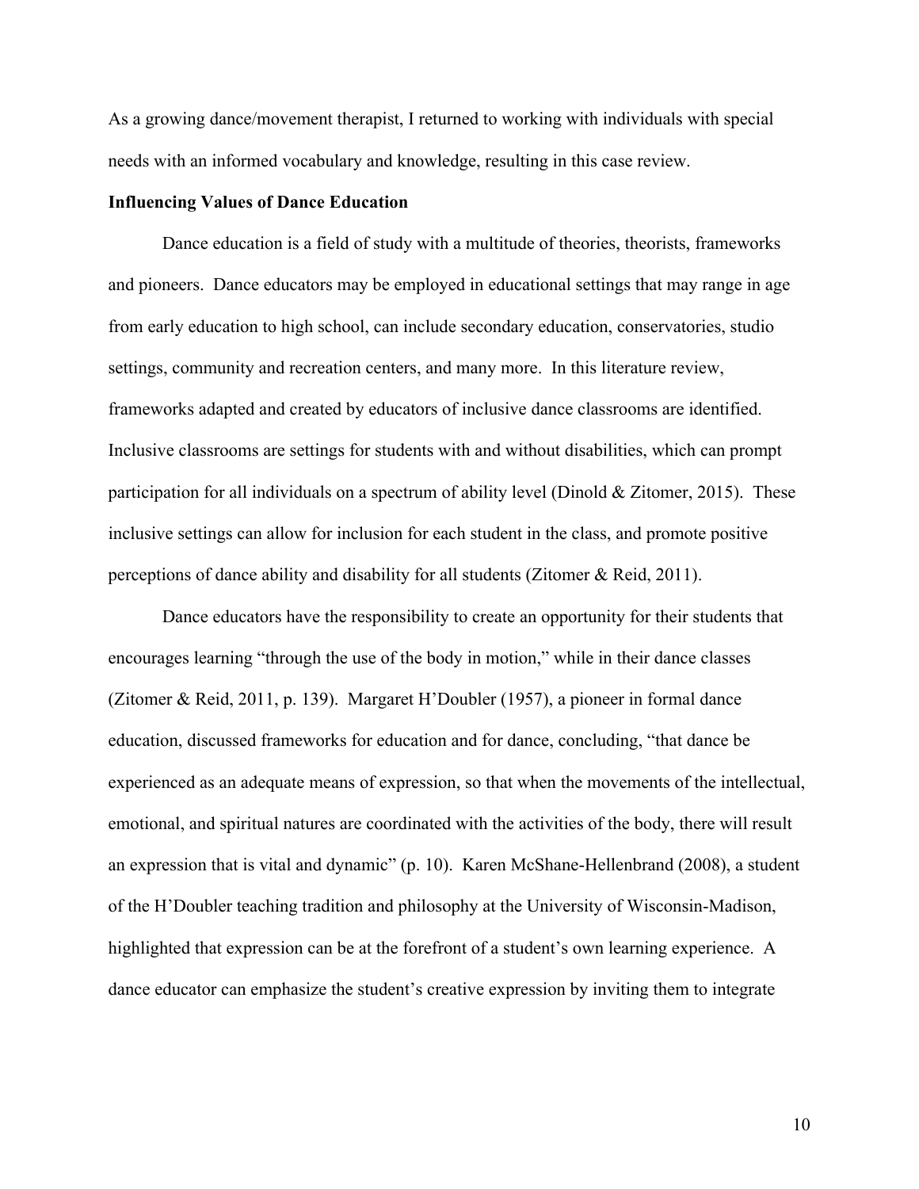As a growing dance/movement therapist, I returned to working with individuals with special needs with an informed vocabulary and knowledge, resulting in this case review.

**Influencing Values of Dance Education**

Dance education is a field of study with a multitude of theories, theorists, frameworks and pioneers. Dance educators may be employed in educational settings that may range in age from early education to high school, can include secondary education, conservatories, studio settings, community and recreation centers, and many more. In this literature review, frameworks adapted and created by educators of inclusive dance classrooms are identified. Inclusive classrooms are settings for students with and without disabilities, which can prompt participation for all individuals on a spectrum of ability level (Dinold & Zitomer, 2015). These inclusive settings can allow for inclusion for each student in the class, and promote positive perceptions of dance ability and disability for all students (Zitomer & Reid, 2011).

Dance educators have the responsibility to create an opportunity for their students that encourages learning "through the use of the body in motion," while in their dance classes (Zitomer & Reid, 2011, p. 139). Margaret H'Doubler (1957), a pioneer in formal dance education, discussed frameworks for education and for dance, concluding, "that dance be experienced as an adequate means of expression, so that when the movements of the intellectual, emotional, and spiritual natures are coordinated with the activities of the body, there will result an expression that is vital and dynamic" (p. 10). Karen McShane-Hellenbrand (2008), a student of the H'Doubler teaching tradition and philosophy at the University of Wisconsin-Madison, highlighted that expression can be at the forefront of a student's own learning experience. A dance educator can emphasize the student's creative expression by inviting them to integrate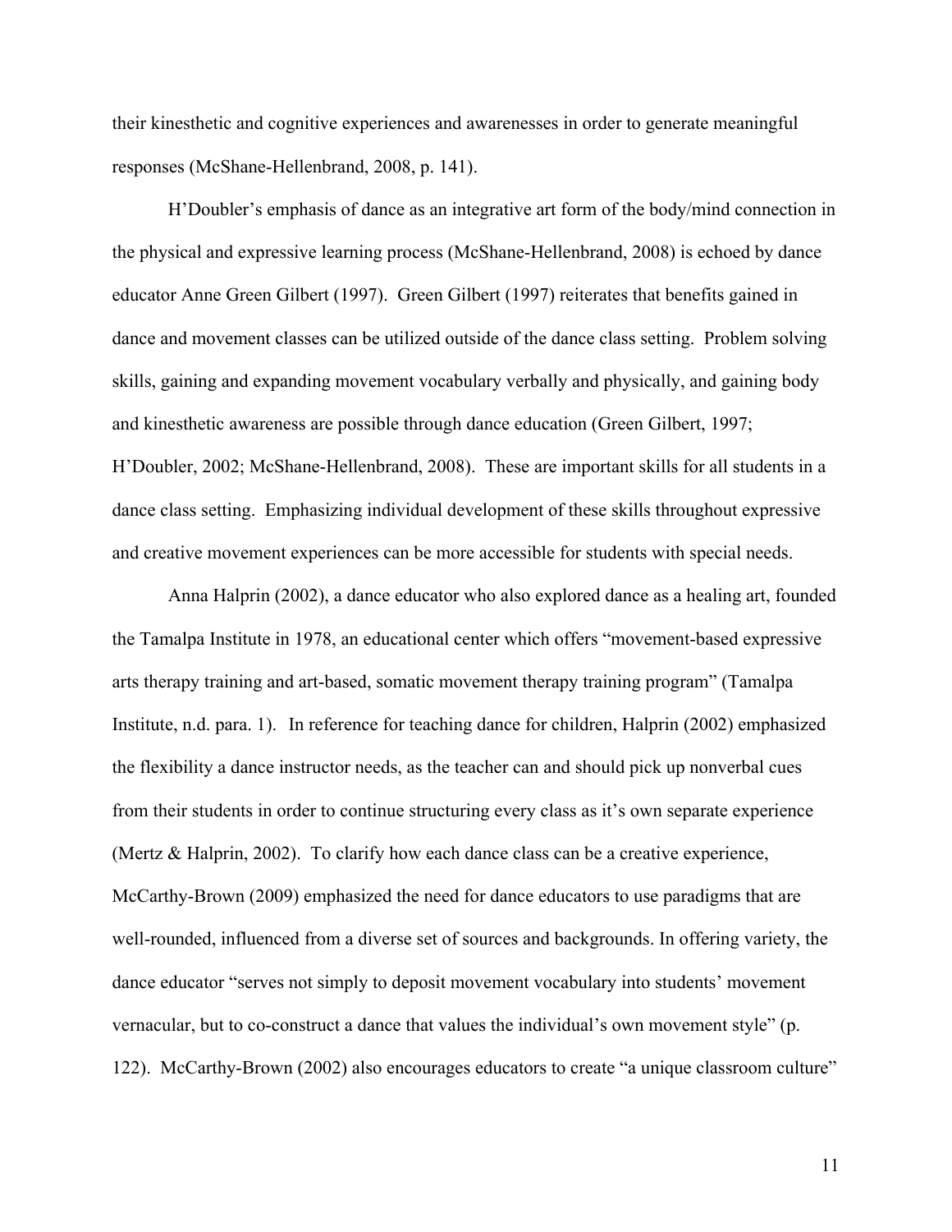their kinesthetic and cognitive experiences and awarenesses in order to generate meaningful responses (McShane-Hellenbrand, 2008, p. 141).

H'Doubler's emphasis of dance as an integrative art form of the body/mind connection in the physical and expressive learning process (McShane-Hellenbrand, 2008) is echoed by dance educator Anne Green Gilbert (1997). Green Gilbert (1997) reiterates that benefits gained in dance and movement classes can be utilized outside of the dance class setting. Problem solving skills, gaining and expanding movement vocabulary verbally and physically, and gaining body and kinesthetic awareness are possible through dance education (Green Gilbert, 1997; H'Doubler, 2002; McShane-Hellenbrand, 2008). These are important skills for all students in a dance class setting. Emphasizing individual development of these skills throughout expressive and creative movement experiences can be more accessible for students with special needs.

Anna Halprin (2002), a dance educator who also explored dance as a healing art, founded the Tamalpa Institute in 1978, an educational center which offers "movement-based expressive arts therapy training and art-based, somatic movement therapy training program" (Tamalpa Institute, n.d. para. 1). In reference for teaching dance for children, Halprin (2002) emphasized the flexibility a dance instructor needs, as the teacher can and should pick up nonverbal cues from their students in order to continue structuring every class as it's own separate experience (Mertz & Halprin, 2002). To clarify how each dance class can be a creative experience, McCarthy-Brown (2009) emphasized the need for dance educators to use paradigms that are well-rounded, influenced from a diverse set of sources and backgrounds. In offering variety, the dance educator "serves not simply to deposit movement vocabulary into students' movement vernacular, but to co-construct a dance that values the individual's own movement style" (p. 122). McCarthy-Brown (2002) also encourages educators to create "a unique classroom culture"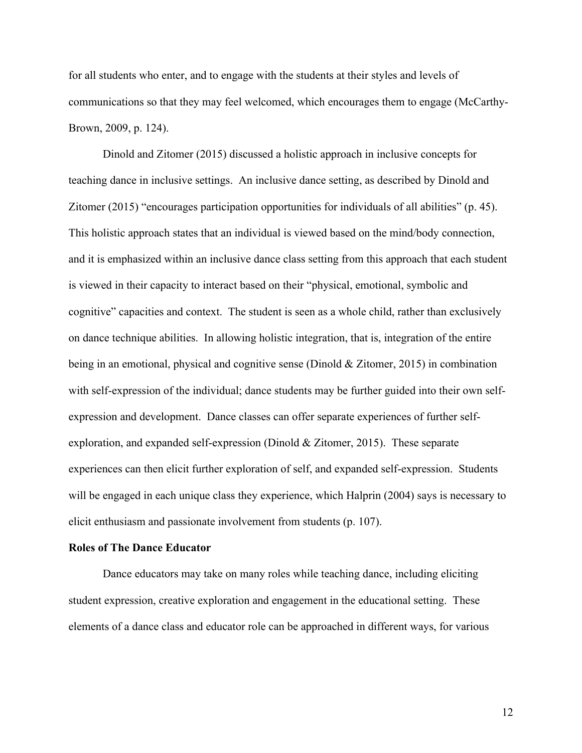for all students who enter, and to engage with the students at their styles and levels of communications so that they may feel welcomed, which encourages them to engage (McCarthy-Brown, 2009, p. 124).

Dinold and Zitomer (2015) discussed a holistic approach in inclusive concepts for teaching dance in inclusive settings. An inclusive dance setting, as described by Dinold and Zitomer (2015) "encourages participation opportunities for individuals of all abilities" (p. 45). This holistic approach states that an individual is viewed based on the mind/body connection, and it is emphasized within an inclusive dance class setting from this approach that each student is viewed in their capacity to interact based on their "physical, emotional, symbolic and cognitive" capacities and context. The student is seen as a whole child, rather than exclusively on dance technique abilities. In allowing holistic integration, that is, integration of the entire being in an emotional, physical and cognitive sense (Dinold & Zitomer, 2015) in combination with self-expression of the individual; dance students may be further guided into their own self-expression and development. Dance classes can offer separate experiences of further self-exploration, and expanded self-expression (Dinold & Zitomer, 2015). These separate experiences can then elicit further exploration of self, and expanded self-expression. Students will be engaged in each unique class they experience, which Halprin (2004) says is necessary to elicit enthusiasm and passionate involvement from students (p. 107).

**Roles of The Dance Educator**

Dance educators may take on many roles while teaching dance, including eliciting student expression, creative exploration and engagement in the educational setting. These elements of a dance class and educator role can be approached in different ways, for various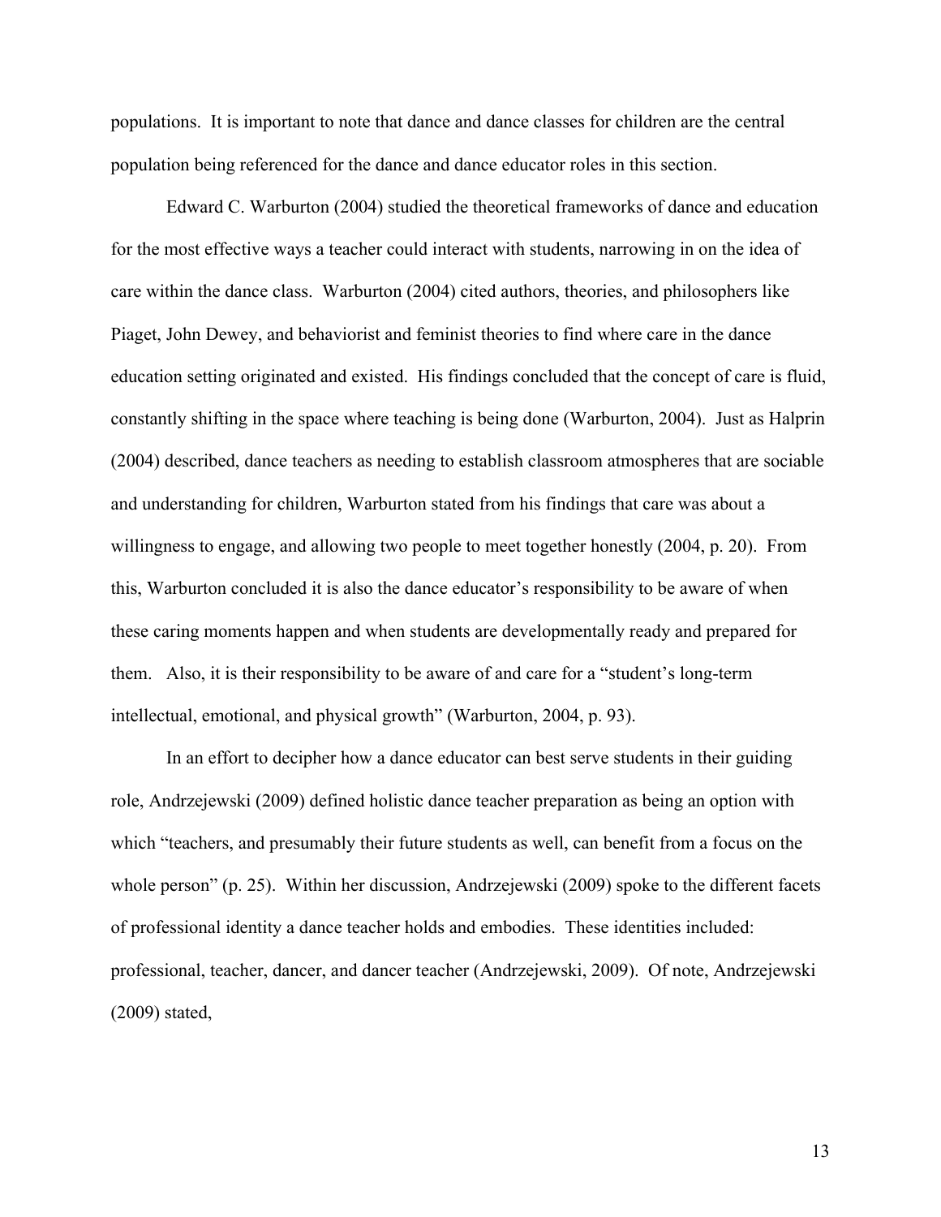populations. It is important to note that dance and dance classes for children are the central population being referenced for the dance and dance educator roles in this section.

Edward C. Warburton (2004) studied the theoretical frameworks of dance and education for the most effective ways a teacher could interact with students, narrowing in on the idea of care within the dance class. Warburton (2004) cited authors, theories, and philosophers like Piaget, John Dewey, and behaviorist and feminist theories to find where care in the dance education setting originated and existed. His findings concluded that the concept of care is fluid, constantly shifting in the space where teaching is being done (Warburton, 2004). Just as Halprin (2004) described, dance teachers as needing to establish classroom atmospheres that are sociable and understanding for children, Warburton stated from his findings that care was about a willingness to engage, and allowing two people to meet together honestly (2004, p. 20). From this, Warburton concluded it is also the dance educator's responsibility to be aware of when these caring moments happen and when students are developmentally ready and prepared for them. Also, it is their responsibility to be aware of and care for a "student's long-term intellectual, emotional, and physical growth" (Warburton, 2004, p. 93).

In an effort to decipher how a dance educator can best serve students in their guiding role, Andrzejewski (2009) defined holistic dance teacher preparation as being an option with which "teachers, and presumably their future students as well, can benefit from a focus on the whole person" (p. 25). Within her discussion, Andrzejewski (2009) spoke to the different facets of professional identity a dance teacher holds and embodies. These identities included: professional, teacher, dancer, and dancer teacher (Andrzejewski, 2009). Of note, Andrzejewski (2009) stated,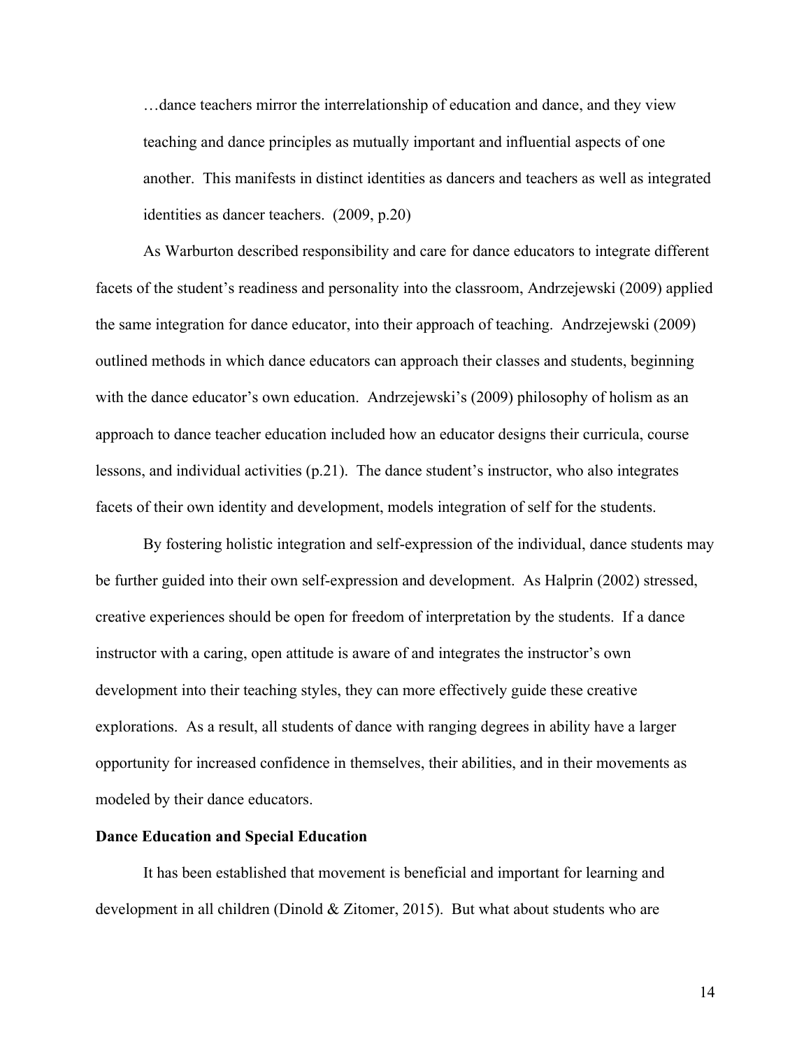> …dance teachers mirror the interrelationship of education and dance, and they view teaching and dance principles as mutually important and influential aspects of one another. This manifests in distinct identities as dancers and teachers as well as integrated identities as dancer teachers. (2009, p.20)

As Warburton described responsibility and care for dance educators to integrate different facets of the student's readiness and personality into the classroom, Andrzejewski (2009) applied the same integration for dance educator, into their approach of teaching. Andrzejewski (2009) outlined methods in which dance educators can approach their classes and students, beginning with the dance educator's own education. Andrzejewski's (2009) philosophy of holism as an approach to dance teacher education included how an educator designs their curricula, course lessons, and individual activities (p.21). The dance student's instructor, who also integrates facets of their own identity and development, models integration of self for the students.

By fostering holistic integration and self-expression of the individual, dance students may be further guided into their own self-expression and development. As Halprin (2002) stressed, creative experiences should be open for freedom of interpretation by the students. If a dance instructor with a caring, open attitude is aware of and integrates the instructor's own development into their teaching styles, they can more effectively guide these creative explorations. As a result, all students of dance with ranging degrees in ability have a larger opportunity for increased confidence in themselves, their abilities, and in their movements as modeled by their dance educators.

**Dance Education and Special Education**

It has been established that movement is beneficial and important for learning and development in all children (Dinold & Zitomer, 2015). But what about students who are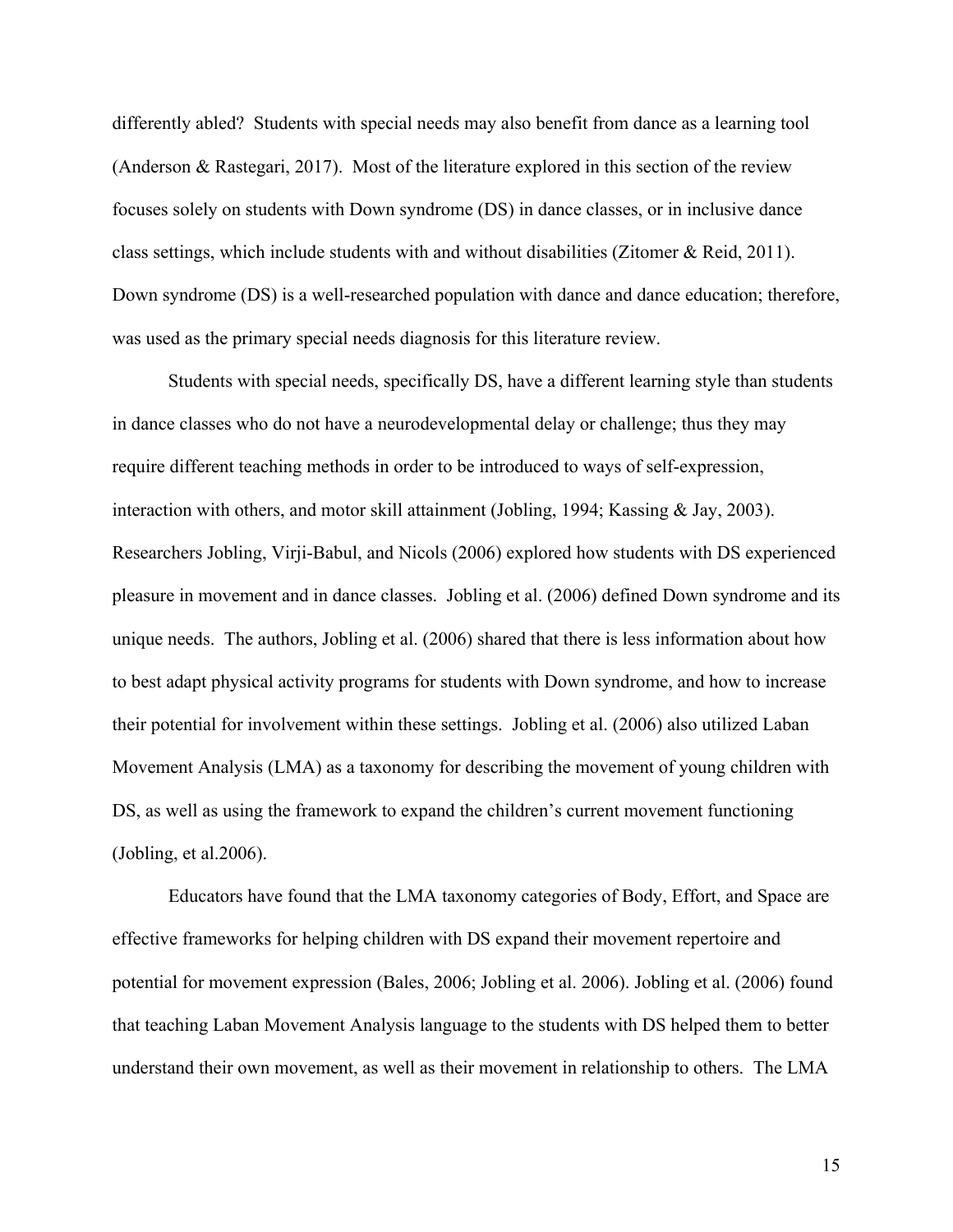differently abled? Students with special needs may also benefit from dance as a learning tool (Anderson & Rastegari, 2017). Most of the literature explored in this section of the review focuses solely on students with Down syndrome (DS) in dance classes, or in inclusive dance class settings, which include students with and without disabilities (Zitomer & Reid, 2011). Down syndrome (DS) is a well-researched population with dance and dance education; therefore, was used as the primary special needs diagnosis for this literature review.

Students with special needs, specifically DS, have a different learning style than students in dance classes who do not have a neurodevelopmental delay or challenge; thus they may require different teaching methods in order to be introduced to ways of self-expression, interaction with others, and motor skill attainment (Jobling, 1994; Kassing & Jay, 2003). Researchers Jobling, Virji-Babul, and Nicols (2006) explored how students with DS experienced pleasure in movement and in dance classes. Jobling et al. (2006) defined Down syndrome and its unique needs. The authors, Jobling et al. (2006) shared that there is less information about how to best adapt physical activity programs for students with Down syndrome, and how to increase their potential for involvement within these settings. Jobling et al. (2006) also utilized Laban Movement Analysis (LMA) as a taxonomy for describing the movement of young children with DS, as well as using the framework to expand the children's current movement functioning (Jobling, et al.2006).

Educators have found that the LMA taxonomy categories of Body, Effort, and Space are effective frameworks for helping children with DS expand their movement repertoire and potential for movement expression (Bales, 2006; Jobling et al. 2006). Jobling et al. (2006) found that teaching Laban Movement Analysis language to the students with DS helped them to better understand their own movement, as well as their movement in relationship to others. The LMA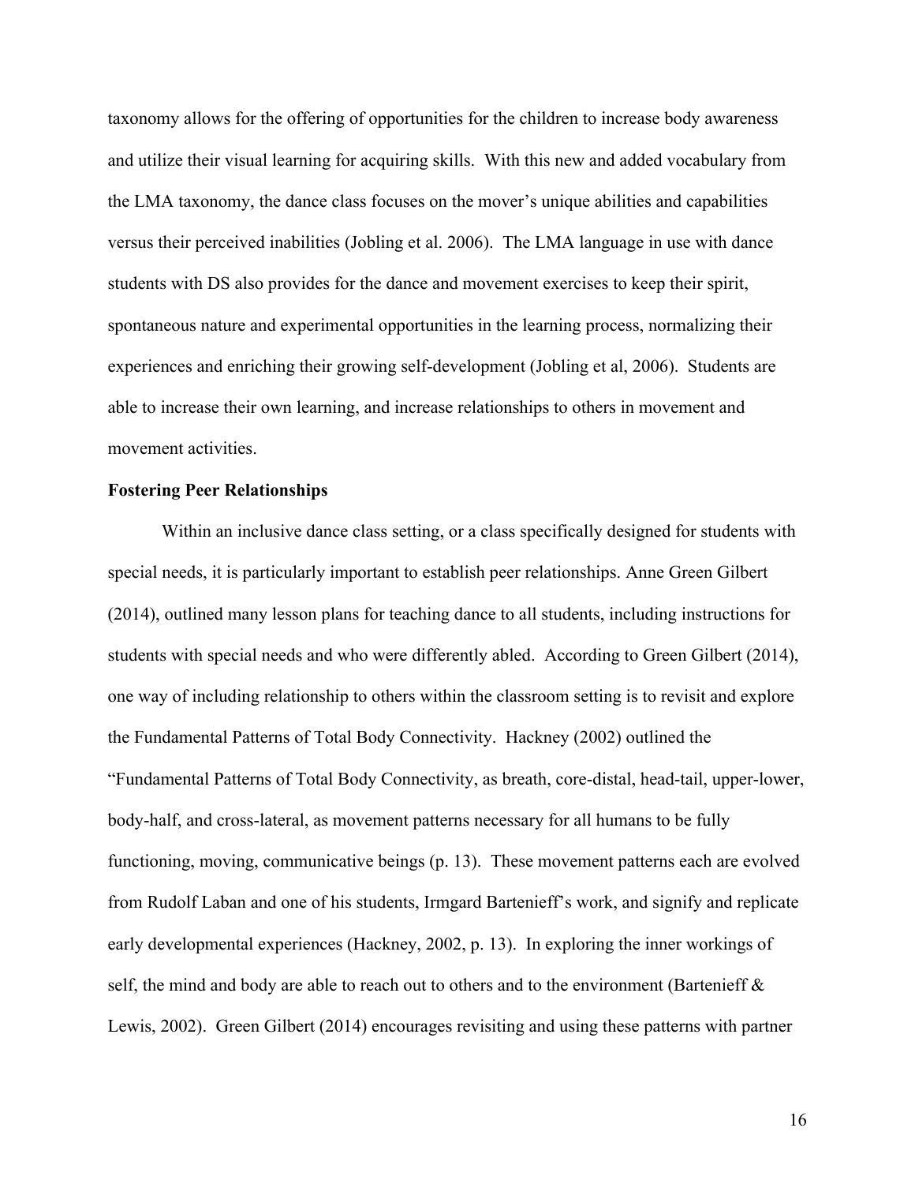taxonomy allows for the offering of opportunities for the children to increase body awareness and utilize their visual learning for acquiring skills. With this new and added vocabulary from the LMA taxonomy, the dance class focuses on the mover's unique abilities and capabilities versus their perceived inabilities (Jobling et al. 2006). The LMA language in use with dance students with DS also provides for the dance and movement exercises to keep their spirit, spontaneous nature and experimental opportunities in the learning process, normalizing their experiences and enriching their growing self-development (Jobling et al, 2006). Students are able to increase their own learning, and increase relationships to others in movement and movement activities.

**Fostering Peer Relationships**

Within an inclusive dance class setting, or a class specifically designed for students with special needs, it is particularly important to establish peer relationships. Anne Green Gilbert (2014), outlined many lesson plans for teaching dance to all students, including instructions for students with special needs and who were differently abled. According to Green Gilbert (2014), one way of including relationship to others within the classroom setting is to revisit and explore the Fundamental Patterns of Total Body Connectivity. Hackney (2002) outlined the "Fundamental Patterns of Total Body Connectivity, as breath, core-distal, head-tail, upper-lower, body-half, and cross-lateral, as movement patterns necessary for all humans to be fully functioning, moving, communicative beings (p. 13). These movement patterns each are evolved from Rudolf Laban and one of his students, Irmgard Bartenieff's work, and signify and replicate early developmental experiences (Hackney, 2002, p. 13). In exploring the inner workings of self, the mind and body are able to reach out to others and to the environment (Bartenieff & Lewis, 2002). Green Gilbert (2014) encourages revisiting and using these patterns with partner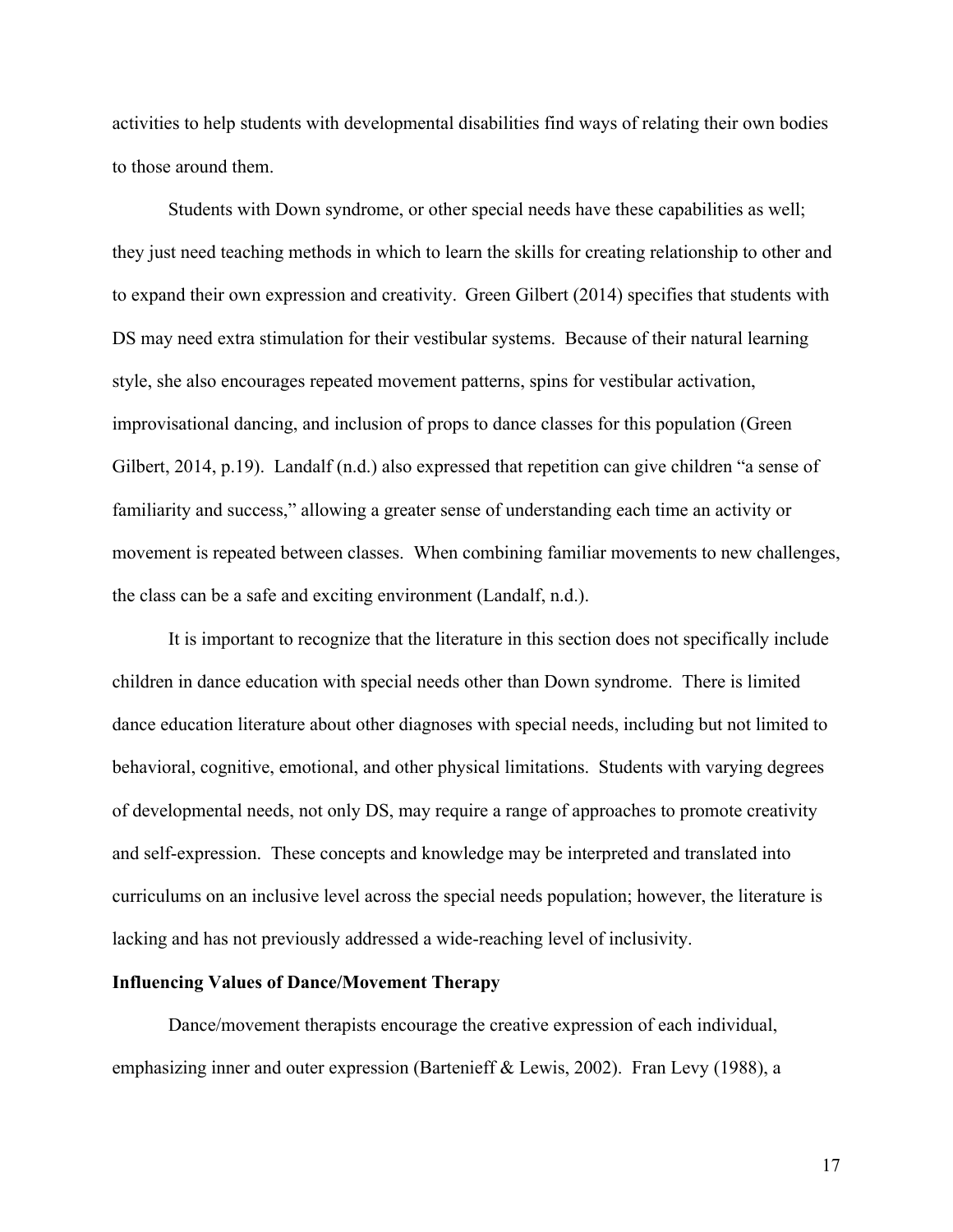activities to help students with developmental disabilities find ways of relating their own bodies to those around them.

Students with Down syndrome, or other special needs have these capabilities as well; they just need teaching methods in which to learn the skills for creating relationship to other and to expand their own expression and creativity. Green Gilbert (2014) specifies that students with DS may need extra stimulation for their vestibular systems. Because of their natural learning style, she also encourages repeated movement patterns, spins for vestibular activation, improvisational dancing, and inclusion of props to dance classes for this population (Green Gilbert, 2014, p.19). Landalf (n.d.) also expressed that repetition can give children "a sense of familiarity and success," allowing a greater sense of understanding each time an activity or movement is repeated between classes. When combining familiar movements to new challenges, the class can be a safe and exciting environment (Landalf, n.d.).

It is important to recognize that the literature in this section does not specifically include children in dance education with special needs other than Down syndrome. There is limited dance education literature about other diagnoses with special needs, including but not limited to behavioral, cognitive, emotional, and other physical limitations. Students with varying degrees of developmental needs, not only DS, may require a range of approaches to promote creativity and self-expression. These concepts and knowledge may be interpreted and translated into curriculums on an inclusive level across the special needs population; however, the literature is lacking and has not previously addressed a wide-reaching level of inclusivity.

**Influencing Values of Dance/Movement Therapy**

Dance/movement therapists encourage the creative expression of each individual, emphasizing inner and outer expression (Bartenieff & Lewis, 2002). Fran Levy (1988), a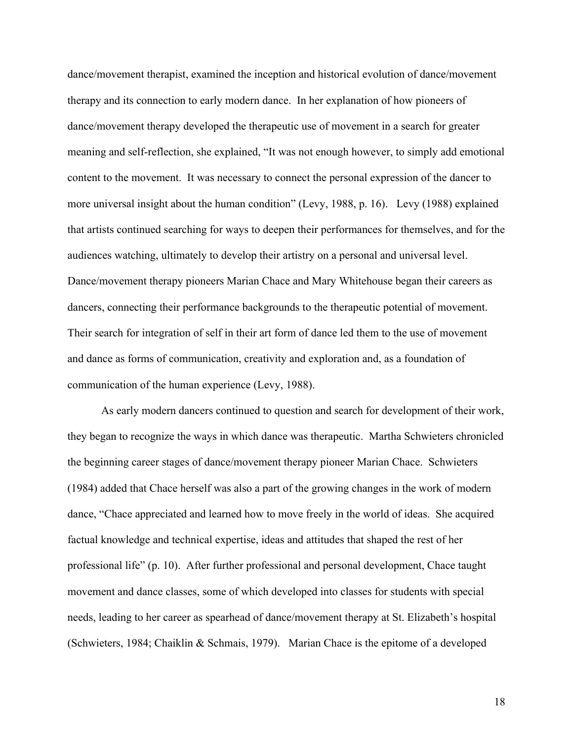dance/movement therapist, examined the inception and historical evolution of dance/movement therapy and its connection to early modern dance. In her explanation of how pioneers of dance/movement therapy developed the therapeutic use of movement in a search for greater meaning and self-reflection, she explained, "It was not enough however, to simply add emotional content to the movement. It was necessary to connect the personal expression of the dancer to more universal insight about the human condition" (Levy, 1988, p. 16). Levy (1988) explained that artists continued searching for ways to deepen their performances for themselves, and for the audiences watching, ultimately to develop their artistry on a personal and universal level. Dance/movement therapy pioneers Marian Chace and Mary Whitehouse began their careers as dancers, connecting their performance backgrounds to the therapeutic potential of movement. Their search for integration of self in their art form of dance led them to the use of movement and dance as forms of communication, creativity and exploration and, as a foundation of communication of the human experience (Levy, 1988).

As early modern dancers continued to question and search for development of their work, they began to recognize the ways in which dance was therapeutic. Martha Schwieters chronicled the beginning career stages of dance/movement therapy pioneer Marian Chace. Schwieters (1984) added that Chace herself was also a part of the growing changes in the work of modern dance, "Chace appreciated and learned how to move freely in the world of ideas. She acquired factual knowledge and technical expertise, ideas and attitudes that shaped the rest of her professional life" (p. 10). After further professional and personal development, Chace taught movement and dance classes, some of which developed into classes for students with special needs, leading to her career as spearhead of dance/movement therapy at St. Elizabeth's hospital (Schwieters, 1984; Chaiklin & Schmais, 1979). Marian Chace is the epitome of a developed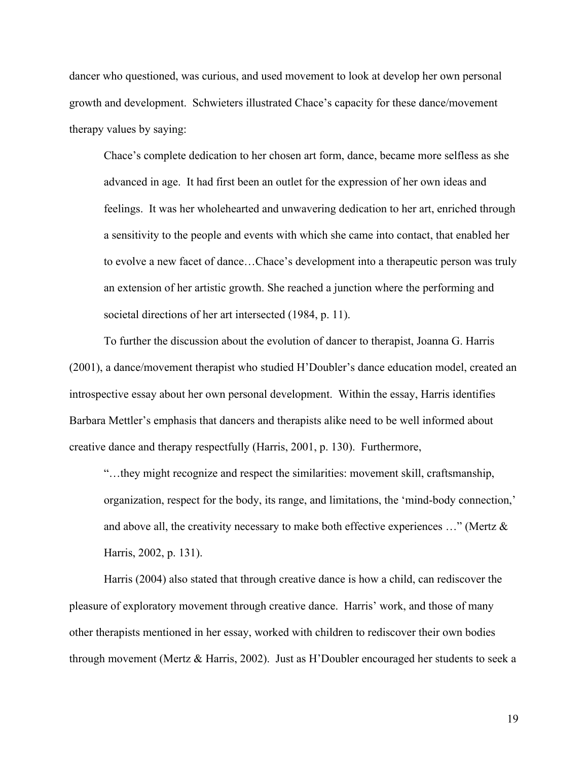dancer who questioned, was curious, and used movement to look at develop her own personal growth and development. Schwieters illustrated Chace's capacity for these dance/movement therapy values by saying:

> Chace's complete dedication to her chosen art form, dance, became more selfless as she advanced in age. It had first been an outlet for the expression of her own ideas and feelings. It was her wholehearted and unwavering dedication to her art, enriched through a sensitivity to the people and events with which she came into contact, that enabled her to evolve a new facet of dance…Chace's development into a therapeutic person was truly an extension of her artistic growth. She reached a junction where the performing and societal directions of her art intersected (1984, p. 11).

To further the discussion about the evolution of dancer to therapist, Joanna G. Harris (2001), a dance/movement therapist who studied H'Doubler's dance education model, created an introspective essay about her own personal development. Within the essay, Harris identifies Barbara Mettler's emphasis that dancers and therapists alike need to be well informed about creative dance and therapy respectfully (Harris, 2001, p. 130). Furthermore,

> "…they might recognize and respect the similarities: movement skill, craftsmanship, organization, respect for the body, its range, and limitations, the 'mind-body connection,' and above all, the creativity necessary to make both effective experiences …" (Mertz & Harris, 2002, p. 131).

Harris (2004) also stated that through creative dance is how a child, can rediscover the pleasure of exploratory movement through creative dance. Harris' work, and those of many other therapists mentioned in her essay, worked with children to rediscover their own bodies through movement (Mertz & Harris, 2002). Just as H'Doubler encouraged her students to seek a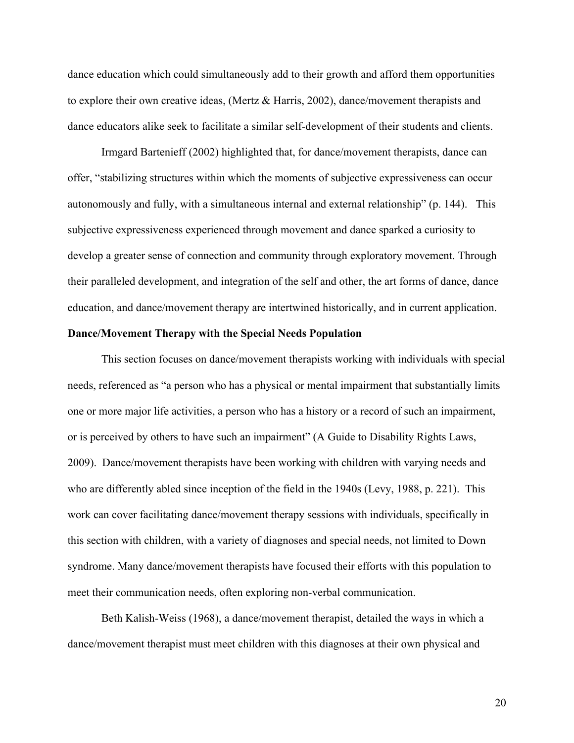dance education which could simultaneously add to their growth and afford them opportunities to explore their own creative ideas, (Mertz & Harris, 2002), dance/movement therapists and dance educators alike seek to facilitate a similar self-development of their students and clients.

Irmgard Bartenieff (2002) highlighted that, for dance/movement therapists, dance can offer, "stabilizing structures within which the moments of subjective expressiveness can occur autonomously and fully, with a simultaneous internal and external relationship" (p. 144). This subjective expressiveness experienced through movement and dance sparked a curiosity to develop a greater sense of connection and community through exploratory movement. Through their paralleled development, and integration of the self and other, the art forms of dance, dance education, and dance/movement therapy are intertwined historically, and in current application.

**Dance/Movement Therapy with the Special Needs Population**

This section focuses on dance/movement therapists working with individuals with special needs, referenced as "a person who has a physical or mental impairment that substantially limits one or more major life activities, a person who has a history or a record of such an impairment, or is perceived by others to have such an impairment" (A Guide to Disability Rights Laws, 2009). Dance/movement therapists have been working with children with varying needs and who are differently abled since inception of the field in the 1940s (Levy, 1988, p. 221). This work can cover facilitating dance/movement therapy sessions with individuals, specifically in this section with children, with a variety of diagnoses and special needs, not limited to Down syndrome. Many dance/movement therapists have focused their efforts with this population to meet their communication needs, often exploring non-verbal communication.

Beth Kalish-Weiss (1968), a dance/movement therapist, detailed the ways in which a dance/movement therapist must meet children with this diagnoses at their own physical and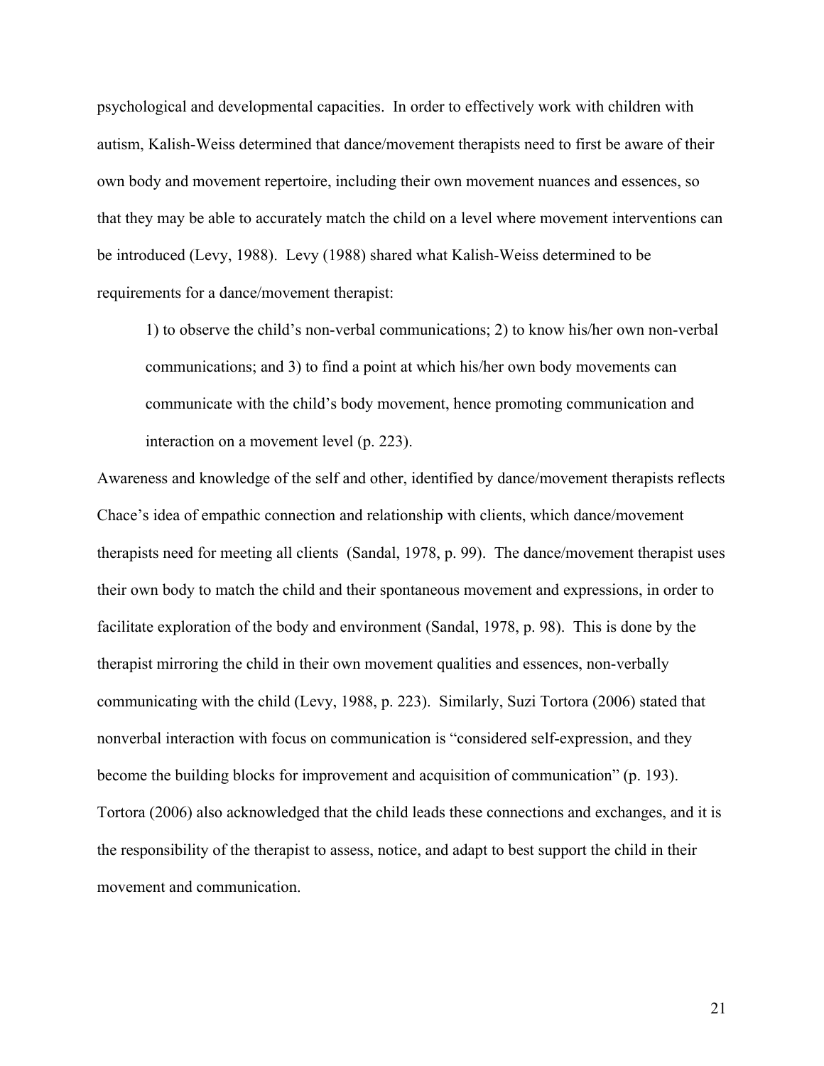psychological and developmental capacities. In order to effectively work with children with autism, Kalish-Weiss determined that dance/movement therapists need to first be aware of their own body and movement repertoire, including their own movement nuances and essences, so that they may be able to accurately match the child on a level where movement interventions can be introduced (Levy, 1988). Levy (1988) shared what Kalish-Weiss determined to be requirements for a dance/movement therapist:

> 1) to observe the child's non-verbal communications; 2) to know his/her own non-verbal communications; and 3) to find a point at which his/her own body movements can communicate with the child's body movement, hence promoting communication and interaction on a movement level (p. 223).

Awareness and knowledge of the self and other, identified by dance/movement therapists reflects Chace's idea of empathic connection and relationship with clients, which dance/movement therapists need for meeting all clients (Sandal, 1978, p. 99). The dance/movement therapist uses their own body to match the child and their spontaneous movement and expressions, in order to facilitate exploration of the body and environment (Sandal, 1978, p. 98). This is done by the therapist mirroring the child in their own movement qualities and essences, non-verbally communicating with the child (Levy, 1988, p. 223). Similarly, Suzi Tortora (2006) stated that nonverbal interaction with focus on communication is "considered self-expression, and they become the building blocks for improvement and acquisition of communication" (p. 193). Tortora (2006) also acknowledged that the child leads these connections and exchanges, and it is the responsibility of the therapist to assess, notice, and adapt to best support the child in their movement and communication.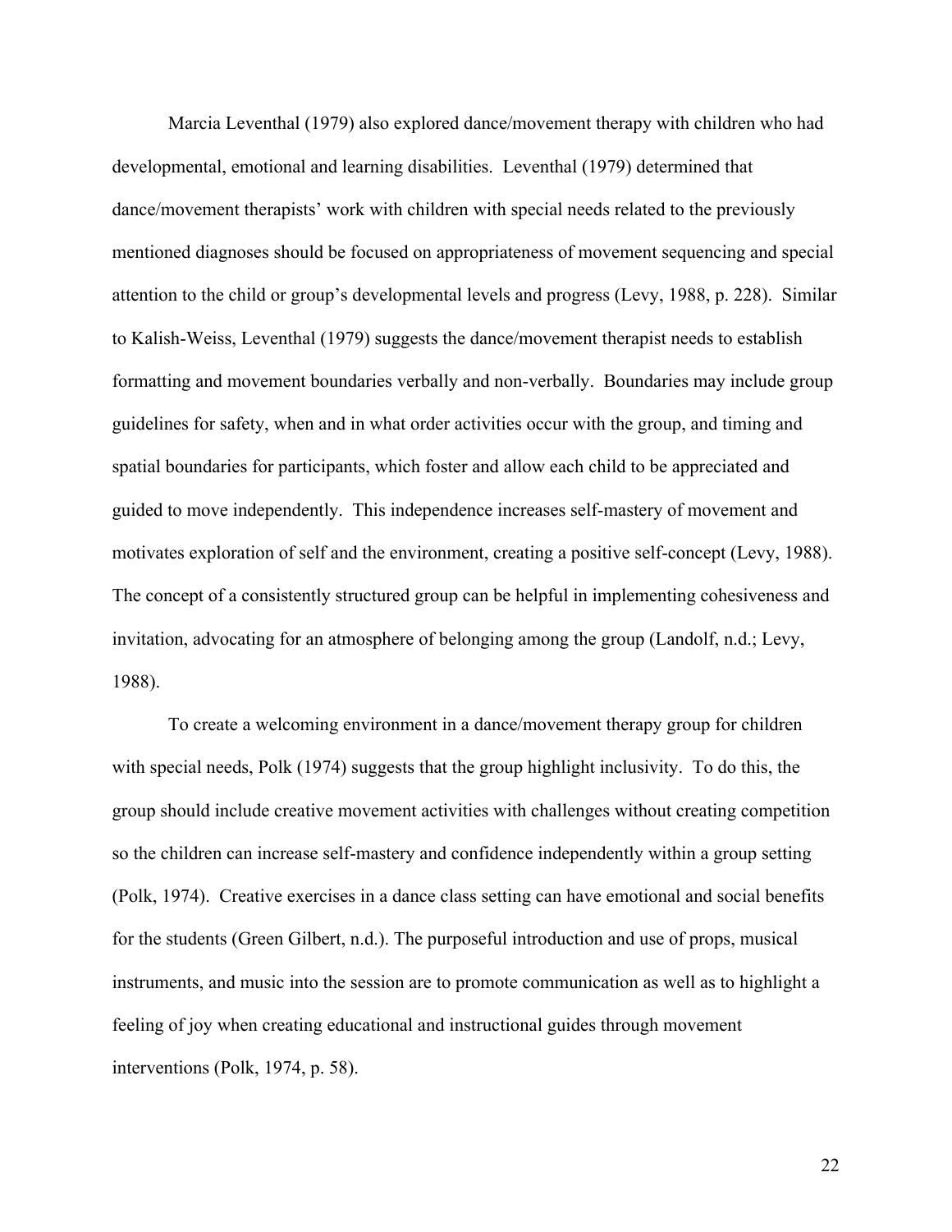Marcia Leventhal (1979) also explored dance/movement therapy with children who had developmental, emotional and learning disabilities. Leventhal (1979) determined that dance/movement therapists' work with children with special needs related to the previously mentioned diagnoses should be focused on appropriateness of movement sequencing and special attention to the child or group's developmental levels and progress (Levy, 1988, p. 228). Similar to Kalish-Weiss, Leventhal (1979) suggests the dance/movement therapist needs to establish formatting and movement boundaries verbally and non-verbally. Boundaries may include group guidelines for safety, when and in what order activities occur with the group, and timing and spatial boundaries for participants, which foster and allow each child to be appreciated and guided to move independently. This independence increases self-mastery of movement and motivates exploration of self and the environment, creating a positive self-concept (Levy, 1988). The concept of a consistently structured group can be helpful in implementing cohesiveness and invitation, advocating for an atmosphere of belonging among the group (Landolf, n.d.; Levy, 1988).

To create a welcoming environment in a dance/movement therapy group for children with special needs, Polk (1974) suggests that the group highlight inclusivity. To do this, the group should include creative movement activities with challenges without creating competition so the children can increase self-mastery and confidence independently within a group setting (Polk, 1974). Creative exercises in a dance class setting can have emotional and social benefits for the students (Green Gilbert, n.d.). The purposeful introduction and use of props, musical instruments, and music into the session are to promote communication as well as to highlight a feeling of joy when creating educational and instructional guides through movement interventions (Polk, 1974, p. 58).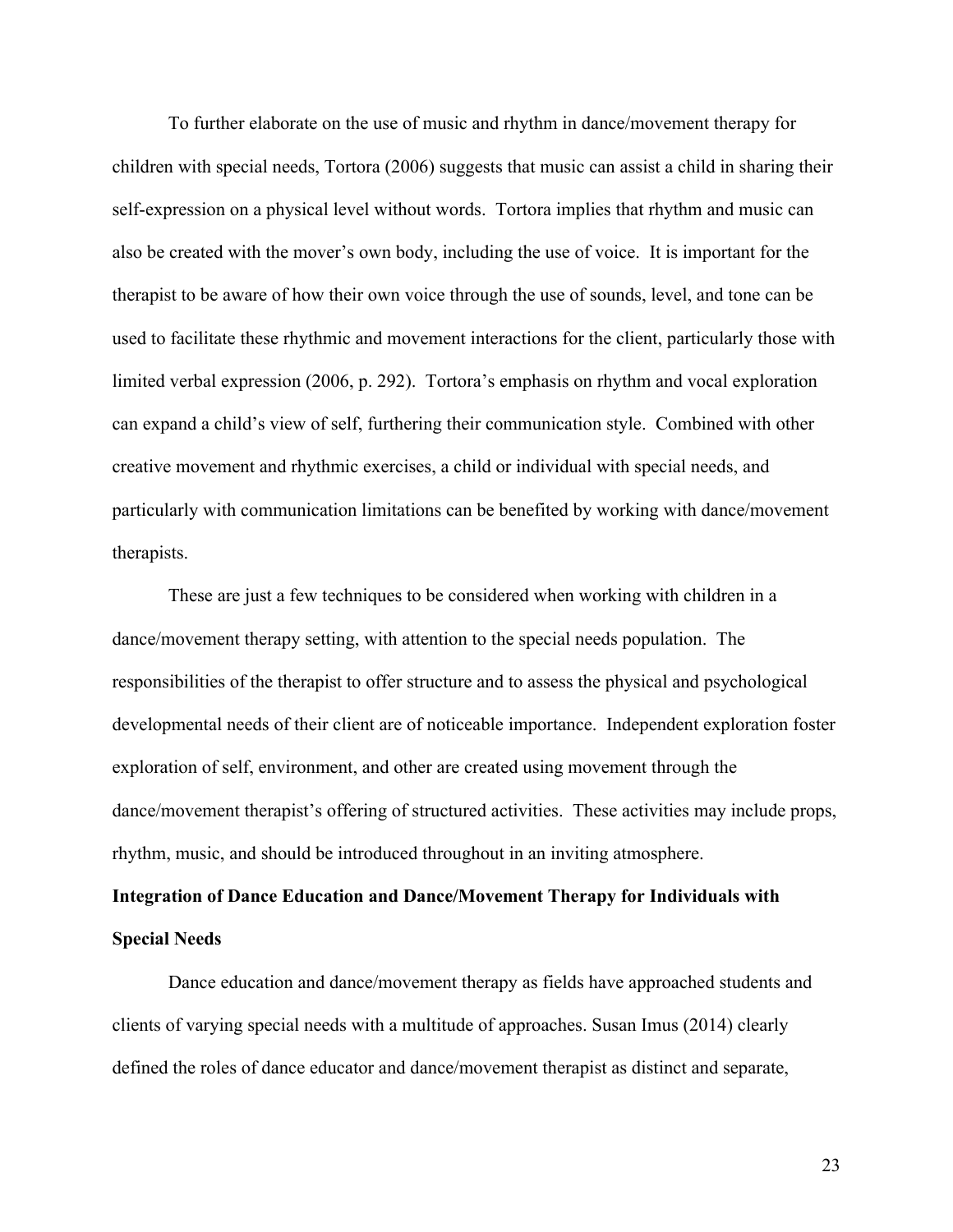To further elaborate on the use of music and rhythm in dance/movement therapy for children with special needs, Tortora (2006) suggests that music can assist a child in sharing their self-expression on a physical level without words. Tortora implies that rhythm and music can also be created with the mover's own body, including the use of voice. It is important for the therapist to be aware of how their own voice through the use of sounds, level, and tone can be used to facilitate these rhythmic and movement interactions for the client, particularly those with limited verbal expression (2006, p. 292). Tortora's emphasis on rhythm and vocal exploration can expand a child's view of self, furthering their communication style. Combined with other creative movement and rhythmic exercises, a child or individual with special needs, and particularly with communication limitations can be benefited by working with dance/movement therapists.

These are just a few techniques to be considered when working with children in a dance/movement therapy setting, with attention to the special needs population. The responsibilities of the therapist to offer structure and to assess the physical and psychological developmental needs of their client are of noticeable importance. Independent exploration foster exploration of self, environment, and other are created using movement through the dance/movement therapist's offering of structured activities. These activities may include props, rhythm, music, and should be introduced throughout in an inviting atmosphere.

**Integration of Dance Education and Dance/Movement Therapy for Individuals with Special Needs**

Dance education and dance/movement therapy as fields have approached students and clients of varying special needs with a multitude of approaches. Susan Imus (2014) clearly defined the roles of dance educator and dance/movement therapist as distinct and separate,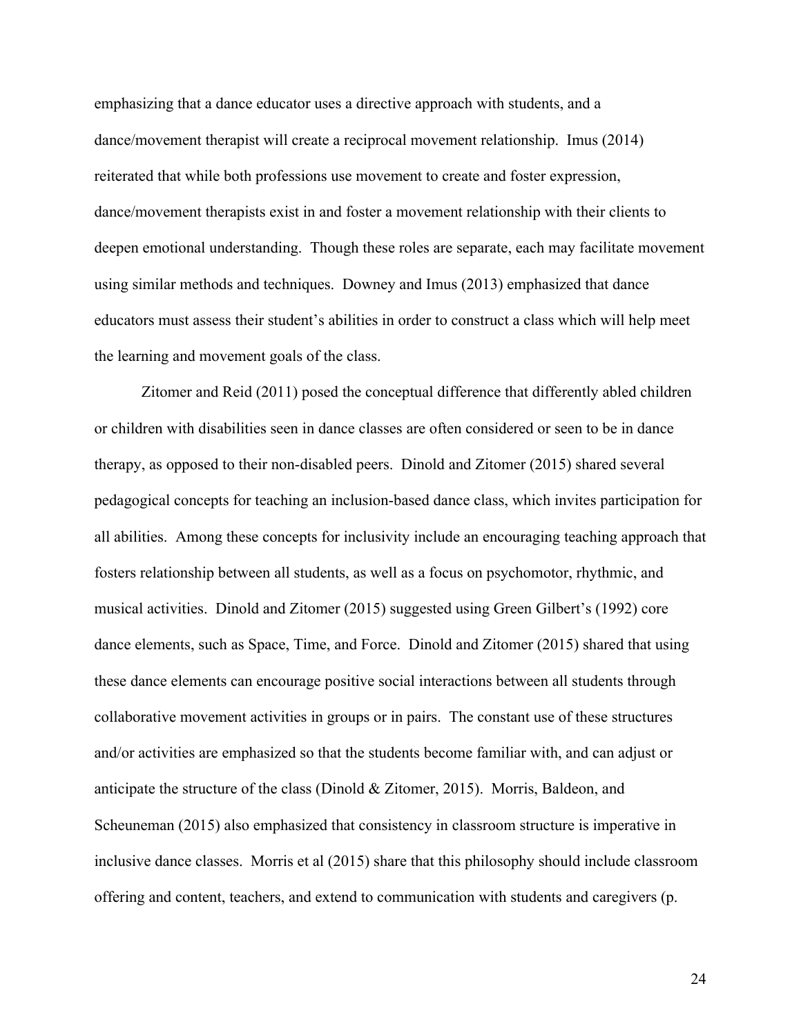emphasizing that a dance educator uses a directive approach with students, and a dance/movement therapist will create a reciprocal movement relationship. Imus (2014) reiterated that while both professions use movement to create and foster expression, dance/movement therapists exist in and foster a movement relationship with their clients to deepen emotional understanding. Though these roles are separate, each may facilitate movement using similar methods and techniques. Downey and Imus (2013) emphasized that dance educators must assess their student's abilities in order to construct a class which will help meet the learning and movement goals of the class.

Zitomer and Reid (2011) posed the conceptual difference that differently abled children or children with disabilities seen in dance classes are often considered or seen to be in dance therapy, as opposed to their non-disabled peers. Dinold and Zitomer (2015) shared several pedagogical concepts for teaching an inclusion-based dance class, which invites participation for all abilities. Among these concepts for inclusivity include an encouraging teaching approach that fosters relationship between all students, as well as a focus on psychomotor, rhythmic, and musical activities. Dinold and Zitomer (2015) suggested using Green Gilbert's (1992) core dance elements, such as Space, Time, and Force. Dinold and Zitomer (2015) shared that using these dance elements can encourage positive social interactions between all students through collaborative movement activities in groups or in pairs. The constant use of these structures and/or activities are emphasized so that the students become familiar with, and can adjust or anticipate the structure of the class (Dinold & Zitomer, 2015). Morris, Baldeon, and Scheuneman (2015) also emphasized that consistency in classroom structure is imperative in inclusive dance classes. Morris et al (2015) share that this philosophy should include classroom offering and content, teachers, and extend to communication with students and caregivers (p.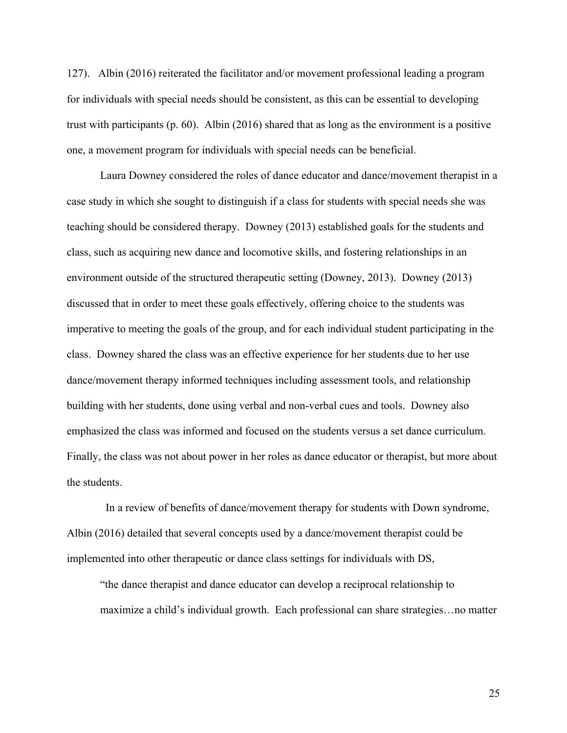127). Albin (2016) reiterated the facilitator and/or movement professional leading a program for individuals with special needs should be consistent, as this can be essential to developing trust with participants (p. 60). Albin (2016) shared that as long as the environment is a positive one, a movement program for individuals with special needs can be beneficial.

Laura Downey considered the roles of dance educator and dance/movement therapist in a case study in which she sought to distinguish if a class for students with special needs she was teaching should be considered therapy. Downey (2013) established goals for the students and class, such as acquiring new dance and locomotive skills, and fostering relationships in an environment outside of the structured therapeutic setting (Downey, 2013). Downey (2013) discussed that in order to meet these goals effectively, offering choice to the students was imperative to meeting the goals of the group, and for each individual student participating in the class. Downey shared the class was an effective experience for her students due to her use dance/movement therapy informed techniques including assessment tools, and relationship building with her students, done using verbal and non-verbal cues and tools. Downey also emphasized the class was informed and focused on the students versus a set dance curriculum. Finally, the class was not about power in her roles as dance educator or therapist, but more about the students.

In a review of benefits of dance/movement therapy for students with Down syndrome, Albin (2016) detailed that several concepts used by a dance/movement therapist could be implemented into other therapeutic or dance class settings for individuals with DS,

> "the dance therapist and dance educator can develop a reciprocal relationship to maximize a child's individual growth. Each professional can share strategies…no matter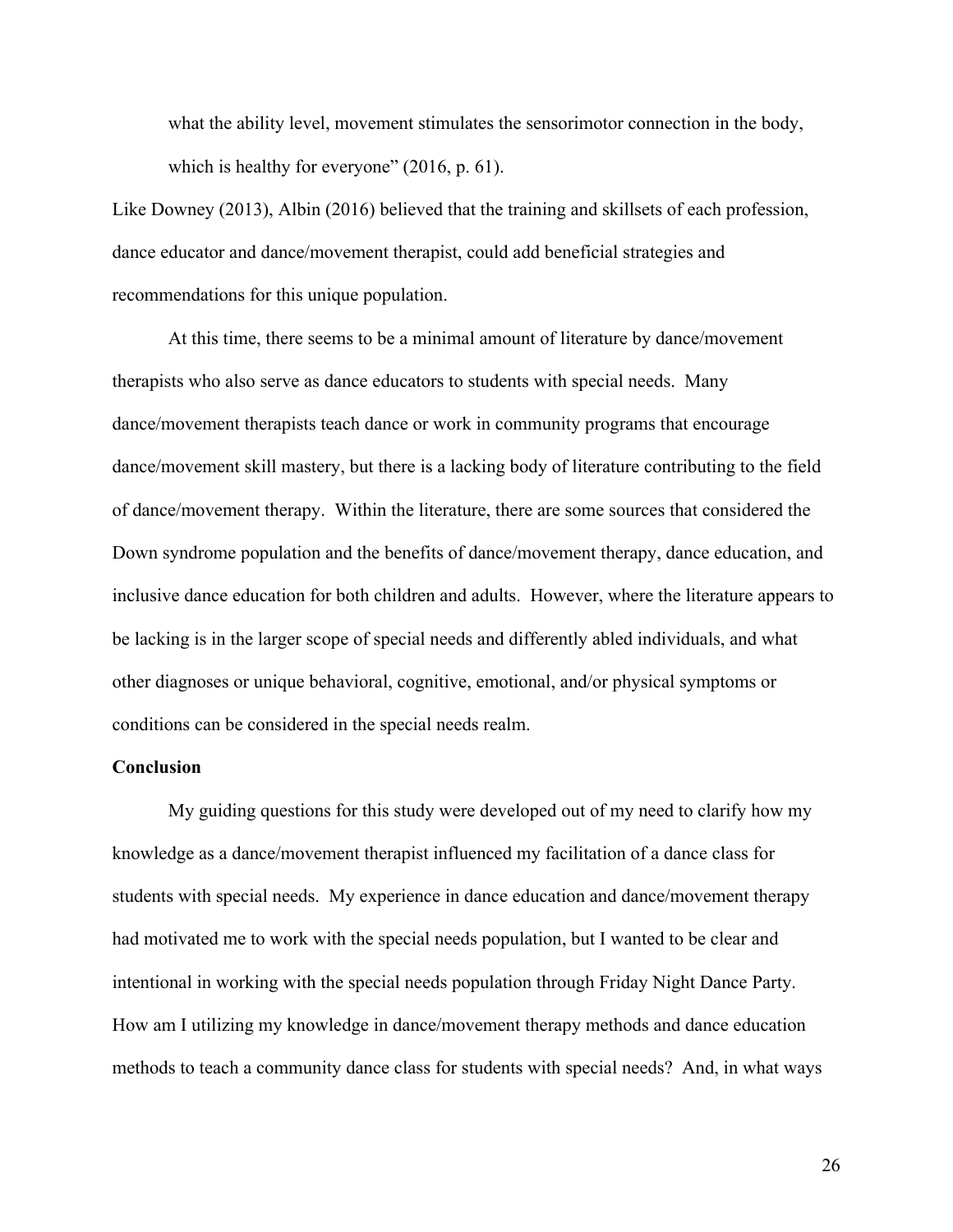what the ability level, movement stimulates the sensorimotor connection in the body, which is healthy for everyone" (2016, p. 61).

Like Downey (2013), Albin (2016) believed that the training and skillsets of each profession, dance educator and dance/movement therapist, could add beneficial strategies and recommendations for this unique population.

At this time, there seems to be a minimal amount of literature by dance/movement therapists who also serve as dance educators to students with special needs. Many dance/movement therapists teach dance or work in community programs that encourage dance/movement skill mastery, but there is a lacking body of literature contributing to the field of dance/movement therapy. Within the literature, there are some sources that considered the Down syndrome population and the benefits of dance/movement therapy, dance education, and inclusive dance education for both children and adults. However, where the literature appears to be lacking is in the larger scope of special needs and differently abled individuals, and what other diagnoses or unique behavioral, cognitive, emotional, and/or physical symptoms or conditions can be considered in the special needs realm.

**Conclusion**

My guiding questions for this study were developed out of my need to clarify how my knowledge as a dance/movement therapist influenced my facilitation of a dance class for students with special needs. My experience in dance education and dance/movement therapy had motivated me to work with the special needs population, but I wanted to be clear and intentional in working with the special needs population through Friday Night Dance Party. How am I utilizing my knowledge in dance/movement therapy methods and dance education methods to teach a community dance class for students with special needs? And, in what ways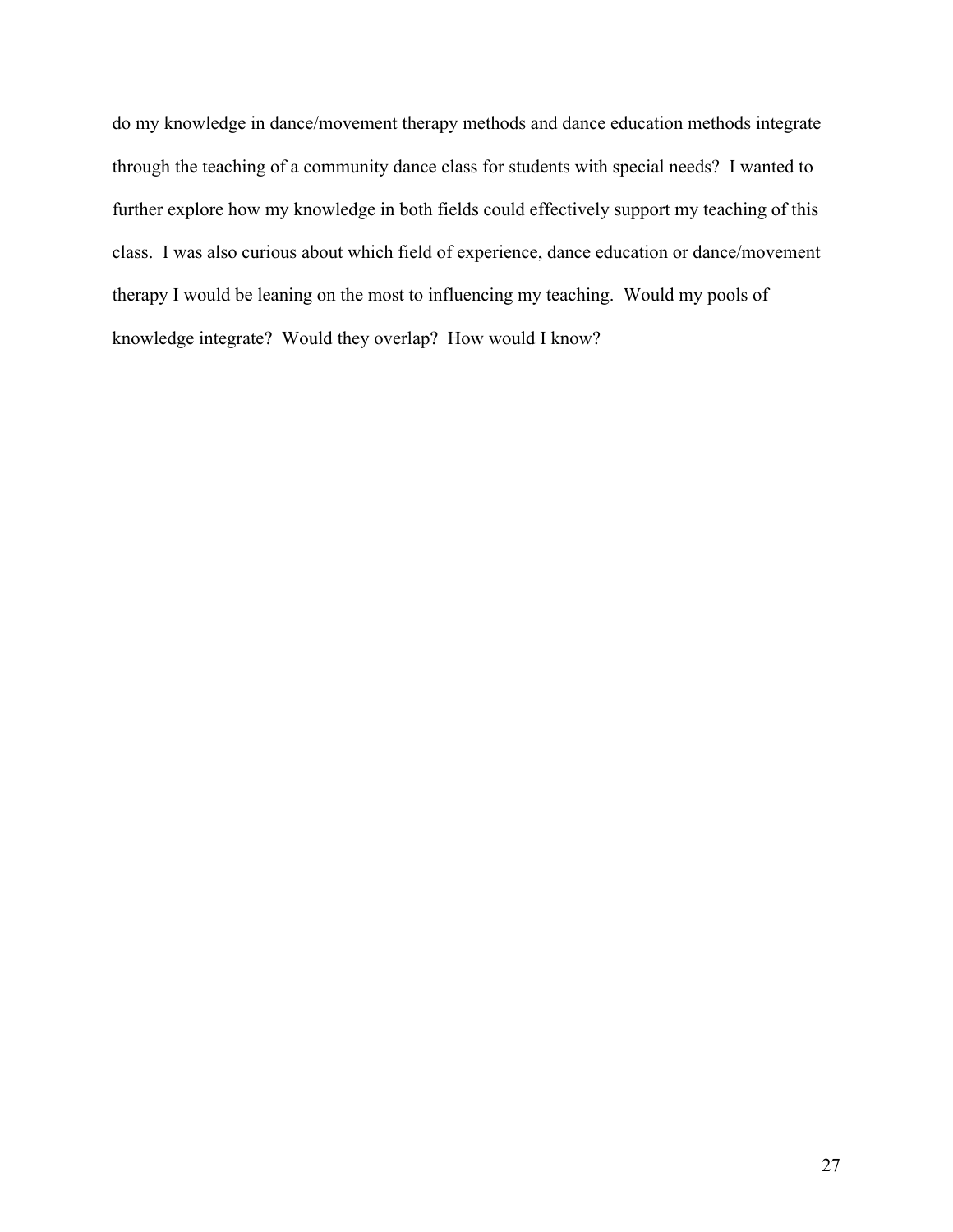do my knowledge in dance/movement therapy methods and dance education methods integrate through the teaching of a community dance class for students with special needs? I wanted to further explore how my knowledge in both fields could effectively support my teaching of this class. I was also curious about which field of experience, dance education or dance/movement therapy I would be leaning on the most to influencing my teaching. Would my pools of knowledge integrate? Would they overlap? How would I know?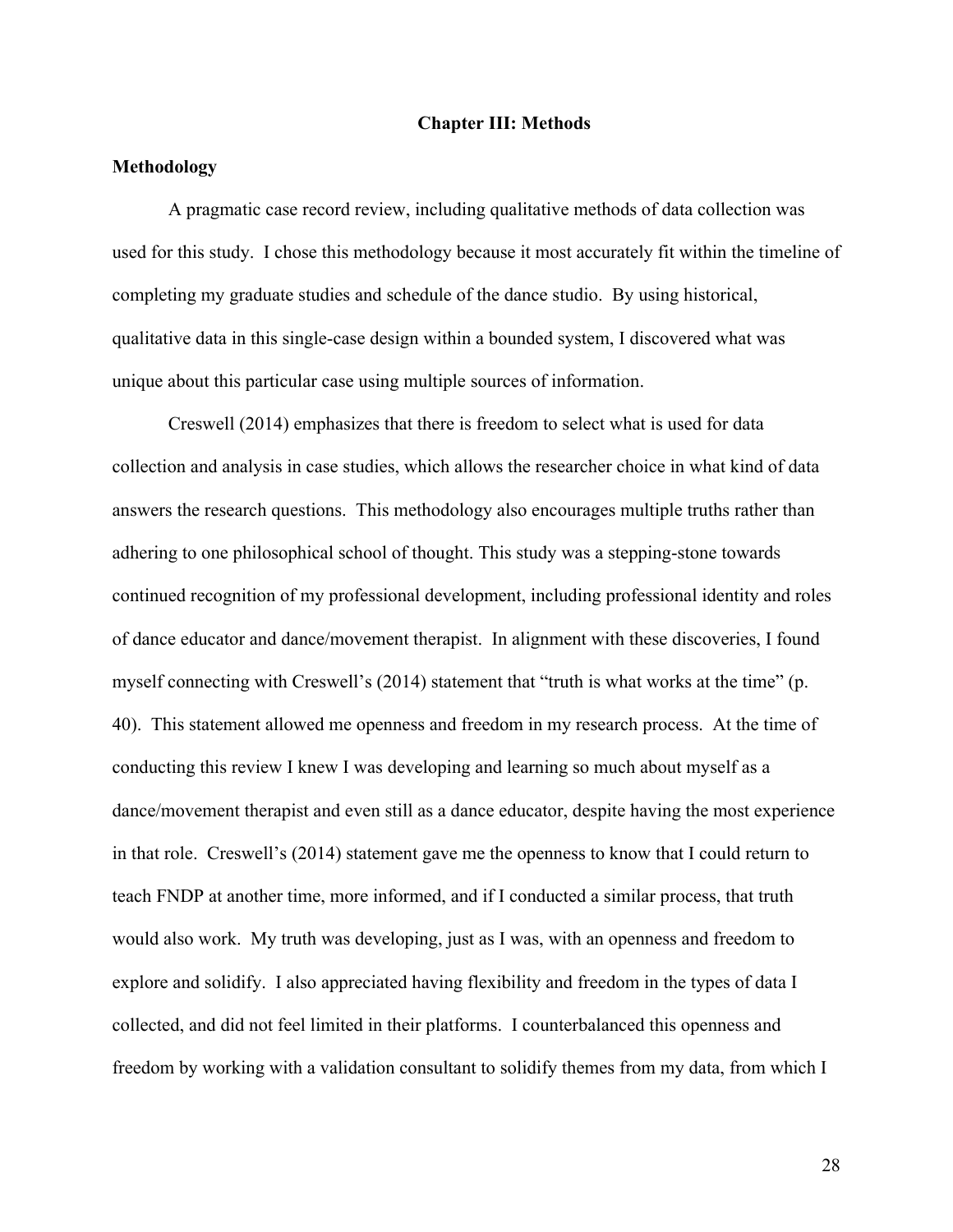# Chapter III: Methods

## Methodology

A pragmatic case record review, including qualitative methods of data collection was used for this study. I chose this methodology because it most accurately fit within the timeline of completing my graduate studies and schedule of the dance studio. By using historical, qualitative data in this single-case design within a bounded system, I discovered what was unique about this particular case using multiple sources of information.

Creswell (2014) emphasizes that there is freedom to select what is used for data collection and analysis in case studies, which allows the researcher choice in what kind of data answers the research questions. This methodology also encourages multiple truths rather than adhering to one philosophical school of thought. This study was a stepping-stone towards continued recognition of my professional development, including professional identity and roles of dance educator and dance/movement therapist. In alignment with these discoveries, I found myself connecting with Creswell's (2014) statement that "truth is what works at the time" (p. 40). This statement allowed me openness and freedom in my research process. At the time of conducting this review I knew I was developing and learning so much about myself as a dance/movement therapist and even still as a dance educator, despite having the most experience in that role. Creswell's (2014) statement gave me the openness to know that I could return to teach FNDP at another time, more informed, and if I conducted a similar process, that truth would also work. My truth was developing, just as I was, with an openness and freedom to explore and solidify. I also appreciated having flexibility and freedom in the types of data I collected, and did not feel limited in their platforms. I counterbalanced this openness and freedom by working with a validation consultant to solidify themes from my data, from which I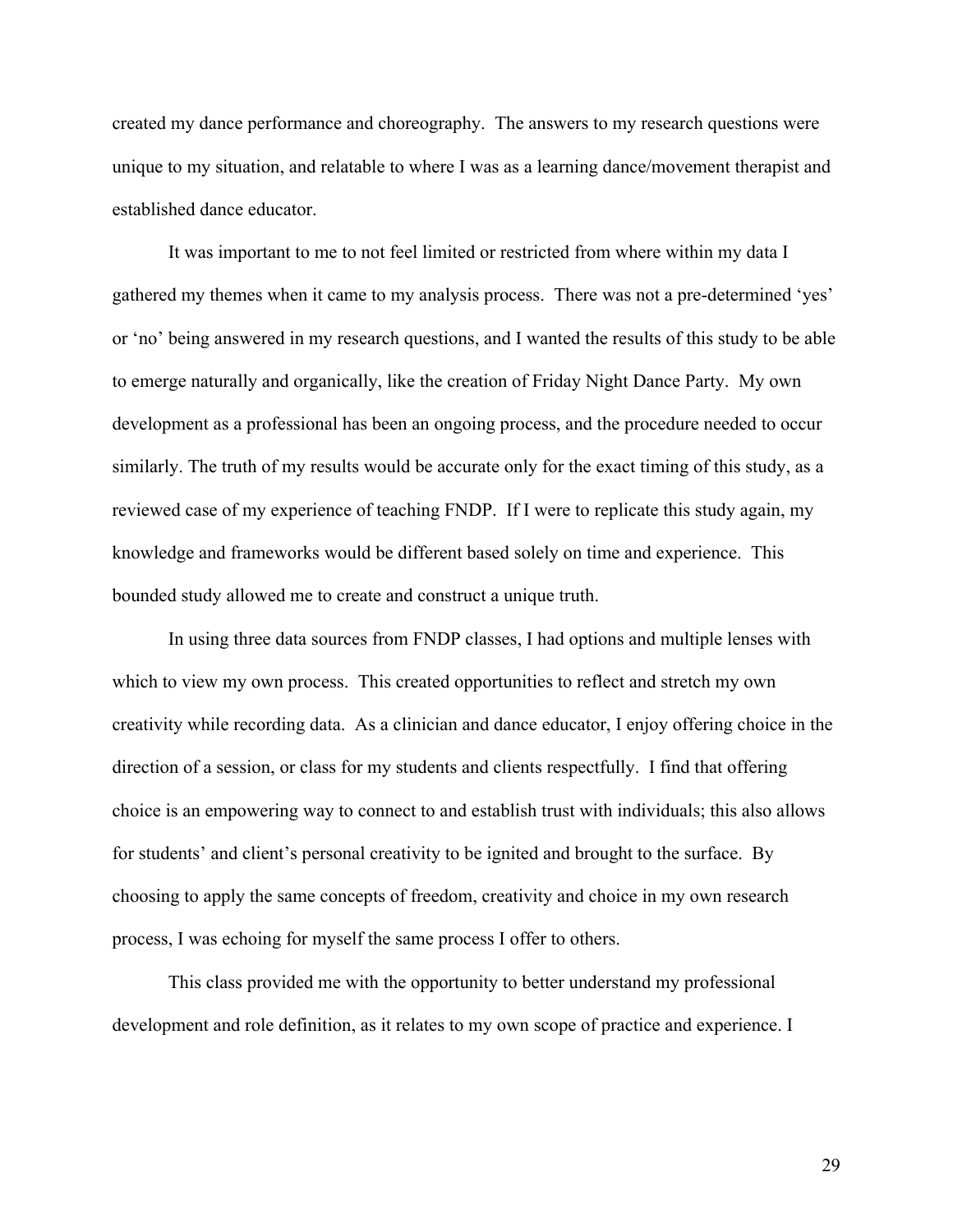created my dance performance and choreography. The answers to my research questions were unique to my situation, and relatable to where I was as a learning dance/movement therapist and established dance educator.

It was important to me to not feel limited or restricted from where within my data I gathered my themes when it came to my analysis process. There was not a pre-determined 'yes' or 'no' being answered in my research questions, and I wanted the results of this study to be able to emerge naturally and organically, like the creation of Friday Night Dance Party. My own development as a professional has been an ongoing process, and the procedure needed to occur similarly. The truth of my results would be accurate only for the exact timing of this study, as a reviewed case of my experience of teaching FNDP. If I were to replicate this study again, my knowledge and frameworks would be different based solely on time and experience. This bounded study allowed me to create and construct a unique truth.

In using three data sources from FNDP classes, I had options and multiple lenses with which to view my own process. This created opportunities to reflect and stretch my own creativity while recording data. As a clinician and dance educator, I enjoy offering choice in the direction of a session, or class for my students and clients respectfully. I find that offering choice is an empowering way to connect to and establish trust with individuals; this also allows for students' and client's personal creativity to be ignited and brought to the surface. By choosing to apply the same concepts of freedom, creativity and choice in my own research process, I was echoing for myself the same process I offer to others.

This class provided me with the opportunity to better understand my professional development and role definition, as it relates to my own scope of practice and experience. I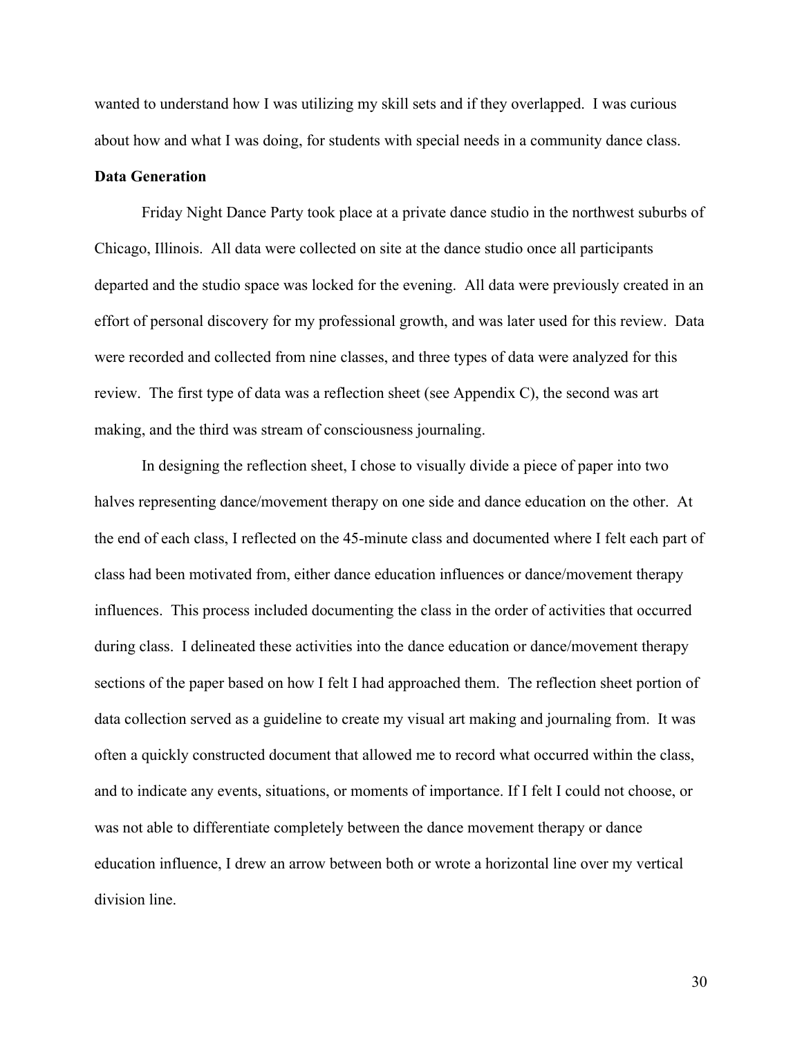wanted to understand how I was utilizing my skill sets and if they overlapped. I was curious about how and what I was doing, for students with special needs in a community dance class.

**Data Generation**

Friday Night Dance Party took place at a private dance studio in the northwest suburbs of Chicago, Illinois. All data were collected on site at the dance studio once all participants departed and the studio space was locked for the evening. All data were previously created in an effort of personal discovery for my professional growth, and was later used for this review. Data were recorded and collected from nine classes, and three types of data were analyzed for this review. The first type of data was a reflection sheet (see Appendix C), the second was art making, and the third was stream of consciousness journaling.

In designing the reflection sheet, I chose to visually divide a piece of paper into two halves representing dance/movement therapy on one side and dance education on the other. At the end of each class, I reflected on the 45-minute class and documented where I felt each part of class had been motivated from, either dance education influences or dance/movement therapy influences. This process included documenting the class in the order of activities that occurred during class. I delineated these activities into the dance education or dance/movement therapy sections of the paper based on how I felt I had approached them. The reflection sheet portion of data collection served as a guideline to create my visual art making and journaling from. It was often a quickly constructed document that allowed me to record what occurred within the class, and to indicate any events, situations, or moments of importance. If I felt I could not choose, or was not able to differentiate completely between the dance movement therapy or dance education influence, I drew an arrow between both or wrote a horizontal line over my vertical division line.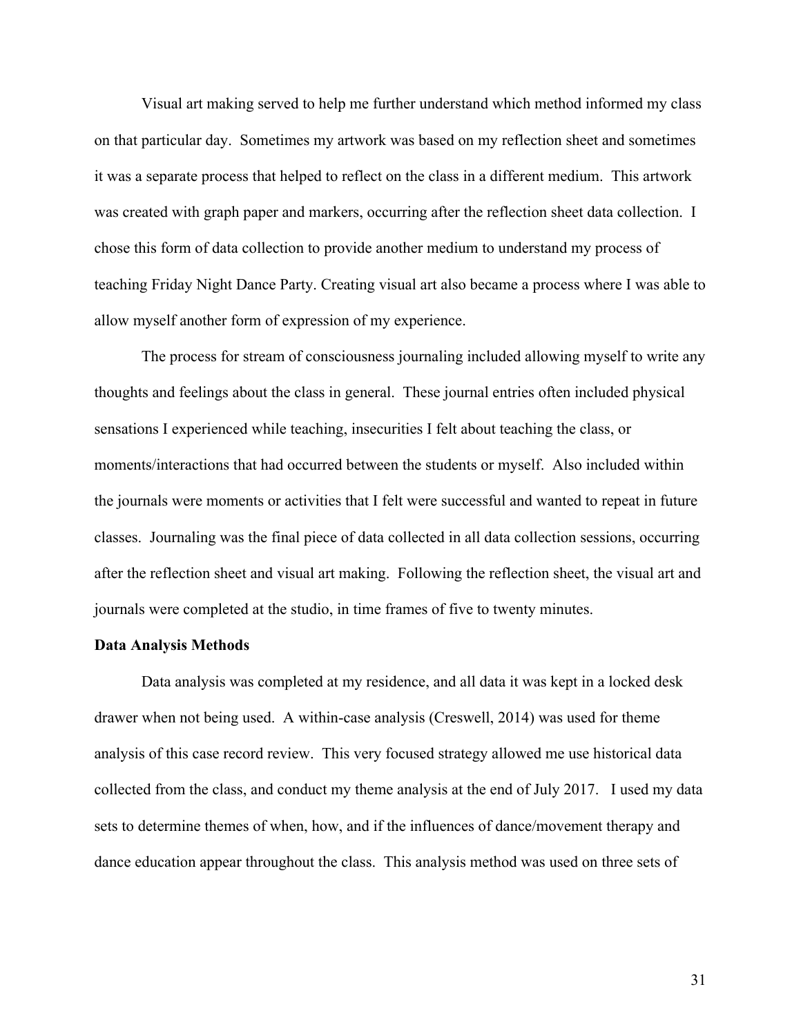Visual art making served to help me further understand which method informed my class on that particular day. Sometimes my artwork was based on my reflection sheet and sometimes it was a separate process that helped to reflect on the class in a different medium. This artwork was created with graph paper and markers, occurring after the reflection sheet data collection. I chose this form of data collection to provide another medium to understand my process of teaching Friday Night Dance Party. Creating visual art also became a process where I was able to allow myself another form of expression of my experience.

The process for stream of consciousness journaling included allowing myself to write any thoughts and feelings about the class in general. These journal entries often included physical sensations I experienced while teaching, insecurities I felt about teaching the class, or moments/interactions that had occurred between the students or myself. Also included within the journals were moments or activities that I felt were successful and wanted to repeat in future classes. Journaling was the final piece of data collected in all data collection sessions, occurring after the reflection sheet and visual art making. Following the reflection sheet, the visual art and journals were completed at the studio, in time frames of five to twenty minutes.

**Data Analysis Methods**

Data analysis was completed at my residence, and all data it was kept in a locked desk drawer when not being used. A within-case analysis (Creswell, 2014) was used for theme analysis of this case record review. This very focused strategy allowed me use historical data collected from the class, and conduct my theme analysis at the end of July 2017. I used my data sets to determine themes of when, how, and if the influences of dance/movement therapy and dance education appear throughout the class. This analysis method was used on three sets of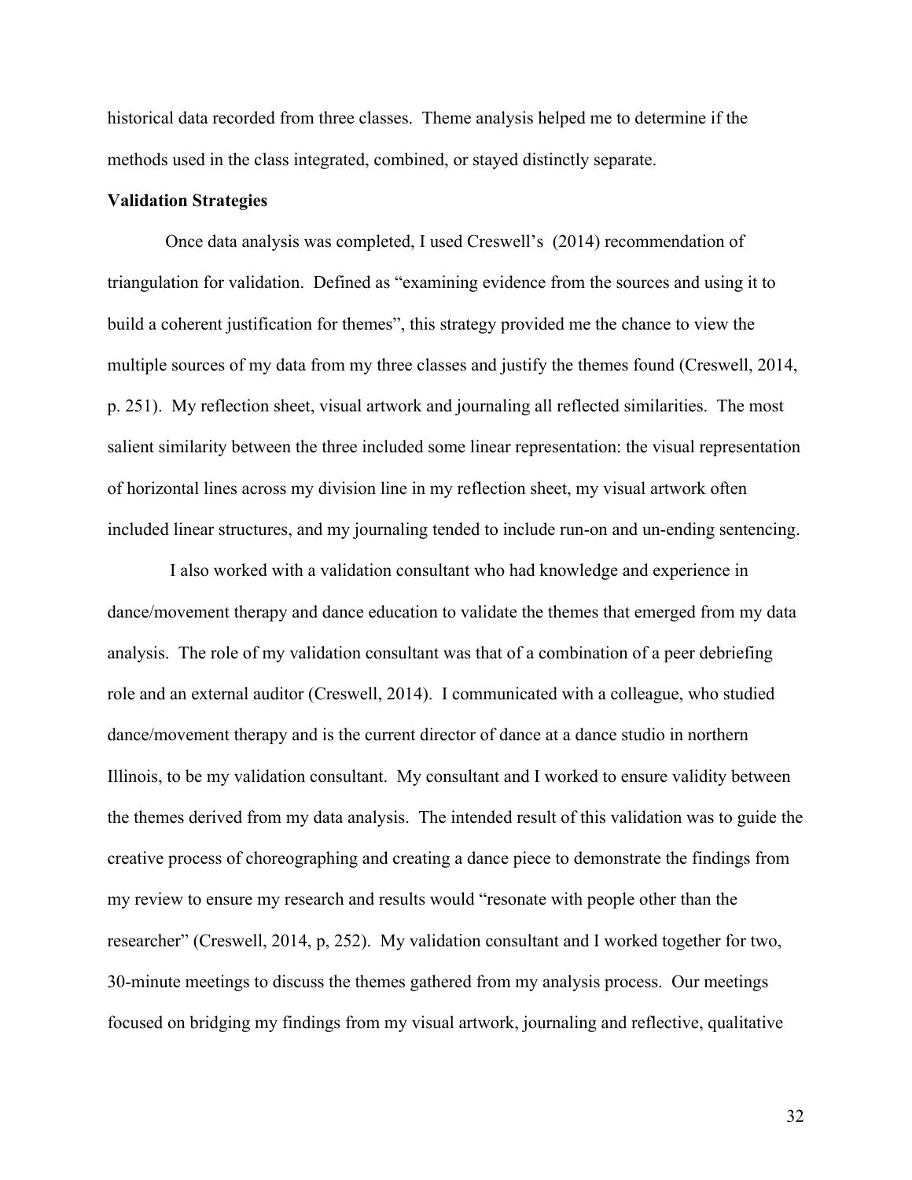historical data recorded from three classes. Theme analysis helped me to determine if the methods used in the class integrated, combined, or stayed distinctly separate.

**Validation Strategies**

Once data analysis was completed, I used Creswell's (2014) recommendation of triangulation for validation. Defined as "examining evidence from the sources and using it to build a coherent justification for themes", this strategy provided me the chance to view the multiple sources of my data from my three classes and justify the themes found (Creswell, 2014, p. 251). My reflection sheet, visual artwork and journaling all reflected similarities. The most salient similarity between the three included some linear representation: the visual representation of horizontal lines across my division line in my reflection sheet, my visual artwork often included linear structures, and my journaling tended to include run-on and un-ending sentencing.

I also worked with a validation consultant who had knowledge and experience in dance/movement therapy and dance education to validate the themes that emerged from my data analysis. The role of my validation consultant was that of a combination of a peer debriefing role and an external auditor (Creswell, 2014). I communicated with a colleague, who studied dance/movement therapy and is the current director of dance at a dance studio in northern Illinois, to be my validation consultant. My consultant and I worked to ensure validity between the themes derived from my data analysis. The intended result of this validation was to guide the creative process of choreographing and creating a dance piece to demonstrate the findings from my review to ensure my research and results would "resonate with people other than the researcher" (Creswell, 2014, p, 252). My validation consultant and I worked together for two, 30-minute meetings to discuss the themes gathered from my analysis process. Our meetings focused on bridging my findings from my visual artwork, journaling and reflective, qualitative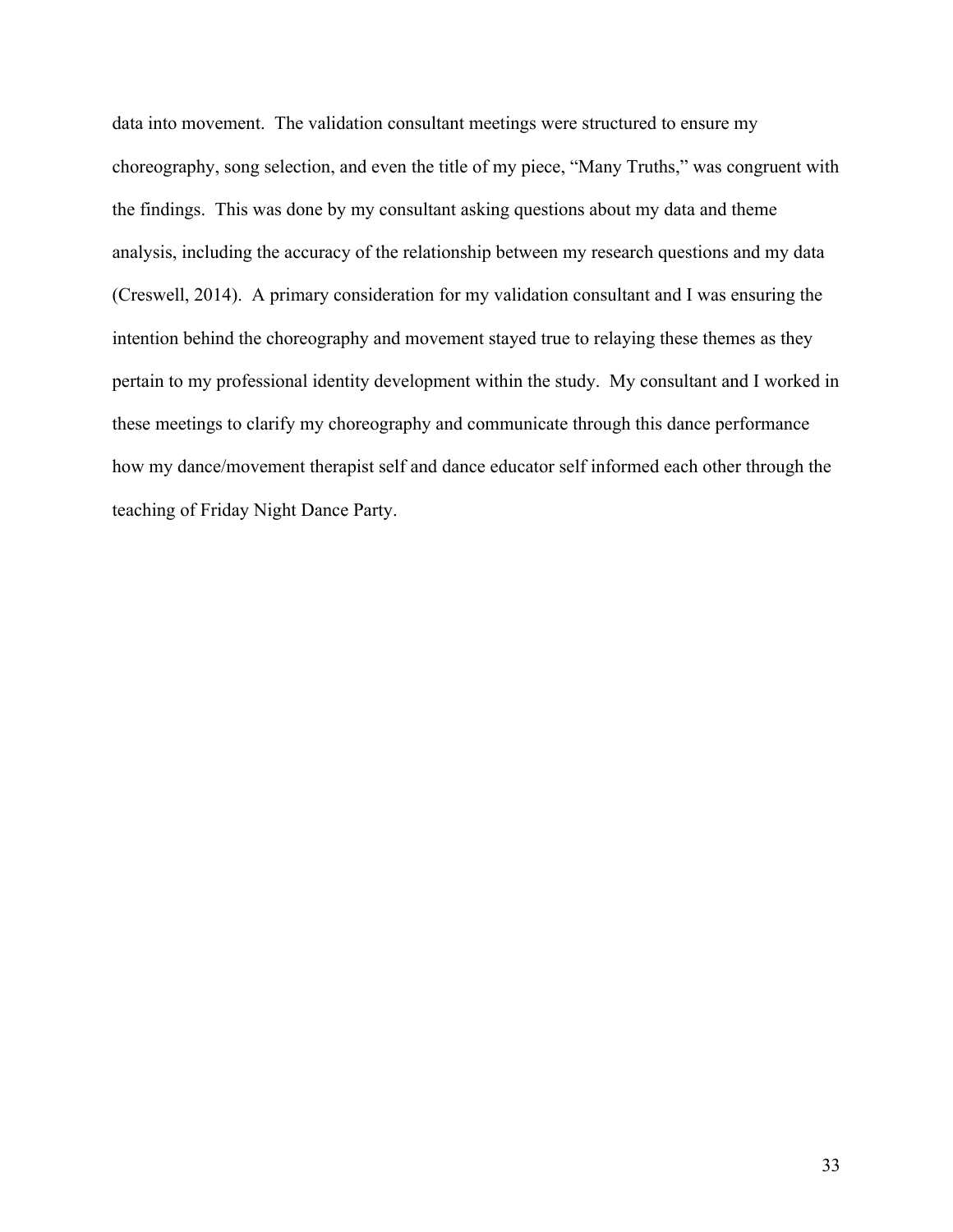data into movement. The validation consultant meetings were structured to ensure my choreography, song selection, and even the title of my piece, "Many Truths," was congruent with the findings. This was done by my consultant asking questions about my data and theme analysis, including the accuracy of the relationship between my research questions and my data (Creswell, 2014). A primary consideration for my validation consultant and I was ensuring the intention behind the choreography and movement stayed true to relaying these themes as they pertain to my professional identity development within the study. My consultant and I worked in these meetings to clarify my choreography and communicate through this dance performance how my dance/movement therapist self and dance educator self informed each other through the teaching of Friday Night Dance Party.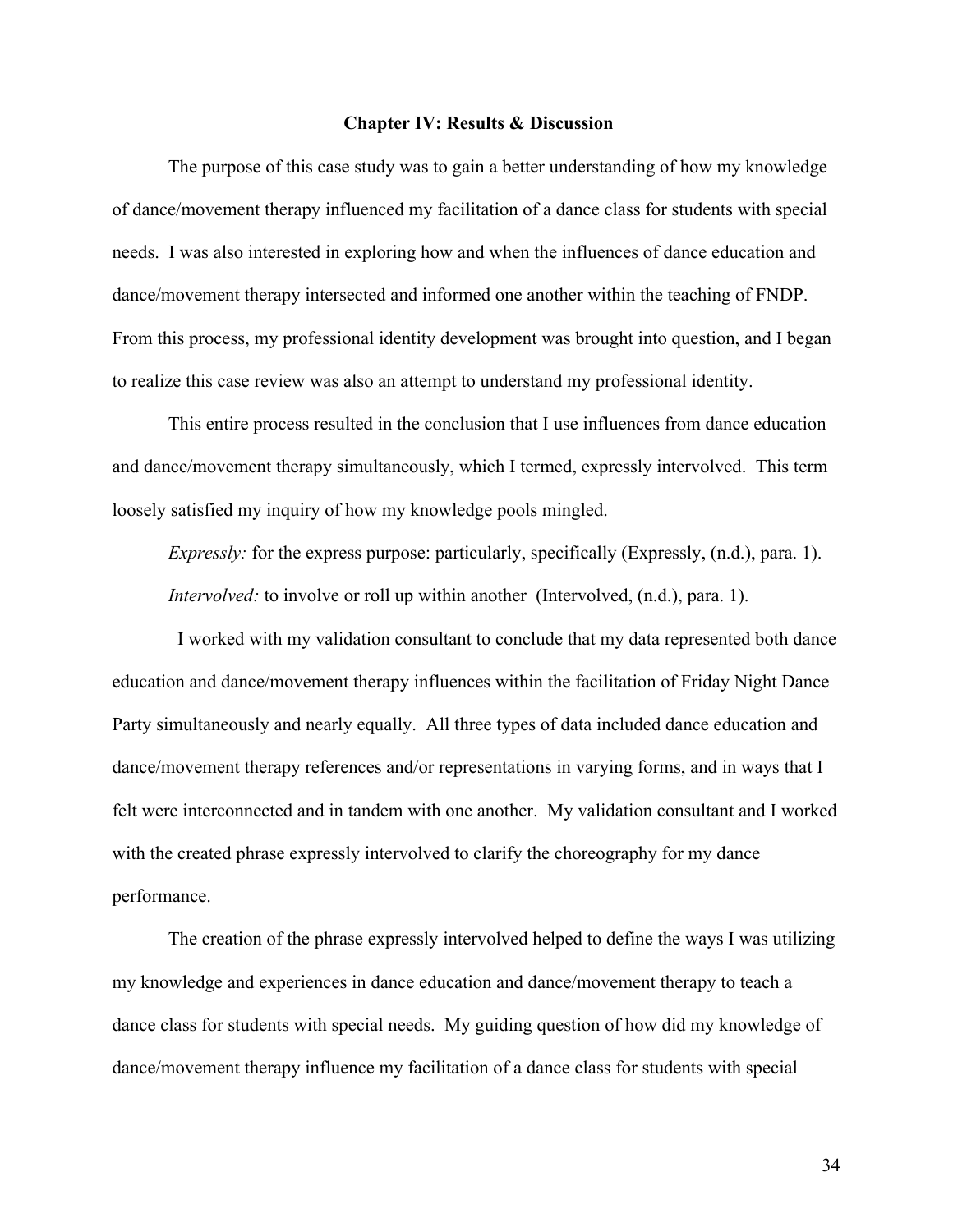# Chapter IV: Results & Discussion

The purpose of this case study was to gain a better understanding of how my knowledge of dance/movement therapy influenced my facilitation of a dance class for students with special needs. I was also interested in exploring how and when the influences of dance education and dance/movement therapy intersected and informed one another within the teaching of FNDP. From this process, my professional identity development was brought into question, and I began to realize this case review was also an attempt to understand my professional identity.

This entire process resulted in the conclusion that I use influences from dance education and dance/movement therapy simultaneously, which I termed, expressly intervolved. This term loosely satisfied my inquiry of how my knowledge pools mingled.

*Expressly:* for the express purpose: particularly, specifically (Expressly, (n.d.), para. 1).

*Intervolved:* to involve or roll up within another (Intervolved, (n.d.), para. 1).

I worked with my validation consultant to conclude that my data represented both dance education and dance/movement therapy influences within the facilitation of Friday Night Dance Party simultaneously and nearly equally. All three types of data included dance education and dance/movement therapy references and/or representations in varying forms, and in ways that I felt were interconnected and in tandem with one another. My validation consultant and I worked with the created phrase expressly intervolved to clarify the choreography for my dance performance.

The creation of the phrase expressly intervolved helped to define the ways I was utilizing my knowledge and experiences in dance education and dance/movement therapy to teach a dance class for students with special needs. My guiding question of how did my knowledge of dance/movement therapy influence my facilitation of a dance class for students with special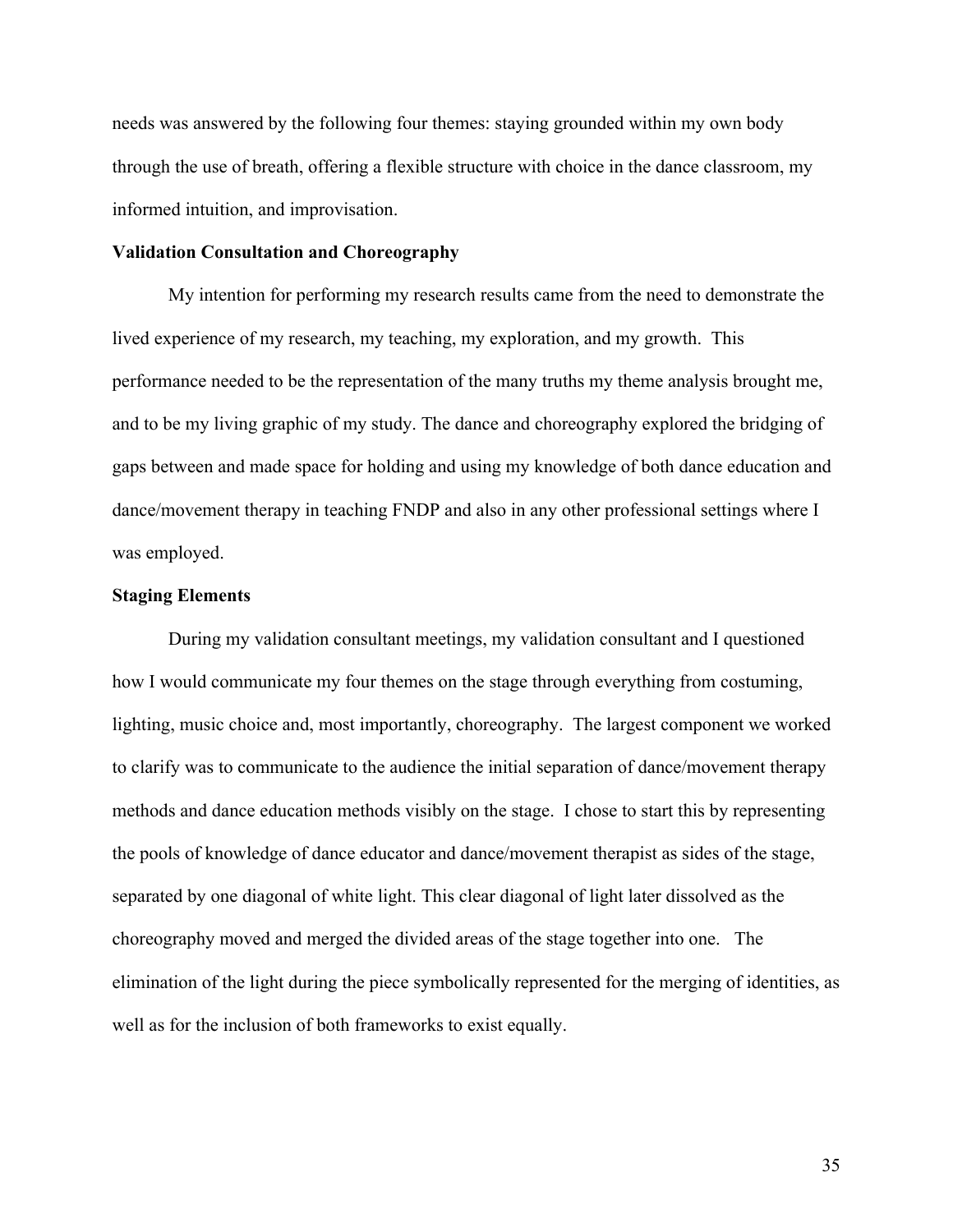needs was answered by the following four themes: staying grounded within my own body through the use of breath, offering a flexible structure with choice in the dance classroom, my informed intuition, and improvisation.

**Validation Consultation and Choreography**

My intention for performing my research results came from the need to demonstrate the lived experience of my research, my teaching, my exploration, and my growth. This performance needed to be the representation of the many truths my theme analysis brought me, and to be my living graphic of my study. The dance and choreography explored the bridging of gaps between and made space for holding and using my knowledge of both dance education and dance/movement therapy in teaching FNDP and also in any other professional settings where I was employed.

**Staging Elements**

During my validation consultant meetings, my validation consultant and I questioned how I would communicate my four themes on the stage through everything from costuming, lighting, music choice and, most importantly, choreography. The largest component we worked to clarify was to communicate to the audience the initial separation of dance/movement therapy methods and dance education methods visibly on the stage. I chose to start this by representing the pools of knowledge of dance educator and dance/movement therapist as sides of the stage, separated by one diagonal of white light. This clear diagonal of light later dissolved as the choreography moved and merged the divided areas of the stage together into one. The elimination of the light during the piece symbolically represented for the merging of identities, as well as for the inclusion of both frameworks to exist equally.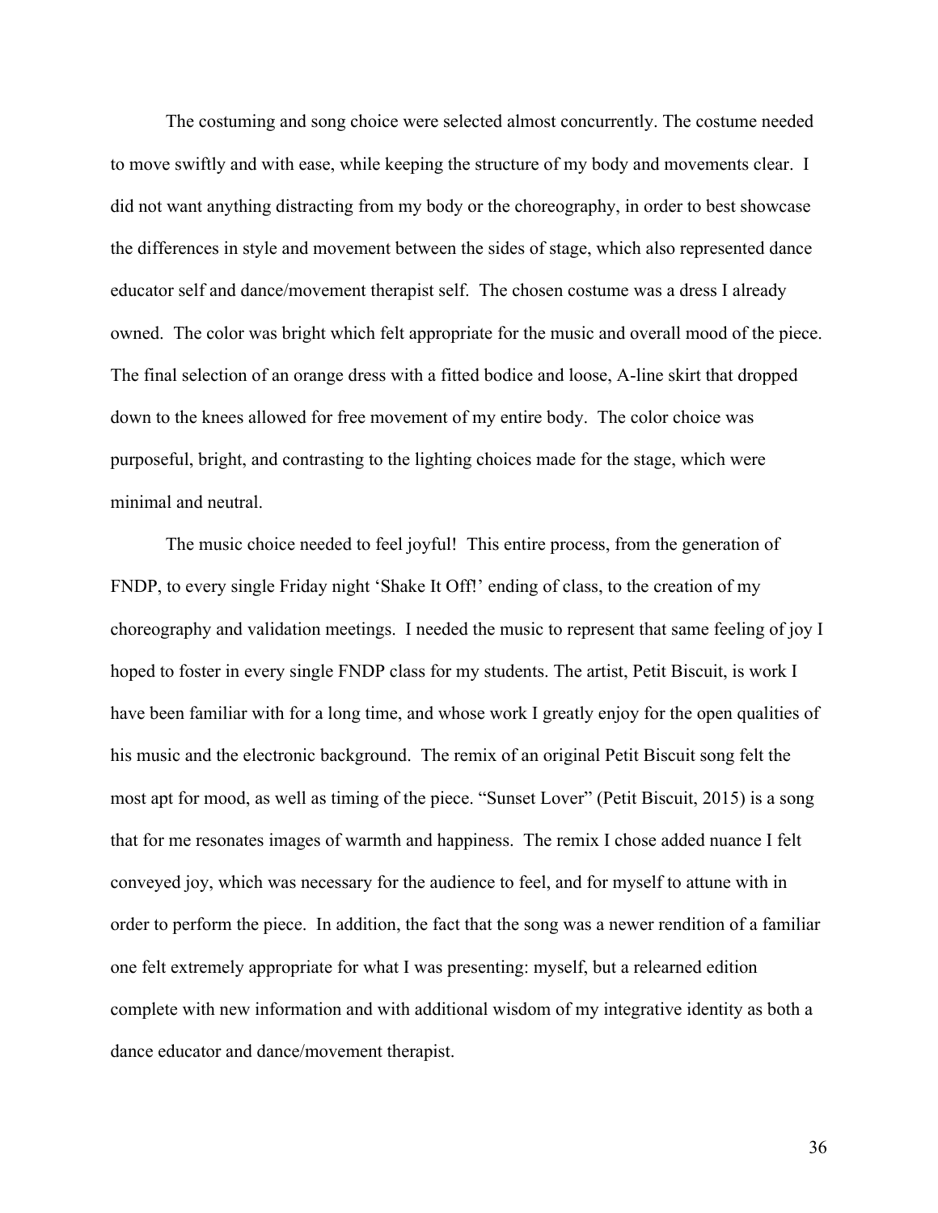The costuming and song choice were selected almost concurrently. The costume needed to move swiftly and with ease, while keeping the structure of my body and movements clear. I did not want anything distracting from my body or the choreography, in order to best showcase the differences in style and movement between the sides of stage, which also represented dance educator self and dance/movement therapist self. The chosen costume was a dress I already owned. The color was bright which felt appropriate for the music and overall mood of the piece. The final selection of an orange dress with a fitted bodice and loose, A-line skirt that dropped down to the knees allowed for free movement of my entire body. The color choice was purposeful, bright, and contrasting to the lighting choices made for the stage, which were minimal and neutral.

The music choice needed to feel joyful! This entire process, from the generation of FNDP, to every single Friday night 'Shake It Off!' ending of class, to the creation of my choreography and validation meetings. I needed the music to represent that same feeling of joy I hoped to foster in every single FNDP class for my students. The artist, Petit Biscuit, is work I have been familiar with for a long time, and whose work I greatly enjoy for the open qualities of his music and the electronic background. The remix of an original Petit Biscuit song felt the most apt for mood, as well as timing of the piece. "Sunset Lover" (Petit Biscuit, 2015) is a song that for me resonates images of warmth and happiness. The remix I chose added nuance I felt conveyed joy, which was necessary for the audience to feel, and for myself to attune with in order to perform the piece. In addition, the fact that the song was a newer rendition of a familiar one felt extremely appropriate for what I was presenting: myself, but a relearned edition complete with new information and with additional wisdom of my integrative identity as both a dance educator and dance/movement therapist.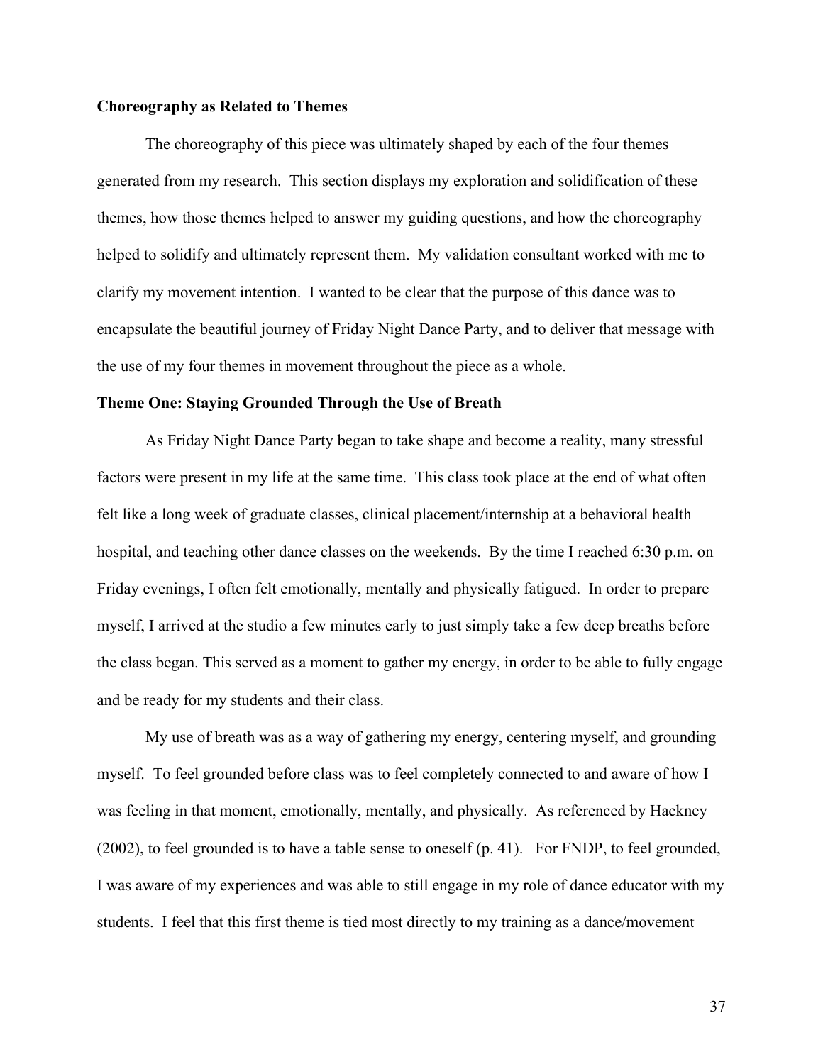**Choreography as Related to Themes**

The choreography of this piece was ultimately shaped by each of the four themes generated from my research. This section displays my exploration and solidification of these themes, how those themes helped to answer my guiding questions, and how the choreography helped to solidify and ultimately represent them. My validation consultant worked with me to clarify my movement intention. I wanted to be clear that the purpose of this dance was to encapsulate the beautiful journey of Friday Night Dance Party, and to deliver that message with the use of my four themes in movement throughout the piece as a whole.

**Theme One: Staying Grounded Through the Use of Breath**

As Friday Night Dance Party began to take shape and become a reality, many stressful factors were present in my life at the same time. This class took place at the end of what often felt like a long week of graduate classes, clinical placement/internship at a behavioral health hospital, and teaching other dance classes on the weekends. By the time I reached 6:30 p.m. on Friday evenings, I often felt emotionally, mentally and physically fatigued. In order to prepare myself, I arrived at the studio a few minutes early to just simply take a few deep breaths before the class began. This served as a moment to gather my energy, in order to be able to fully engage and be ready for my students and their class.

My use of breath was as a way of gathering my energy, centering myself, and grounding myself. To feel grounded before class was to feel completely connected to and aware of how I was feeling in that moment, emotionally, mentally, and physically. As referenced by Hackney (2002), to feel grounded is to have a table sense to oneself (p. 41). For FNDP, to feel grounded, I was aware of my experiences and was able to still engage in my role of dance educator with my students. I feel that this first theme is tied most directly to my training as a dance/movement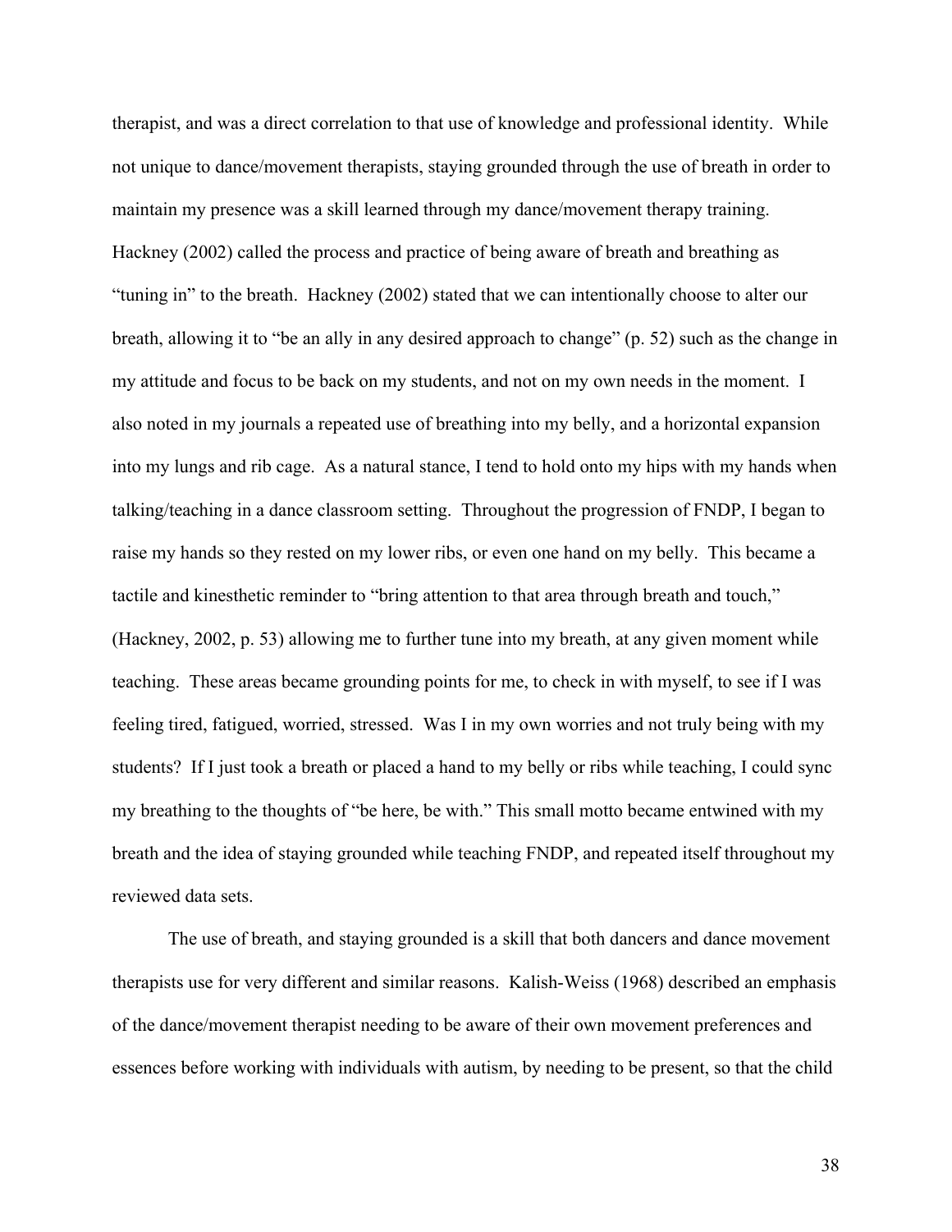therapist, and was a direct correlation to that use of knowledge and professional identity. While not unique to dance/movement therapists, staying grounded through the use of breath in order to maintain my presence was a skill learned through my dance/movement therapy training. Hackney (2002) called the process and practice of being aware of breath and breathing as "tuning in" to the breath. Hackney (2002) stated that we can intentionally choose to alter our breath, allowing it to "be an ally in any desired approach to change" (p. 52) such as the change in my attitude and focus to be back on my students, and not on my own needs in the moment. I also noted in my journals a repeated use of breathing into my belly, and a horizontal expansion into my lungs and rib cage. As a natural stance, I tend to hold onto my hips with my hands when talking/teaching in a dance classroom setting. Throughout the progression of FNDP, I began to raise my hands so they rested on my lower ribs, or even one hand on my belly. This became a tactile and kinesthetic reminder to "bring attention to that area through breath and touch," (Hackney, 2002, p. 53) allowing me to further tune into my breath, at any given moment while teaching. These areas became grounding points for me, to check in with myself, to see if I was feeling tired, fatigued, worried, stressed. Was I in my own worries and not truly being with my students? If I just took a breath or placed a hand to my belly or ribs while teaching, I could sync my breathing to the thoughts of "be here, be with." This small motto became entwined with my breath and the idea of staying grounded while teaching FNDP, and repeated itself throughout my reviewed data sets.

The use of breath, and staying grounded is a skill that both dancers and dance movement therapists use for very different and similar reasons. Kalish-Weiss (1968) described an emphasis of the dance/movement therapist needing to be aware of their own movement preferences and essences before working with individuals with autism, by needing to be present, so that the child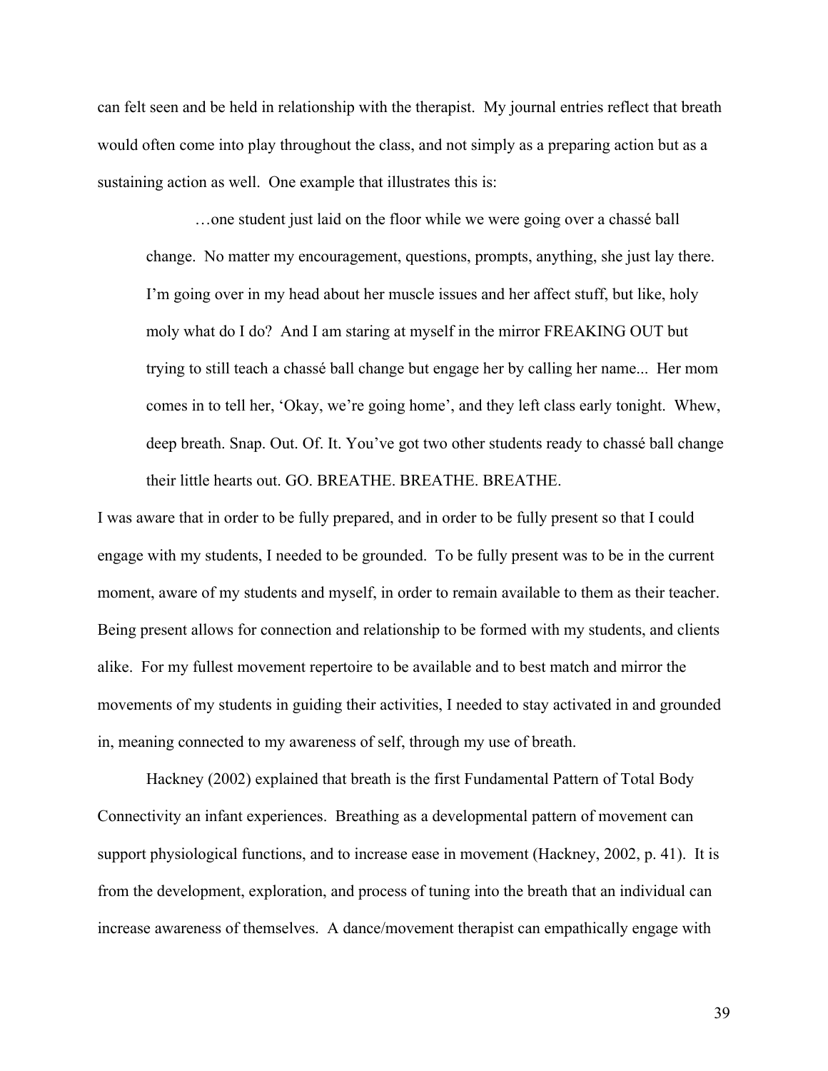can felt seen and be held in relationship with the therapist. My journal entries reflect that breath would often come into play throughout the class, and not simply as a preparing action but as a sustaining action as well. One example that illustrates this is:

> …one student just laid on the floor while we were going over a chassé ball change. No matter my encouragement, questions, prompts, anything, she just lay there. I'm going over in my head about her muscle issues and her affect stuff, but like, holy moly what do I do? And I am staring at myself in the mirror FREAKING OUT but trying to still teach a chassé ball change but engage her by calling her name... Her mom comes in to tell her, 'Okay, we're going home', and they left class early tonight. Whew, deep breath. Snap. Out. Of. It. You've got two other students ready to chassé ball change their little hearts out. GO. BREATHE. BREATHE. BREATHE.

I was aware that in order to be fully prepared, and in order to be fully present so that I could engage with my students, I needed to be grounded. To be fully present was to be in the current moment, aware of my students and myself, in order to remain available to them as their teacher. Being present allows for connection and relationship to be formed with my students, and clients alike. For my fullest movement repertoire to be available and to best match and mirror the movements of my students in guiding their activities, I needed to stay activated in and grounded in, meaning connected to my awareness of self, through my use of breath.

Hackney (2002) explained that breath is the first Fundamental Pattern of Total Body Connectivity an infant experiences. Breathing as a developmental pattern of movement can support physiological functions, and to increase ease in movement (Hackney, 2002, p. 41). It is from the development, exploration, and process of tuning into the breath that an individual can increase awareness of themselves. A dance/movement therapist can empathically engage with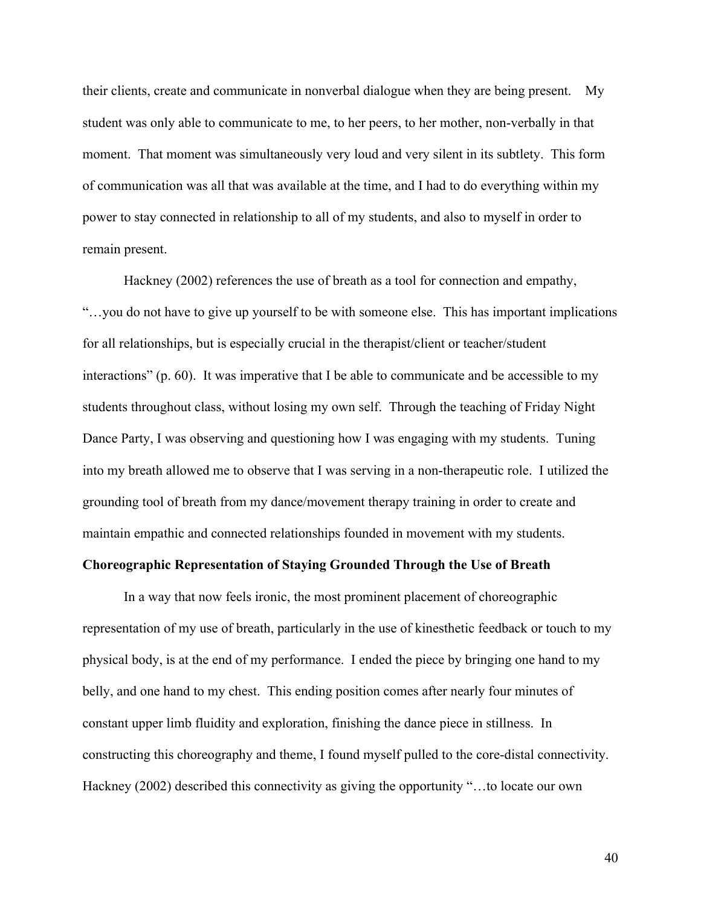their clients, create and communicate in nonverbal dialogue when they are being present. My student was only able to communicate to me, to her peers, to her mother, non-verbally in that moment. That moment was simultaneously very loud and very silent in its subtlety. This form of communication was all that was available at the time, and I had to do everything within my power to stay connected in relationship to all of my students, and also to myself in order to remain present.

Hackney (2002) references the use of breath as a tool for connection and empathy, "…you do not have to give up yourself to be with someone else. This has important implications for all relationships, but is especially crucial in the therapist/client or teacher/student interactions" (p. 60). It was imperative that I be able to communicate and be accessible to my students throughout class, without losing my own self. Through the teaching of Friday Night Dance Party, I was observing and questioning how I was engaging with my students. Tuning into my breath allowed me to observe that I was serving in a non-therapeutic role. I utilized the grounding tool of breath from my dance/movement therapy training in order to create and maintain empathic and connected relationships founded in movement with my students.

**Choreographic Representation of Staying Grounded Through the Use of Breath**

In a way that now feels ironic, the most prominent placement of choreographic representation of my use of breath, particularly in the use of kinesthetic feedback or touch to my physical body, is at the end of my performance. I ended the piece by bringing one hand to my belly, and one hand to my chest. This ending position comes after nearly four minutes of constant upper limb fluidity and exploration, finishing the dance piece in stillness. In constructing this choreography and theme, I found myself pulled to the core-distal connectivity. Hackney (2002) described this connectivity as giving the opportunity "…to locate our own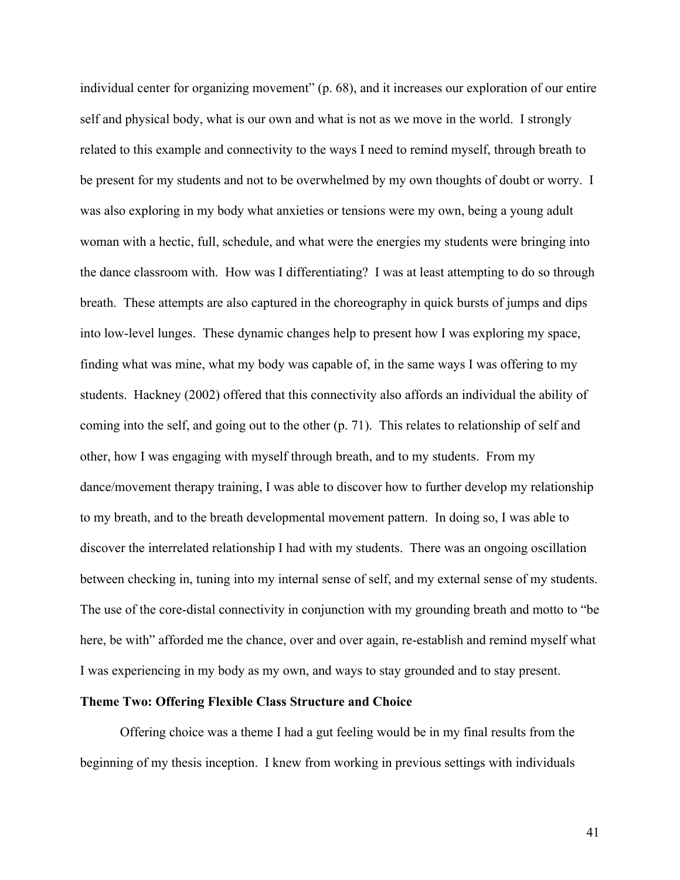individual center for organizing movement" (p. 68), and it increases our exploration of our entire self and physical body, what is our own and what is not as we move in the world. I strongly related to this example and connectivity to the ways I need to remind myself, through breath to be present for my students and not to be overwhelmed by my own thoughts of doubt or worry. I was also exploring in my body what anxieties or tensions were my own, being a young adult woman with a hectic, full, schedule, and what were the energies my students were bringing into the dance classroom with. How was I differentiating? I was at least attempting to do so through breath. These attempts are also captured in the choreography in quick bursts of jumps and dips into low-level lunges. These dynamic changes help to present how I was exploring my space, finding what was mine, what my body was capable of, in the same ways I was offering to my students. Hackney (2002) offered that this connectivity also affords an individual the ability of coming into the self, and going out to the other (p. 71). This relates to relationship of self and other, how I was engaging with myself through breath, and to my students. From my dance/movement therapy training, I was able to discover how to further develop my relationship to my breath, and to the breath developmental movement pattern. In doing so, I was able to discover the interrelated relationship I had with my students. There was an ongoing oscillation between checking in, tuning into my internal sense of self, and my external sense of my students. The use of the core-distal connectivity in conjunction with my grounding breath and motto to "be here, be with" afforded me the chance, over and over again, re-establish and remind myself what I was experiencing in my body as my own, and ways to stay grounded and to stay present.

### Theme Two: Offering Flexible Class Structure and Choice

Offering choice was a theme I had a gut feeling would be in my final results from the beginning of my thesis inception. I knew from working in previous settings with individuals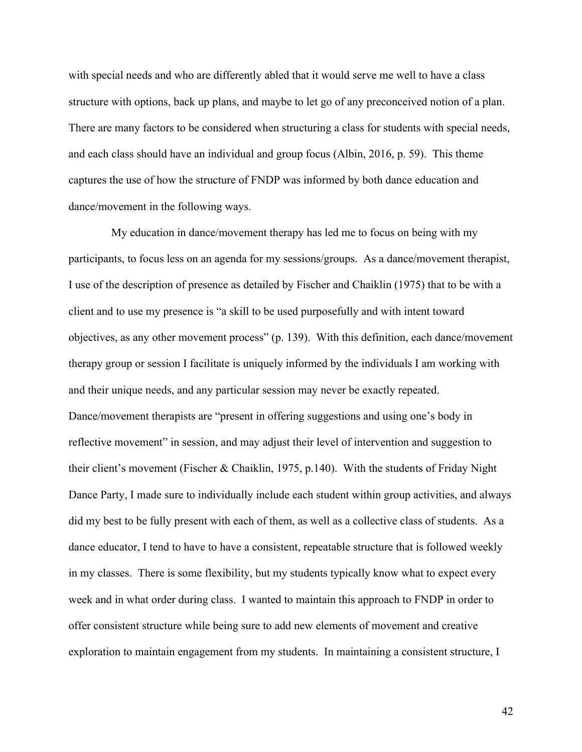with special needs and who are differently abled that it would serve me well to have a class structure with options, back up plans, and maybe to let go of any preconceived notion of a plan. There are many factors to be considered when structuring a class for students with special needs, and each class should have an individual and group focus (Albin, 2016, p. 59). This theme captures the use of how the structure of FNDP was informed by both dance education and dance/movement in the following ways.

My education in dance/movement therapy has led me to focus on being with my participants, to focus less on an agenda for my sessions/groups. As a dance/movement therapist, I use of the description of presence as detailed by Fischer and Chaiklin (1975) that to be with a client and to use my presence is "a skill to be used purposefully and with intent toward objectives, as any other movement process" (p. 139). With this definition, each dance/movement therapy group or session I facilitate is uniquely informed by the individuals I am working with and their unique needs, and any particular session may never be exactly repeated. Dance/movement therapists are "present in offering suggestions and using one's body in reflective movement" in session, and may adjust their level of intervention and suggestion to their client's movement (Fischer & Chaiklin, 1975, p.140). With the students of Friday Night Dance Party, I made sure to individually include each student within group activities, and always did my best to be fully present with each of them, as well as a collective class of students. As a dance educator, I tend to have to have a consistent, repeatable structure that is followed weekly in my classes. There is some flexibility, but my students typically know what to expect every week and in what order during class. I wanted to maintain this approach to FNDP in order to offer consistent structure while being sure to add new elements of movement and creative exploration to maintain engagement from my students. In maintaining a consistent structure, I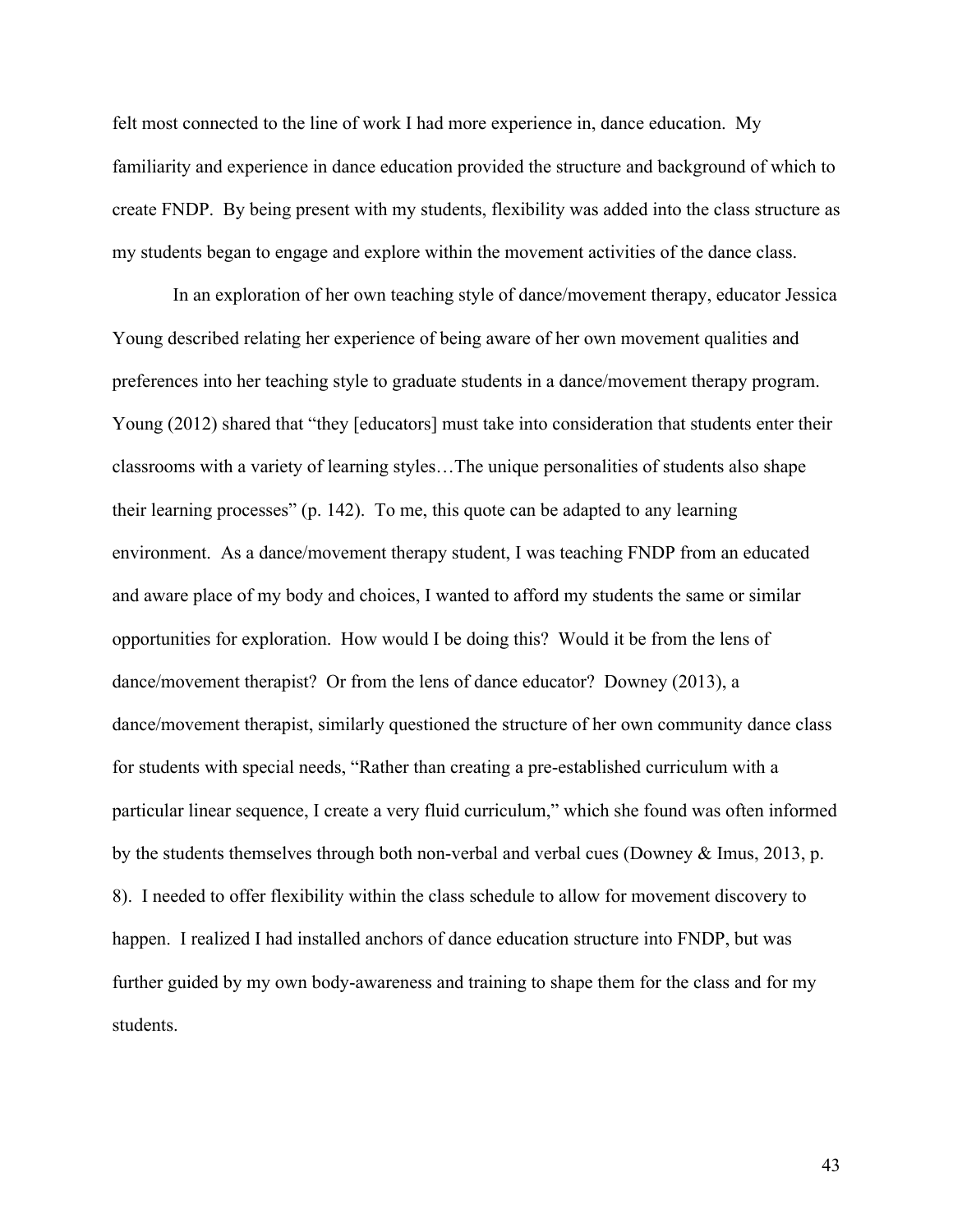felt most connected to the line of work I had more experience in, dance education. My familiarity and experience in dance education provided the structure and background of which to create FNDP. By being present with my students, flexibility was added into the class structure as my students began to engage and explore within the movement activities of the dance class.

In an exploration of her own teaching style of dance/movement therapy, educator Jessica Young described relating her experience of being aware of her own movement qualities and preferences into her teaching style to graduate students in a dance/movement therapy program. Young (2012) shared that "they [educators] must take into consideration that students enter their classrooms with a variety of learning styles…The unique personalities of students also shape their learning processes" (p. 142). To me, this quote can be adapted to any learning environment. As a dance/movement therapy student, I was teaching FNDP from an educated and aware place of my body and choices, I wanted to afford my students the same or similar opportunities for exploration. How would I be doing this? Would it be from the lens of dance/movement therapist? Or from the lens of dance educator? Downey (2013), a dance/movement therapist, similarly questioned the structure of her own community dance class for students with special needs, "Rather than creating a pre-established curriculum with a particular linear sequence, I create a very fluid curriculum," which she found was often informed by the students themselves through both non-verbal and verbal cues (Downey & Imus, 2013, p. 8). I needed to offer flexibility within the class schedule to allow for movement discovery to happen. I realized I had installed anchors of dance education structure into FNDP, but was further guided by my own body-awareness and training to shape them for the class and for my students.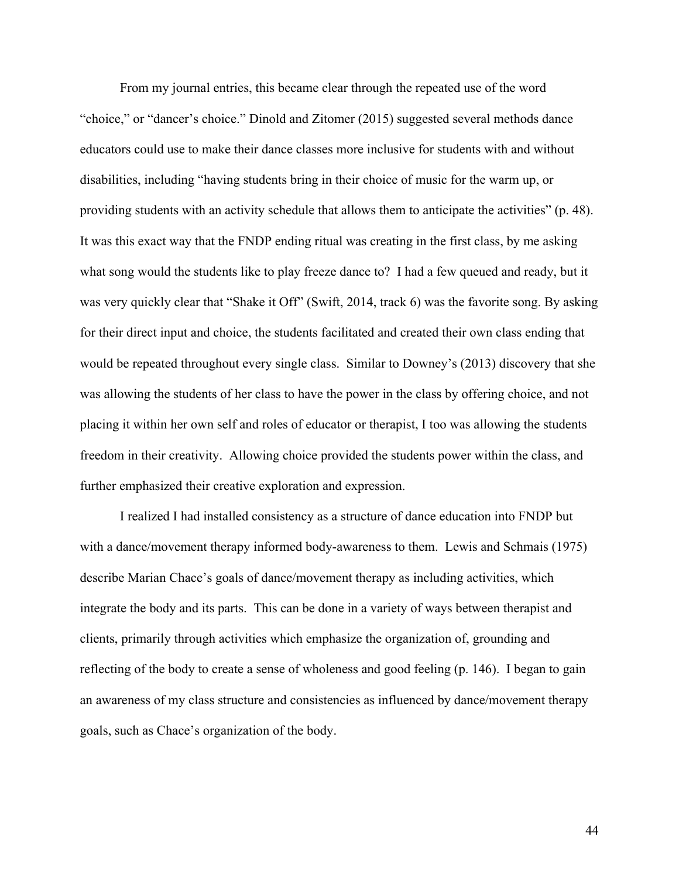From my journal entries, this became clear through the repeated use of the word "choice," or "dancer's choice." Dinold and Zitomer (2015) suggested several methods dance educators could use to make their dance classes more inclusive for students with and without disabilities, including "having students bring in their choice of music for the warm up, or providing students with an activity schedule that allows them to anticipate the activities" (p. 48). It was this exact way that the FNDP ending ritual was creating in the first class, by me asking what song would the students like to play freeze dance to? I had a few queued and ready, but it was very quickly clear that "Shake it Off" (Swift, 2014, track 6) was the favorite song. By asking for their direct input and choice, the students facilitated and created their own class ending that would be repeated throughout every single class. Similar to Downey's (2013) discovery that she was allowing the students of her class to have the power in the class by offering choice, and not placing it within her own self and roles of educator or therapist, I too was allowing the students freedom in their creativity. Allowing choice provided the students power within the class, and further emphasized their creative exploration and expression.

I realized I had installed consistency as a structure of dance education into FNDP but with a dance/movement therapy informed body-awareness to them. Lewis and Schmais (1975) describe Marian Chace's goals of dance/movement therapy as including activities, which integrate the body and its parts. This can be done in a variety of ways between therapist and clients, primarily through activities which emphasize the organization of, grounding and reflecting of the body to create a sense of wholeness and good feeling (p. 146). I began to gain an awareness of my class structure and consistencies as influenced by dance/movement therapy goals, such as Chace's organization of the body.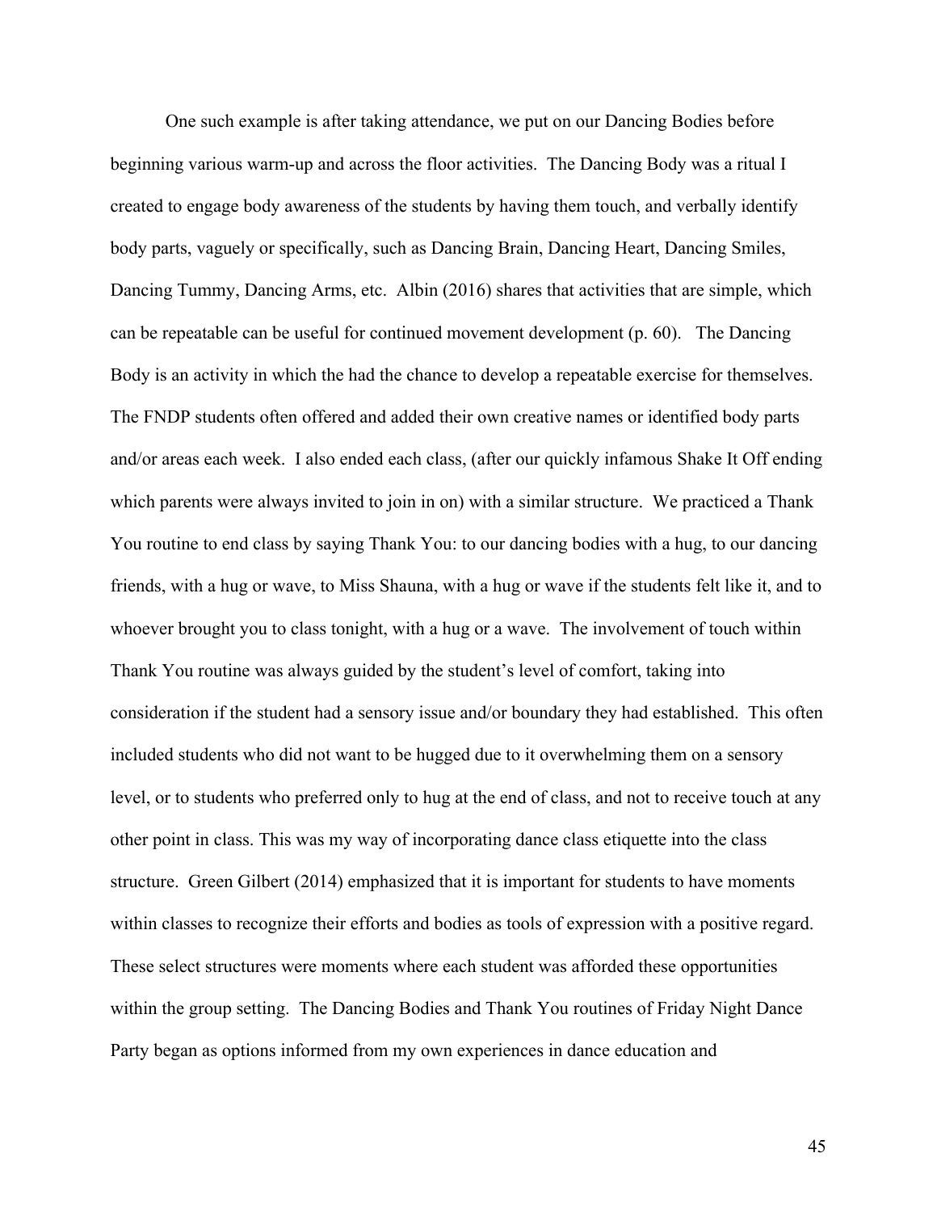One such example is after taking attendance, we put on our Dancing Bodies before beginning various warm-up and across the floor activities. The Dancing Body was a ritual I created to engage body awareness of the students by having them touch, and verbally identify body parts, vaguely or specifically, such as Dancing Brain, Dancing Heart, Dancing Smiles, Dancing Tummy, Dancing Arms, etc. Albin (2016) shares that activities that are simple, which can be repeatable can be useful for continued movement development (p. 60). The Dancing Body is an activity in which the had the chance to develop a repeatable exercise for themselves. The FNDP students often offered and added their own creative names or identified body parts and/or areas each week. I also ended each class, (after our quickly infamous Shake It Off ending which parents were always invited to join in on) with a similar structure. We practiced a Thank You routine to end class by saying Thank You: to our dancing bodies with a hug, to our dancing friends, with a hug or wave, to Miss Shauna, with a hug or wave if the students felt like it, and to whoever brought you to class tonight, with a hug or a wave. The involvement of touch within Thank You routine was always guided by the student's level of comfort, taking into consideration if the student had a sensory issue and/or boundary they had established. This often included students who did not want to be hugged due to it overwhelming them on a sensory level, or to students who preferred only to hug at the end of class, and not to receive touch at any other point in class. This was my way of incorporating dance class etiquette into the class structure. Green Gilbert (2014) emphasized that it is important for students to have moments within classes to recognize their efforts and bodies as tools of expression with a positive regard. These select structures were moments where each student was afforded these opportunities within the group setting. The Dancing Bodies and Thank You routines of Friday Night Dance Party began as options informed from my own experiences in dance education and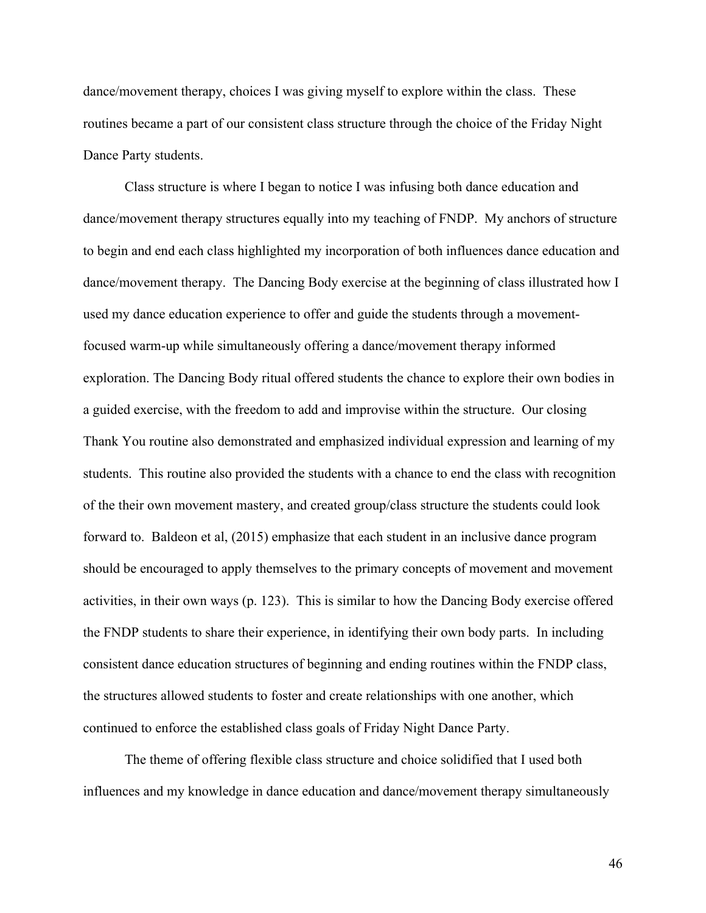dance/movement therapy, choices I was giving myself to explore within the class. These routines became a part of our consistent class structure through the choice of the Friday Night Dance Party students.

Class structure is where I began to notice I was infusing both dance education and dance/movement therapy structures equally into my teaching of FNDP. My anchors of structure to begin and end each class highlighted my incorporation of both influences dance education and dance/movement therapy. The Dancing Body exercise at the beginning of class illustrated how I used my dance education experience to offer and guide the students through a movement-focused warm-up while simultaneously offering a dance/movement therapy informed exploration. The Dancing Body ritual offered students the chance to explore their own bodies in a guided exercise, with the freedom to add and improvise within the structure. Our closing Thank You routine also demonstrated and emphasized individual expression and learning of my students. This routine also provided the students with a chance to end the class with recognition of the their own movement mastery, and created group/class structure the students could look forward to. Baldeon et al, (2015) emphasize that each student in an inclusive dance program should be encouraged to apply themselves to the primary concepts of movement and movement activities, in their own ways (p. 123). This is similar to how the Dancing Body exercise offered the FNDP students to share their experience, in identifying their own body parts. In including consistent dance education structures of beginning and ending routines within the FNDP class, the structures allowed students to foster and create relationships with one another, which continued to enforce the established class goals of Friday Night Dance Party.

The theme of offering flexible class structure and choice solidified that I used both influences and my knowledge in dance education and dance/movement therapy simultaneously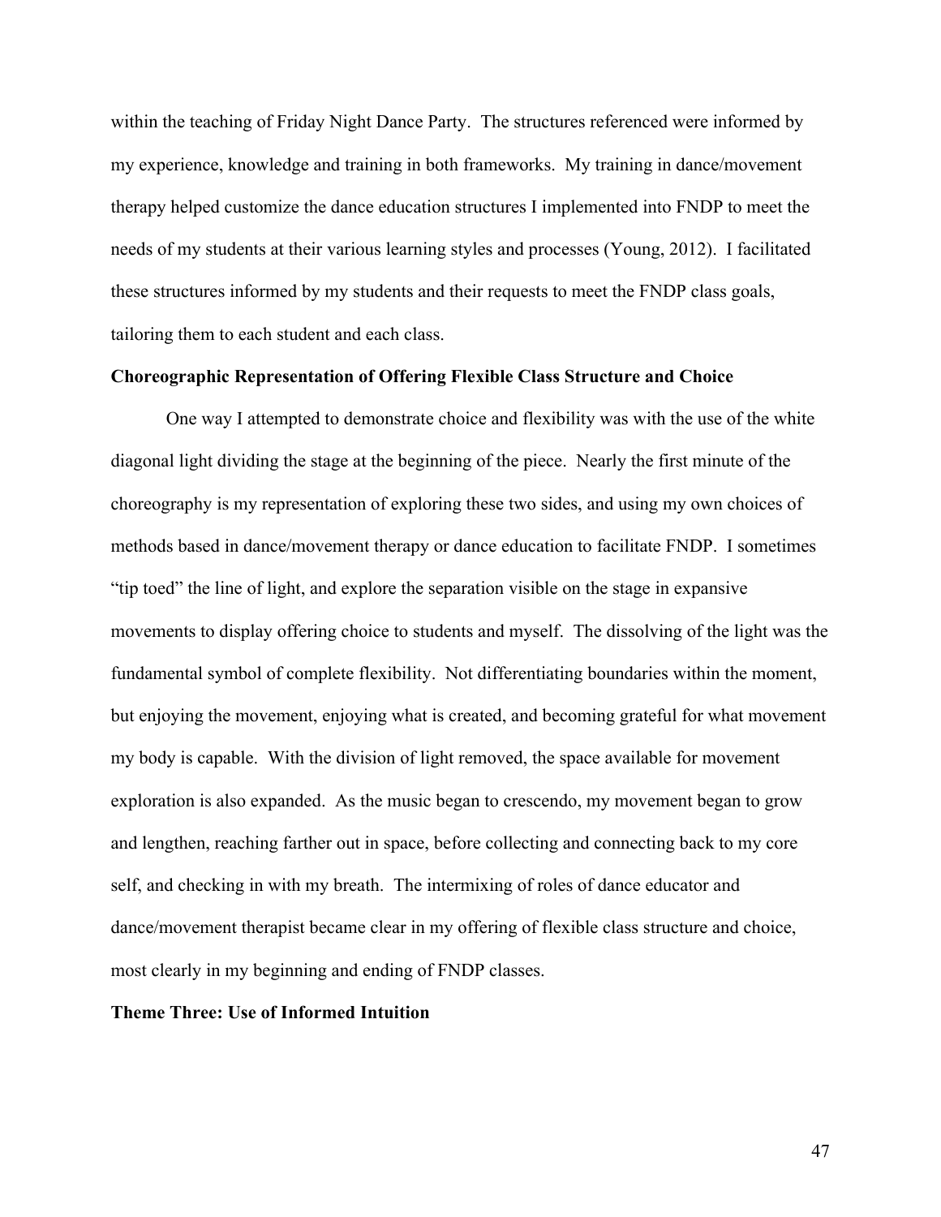within the teaching of Friday Night Dance Party. The structures referenced were informed by my experience, knowledge and training in both frameworks. My training in dance/movement therapy helped customize the dance education structures I implemented into FNDP to meet the needs of my students at their various learning styles and processes (Young, 2012). I facilitated these structures informed by my students and their requests to meet the FNDP class goals, tailoring them to each student and each class.

**Choreographic Representation of Offering Flexible Class Structure and Choice**

One way I attempted to demonstrate choice and flexibility was with the use of the white diagonal light dividing the stage at the beginning of the piece. Nearly the first minute of the choreography is my representation of exploring these two sides, and using my own choices of methods based in dance/movement therapy or dance education to facilitate FNDP. I sometimes "tip toed" the line of light, and explore the separation visible on the stage in expansive movements to display offering choice to students and myself. The dissolving of the light was the fundamental symbol of complete flexibility. Not differentiating boundaries within the moment, but enjoying the movement, enjoying what is created, and becoming grateful for what movement my body is capable. With the division of light removed, the space available for movement exploration is also expanded. As the music began to crescendo, my movement began to grow and lengthen, reaching farther out in space, before collecting and connecting back to my core self, and checking in with my breath. The intermixing of roles of dance educator and dance/movement therapist became clear in my offering of flexible class structure and choice, most clearly in my beginning and ending of FNDP classes.

**Theme Three: Use of Informed Intuition**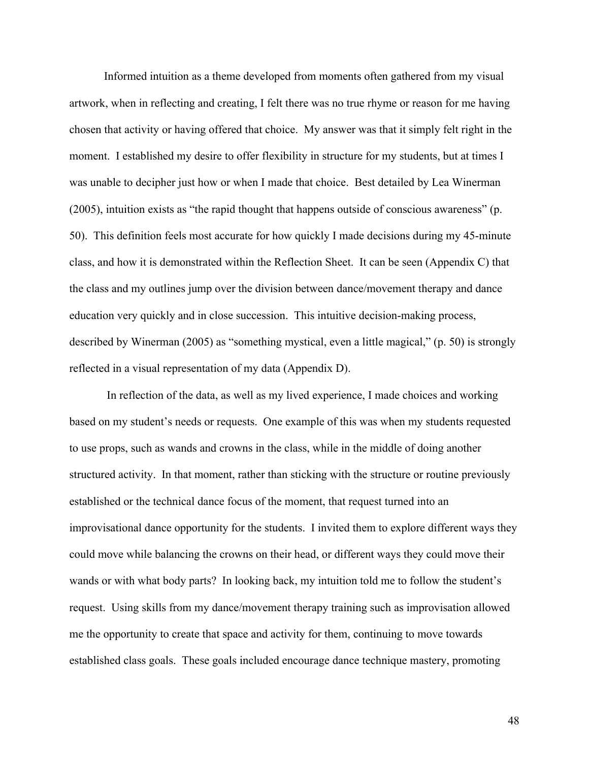Informed intuition as a theme developed from moments often gathered from my visual artwork, when in reflecting and creating, I felt there was no true rhyme or reason for me having chosen that activity or having offered that choice. My answer was that it simply felt right in the moment. I established my desire to offer flexibility in structure for my students, but at times I was unable to decipher just how or when I made that choice. Best detailed by Lea Winerman (2005), intuition exists as "the rapid thought that happens outside of conscious awareness" (p. 50). This definition feels most accurate for how quickly I made decisions during my 45-minute class, and how it is demonstrated within the Reflection Sheet. It can be seen (Appendix C) that the class and my outlines jump over the division between dance/movement therapy and dance education very quickly and in close succession. This intuitive decision-making process, described by Winerman (2005) as "something mystical, even a little magical," (p. 50) is strongly reflected in a visual representation of my data (Appendix D).

In reflection of the data, as well as my lived experience, I made choices and working based on my student's needs or requests. One example of this was when my students requested to use props, such as wands and crowns in the class, while in the middle of doing another structured activity. In that moment, rather than sticking with the structure or routine previously established or the technical dance focus of the moment, that request turned into an improvisational dance opportunity for the students. I invited them to explore different ways they could move while balancing the crowns on their head, or different ways they could move their wands or with what body parts? In looking back, my intuition told me to follow the student's request. Using skills from my dance/movement therapy training such as improvisation allowed me the opportunity to create that space and activity for them, continuing to move towards established class goals. These goals included encourage dance technique mastery, promoting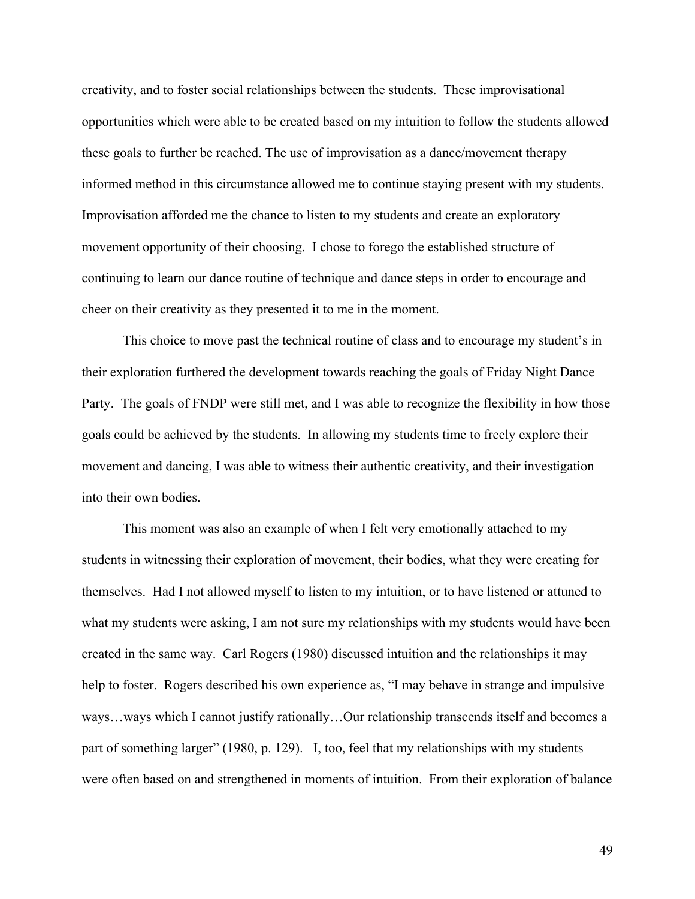creativity, and to foster social relationships between the students. These improvisational opportunities which were able to be created based on my intuition to follow the students allowed these goals to further be reached. The use of improvisation as a dance/movement therapy informed method in this circumstance allowed me to continue staying present with my students. Improvisation afforded me the chance to listen to my students and create an exploratory movement opportunity of their choosing. I chose to forego the established structure of continuing to learn our dance routine of technique and dance steps in order to encourage and cheer on their creativity as they presented it to me in the moment.

This choice to move past the technical routine of class and to encourage my student's in their exploration furthered the development towards reaching the goals of Friday Night Dance Party. The goals of FNDP were still met, and I was able to recognize the flexibility in how those goals could be achieved by the students. In allowing my students time to freely explore their movement and dancing, I was able to witness their authentic creativity, and their investigation into their own bodies.

This moment was also an example of when I felt very emotionally attached to my students in witnessing their exploration of movement, their bodies, what they were creating for themselves. Had I not allowed myself to listen to my intuition, or to have listened or attuned to what my students were asking, I am not sure my relationships with my students would have been created in the same way. Carl Rogers (1980) discussed intuition and the relationships it may help to foster. Rogers described his own experience as, "I may behave in strange and impulsive ways…ways which I cannot justify rationally…Our relationship transcends itself and becomes a part of something larger" (1980, p. 129). I, too, feel that my relationships with my students were often based on and strengthened in moments of intuition. From their exploration of balance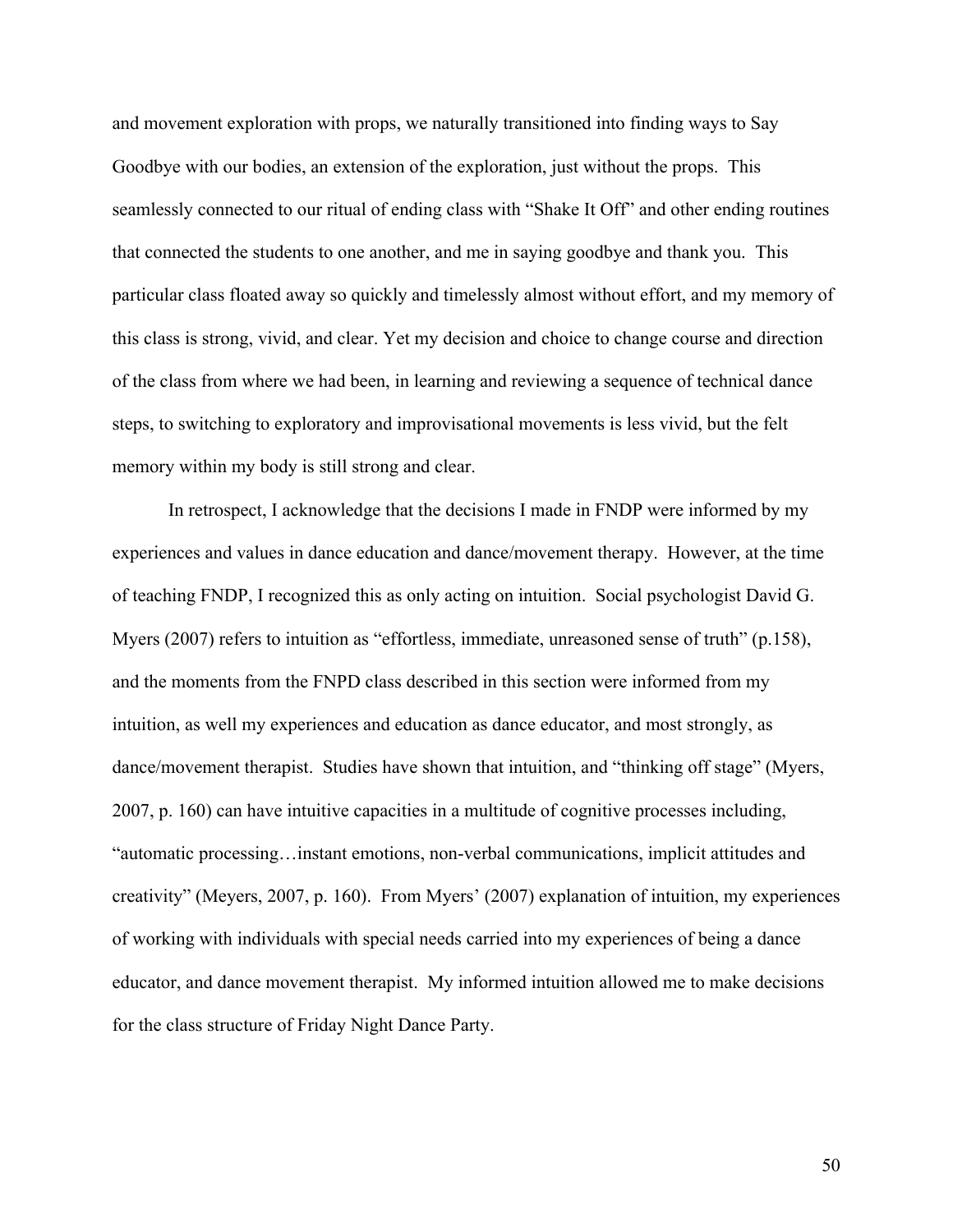and movement exploration with props, we naturally transitioned into finding ways to Say Goodbye with our bodies, an extension of the exploration, just without the props. This seamlessly connected to our ritual of ending class with "Shake It Off" and other ending routines that connected the students to one another, and me in saying goodbye and thank you. This particular class floated away so quickly and timelessly almost without effort, and my memory of this class is strong, vivid, and clear. Yet my decision and choice to change course and direction of the class from where we had been, in learning and reviewing a sequence of technical dance steps, to switching to exploratory and improvisational movements is less vivid, but the felt memory within my body is still strong and clear.

In retrospect, I acknowledge that the decisions I made in FNDP were informed by my experiences and values in dance education and dance/movement therapy. However, at the time of teaching FNDP, I recognized this as only acting on intuition. Social psychologist David G. Myers (2007) refers to intuition as "effortless, immediate, unreasoned sense of truth" (p.158), and the moments from the FNPD class described in this section were informed from my intuition, as well my experiences and education as dance educator, and most strongly, as dance/movement therapist. Studies have shown that intuition, and "thinking off stage" (Myers, 2007, p. 160) can have intuitive capacities in a multitude of cognitive processes including, "automatic processing…instant emotions, non-verbal communications, implicit attitudes and creativity" (Meyers, 2007, p. 160). From Myers' (2007) explanation of intuition, my experiences of working with individuals with special needs carried into my experiences of being a dance educator, and dance movement therapist. My informed intuition allowed me to make decisions for the class structure of Friday Night Dance Party.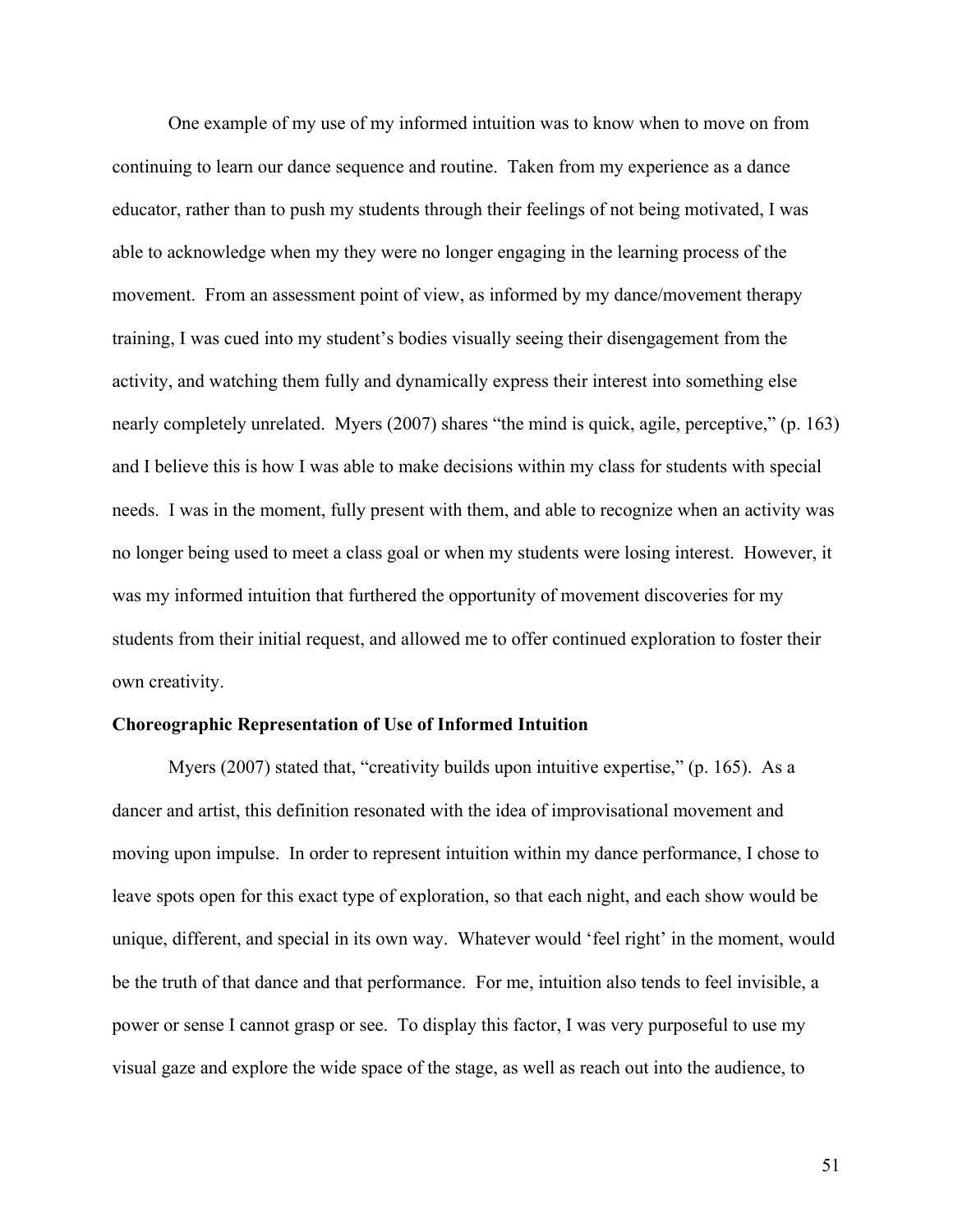One example of my use of my informed intuition was to know when to move on from continuing to learn our dance sequence and routine. Taken from my experience as a dance educator, rather than to push my students through their feelings of not being motivated, I was able to acknowledge when my they were no longer engaging in the learning process of the movement. From an assessment point of view, as informed by my dance/movement therapy training, I was cued into my student's bodies visually seeing their disengagement from the activity, and watching them fully and dynamically express their interest into something else nearly completely unrelated. Myers (2007) shares "the mind is quick, agile, perceptive," (p. 163) and I believe this is how I was able to make decisions within my class for students with special needs. I was in the moment, fully present with them, and able to recognize when an activity was no longer being used to meet a class goal or when my students were losing interest. However, it was my informed intuition that furthered the opportunity of movement discoveries for my students from their initial request, and allowed me to offer continued exploration to foster their own creativity.

**Choreographic Representation of Use of Informed Intuition**

Myers (2007) stated that, "creativity builds upon intuitive expertise," (p. 165). As a dancer and artist, this definition resonated with the idea of improvisational movement and moving upon impulse. In order to represent intuition within my dance performance, I chose to leave spots open for this exact type of exploration, so that each night, and each show would be unique, different, and special in its own way. Whatever would 'feel right' in the moment, would be the truth of that dance and that performance. For me, intuition also tends to feel invisible, a power or sense I cannot grasp or see. To display this factor, I was very purposeful to use my visual gaze and explore the wide space of the stage, as well as reach out into the audience, to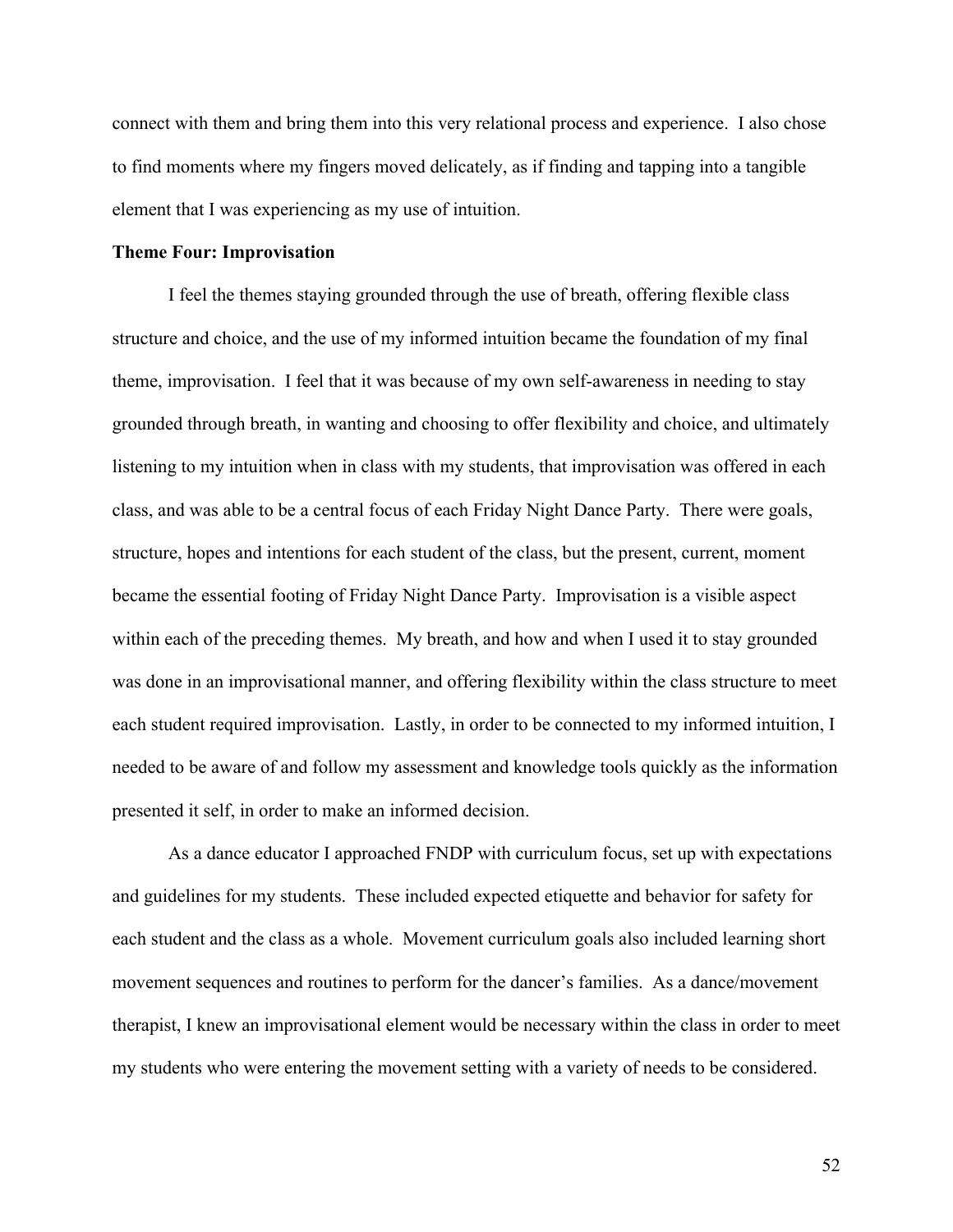connect with them and bring them into this very relational process and experience. I also chose to find moments where my fingers moved delicately, as if finding and tapping into a tangible element that I was experiencing as my use of intuition.

**Theme Four: Improvisation**

I feel the themes staying grounded through the use of breath, offering flexible class structure and choice, and the use of my informed intuition became the foundation of my final theme, improvisation. I feel that it was because of my own self-awareness in needing to stay grounded through breath, in wanting and choosing to offer flexibility and choice, and ultimately listening to my intuition when in class with my students, that improvisation was offered in each class, and was able to be a central focus of each Friday Night Dance Party. There were goals, structure, hopes and intentions for each student of the class, but the present, current, moment became the essential footing of Friday Night Dance Party. Improvisation is a visible aspect within each of the preceding themes. My breath, and how and when I used it to stay grounded was done in an improvisational manner, and offering flexibility within the class structure to meet each student required improvisation. Lastly, in order to be connected to my informed intuition, I needed to be aware of and follow my assessment and knowledge tools quickly as the information presented it self, in order to make an informed decision.

As a dance educator I approached FNDP with curriculum focus, set up with expectations and guidelines for my students. These included expected etiquette and behavior for safety for each student and the class as a whole. Movement curriculum goals also included learning short movement sequences and routines to perform for the dancer's families. As a dance/movement therapist, I knew an improvisational element would be necessary within the class in order to meet my students who were entering the movement setting with a variety of needs to be considered.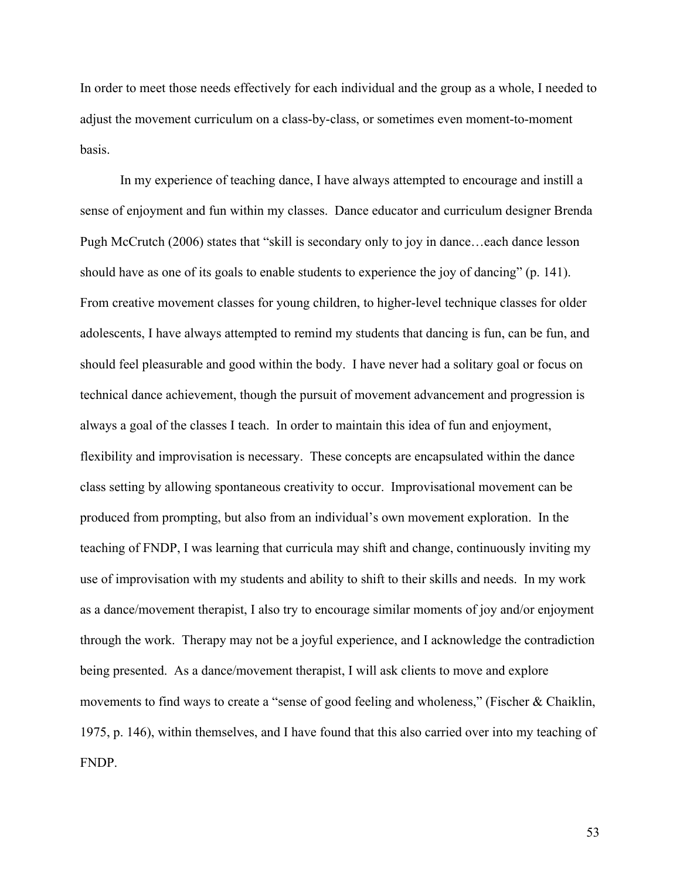In order to meet those needs effectively for each individual and the group as a whole, I needed to adjust the movement curriculum on a class-by-class, or sometimes even moment-to-moment basis.

In my experience of teaching dance, I have always attempted to encourage and instill a sense of enjoyment and fun within my classes. Dance educator and curriculum designer Brenda Pugh McCrutch (2006) states that "skill is secondary only to joy in dance…each dance lesson should have as one of its goals to enable students to experience the joy of dancing" (p. 141). From creative movement classes for young children, to higher-level technique classes for older adolescents, I have always attempted to remind my students that dancing is fun, can be fun, and should feel pleasurable and good within the body. I have never had a solitary goal or focus on technical dance achievement, though the pursuit of movement advancement and progression is always a goal of the classes I teach. In order to maintain this idea of fun and enjoyment, flexibility and improvisation is necessary. These concepts are encapsulated within the dance class setting by allowing spontaneous creativity to occur. Improvisational movement can be produced from prompting, but also from an individual's own movement exploration. In the teaching of FNDP, I was learning that curricula may shift and change, continuously inviting my use of improvisation with my students and ability to shift to their skills and needs. In my work as a dance/movement therapist, I also try to encourage similar moments of joy and/or enjoyment through the work. Therapy may not be a joyful experience, and I acknowledge the contradiction being presented. As a dance/movement therapist, I will ask clients to move and explore movements to find ways to create a "sense of good feeling and wholeness," (Fischer & Chaiklin, 1975, p. 146), within themselves, and I have found that this also carried over into my teaching of FNDP.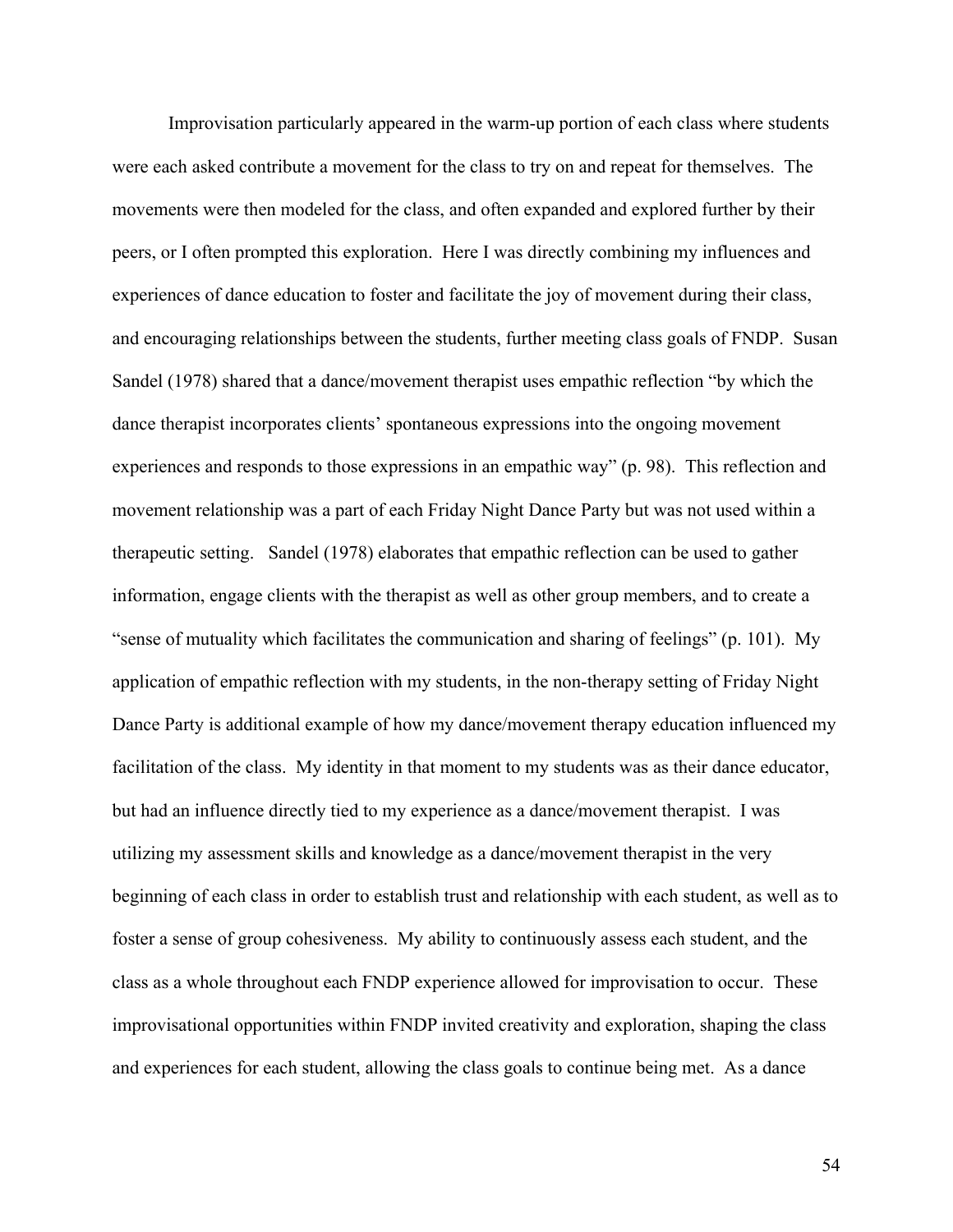Improvisation particularly appeared in the warm-up portion of each class where students were each asked contribute a movement for the class to try on and repeat for themselves. The movements were then modeled for the class, and often expanded and explored further by their peers, or I often prompted this exploration. Here I was directly combining my influences and experiences of dance education to foster and facilitate the joy of movement during their class, and encouraging relationships between the students, further meeting class goals of FNDP. Susan Sandel (1978) shared that a dance/movement therapist uses empathic reflection "by which the dance therapist incorporates clients' spontaneous expressions into the ongoing movement experiences and responds to those expressions in an empathic way" (p. 98). This reflection and movement relationship was a part of each Friday Night Dance Party but was not used within a therapeutic setting. Sandel (1978) elaborates that empathic reflection can be used to gather information, engage clients with the therapist as well as other group members, and to create a "sense of mutuality which facilitates the communication and sharing of feelings" (p. 101). My application of empathic reflection with my students, in the non-therapy setting of Friday Night Dance Party is additional example of how my dance/movement therapy education influenced my facilitation of the class. My identity in that moment to my students was as their dance educator, but had an influence directly tied to my experience as a dance/movement therapist. I was utilizing my assessment skills and knowledge as a dance/movement therapist in the very beginning of each class in order to establish trust and relationship with each student, as well as to foster a sense of group cohesiveness. My ability to continuously assess each student, and the class as a whole throughout each FNDP experience allowed for improvisation to occur. These improvisational opportunities within FNDP invited creativity and exploration, shaping the class and experiences for each student, allowing the class goals to continue being met. As a dance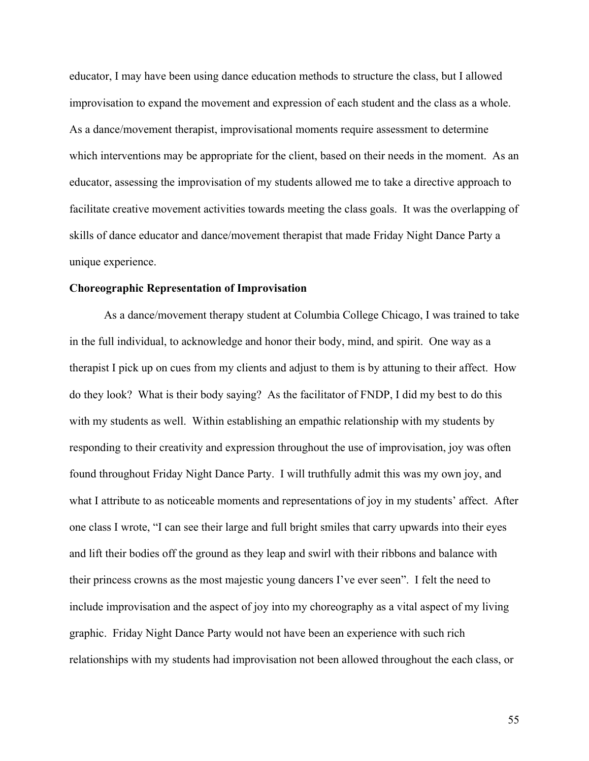educator, I may have been using dance education methods to structure the class, but I allowed improvisation to expand the movement and expression of each student and the class as a whole. As a dance/movement therapist, improvisational moments require assessment to determine which interventions may be appropriate for the client, based on their needs in the moment. As an educator, assessing the improvisation of my students allowed me to take a directive approach to facilitate creative movement activities towards meeting the class goals. It was the overlapping of skills of dance educator and dance/movement therapist that made Friday Night Dance Party a unique experience.

**Choreographic Representation of Improvisation**

As a dance/movement therapy student at Columbia College Chicago, I was trained to take in the full individual, to acknowledge and honor their body, mind, and spirit. One way as a therapist I pick up on cues from my clients and adjust to them is by attuning to their affect. How do they look? What is their body saying? As the facilitator of FNDP, I did my best to do this with my students as well. Within establishing an empathic relationship with my students by responding to their creativity and expression throughout the use of improvisation, joy was often found throughout Friday Night Dance Party. I will truthfully admit this was my own joy, and what I attribute to as noticeable moments and representations of joy in my students' affect. After one class I wrote, "I can see their large and full bright smiles that carry upwards into their eyes and lift their bodies off the ground as they leap and swirl with their ribbons and balance with their princess crowns as the most majestic young dancers I've ever seen". I felt the need to include improvisation and the aspect of joy into my choreography as a vital aspect of my living graphic. Friday Night Dance Party would not have been an experience with such rich relationships with my students had improvisation not been allowed throughout the each class, or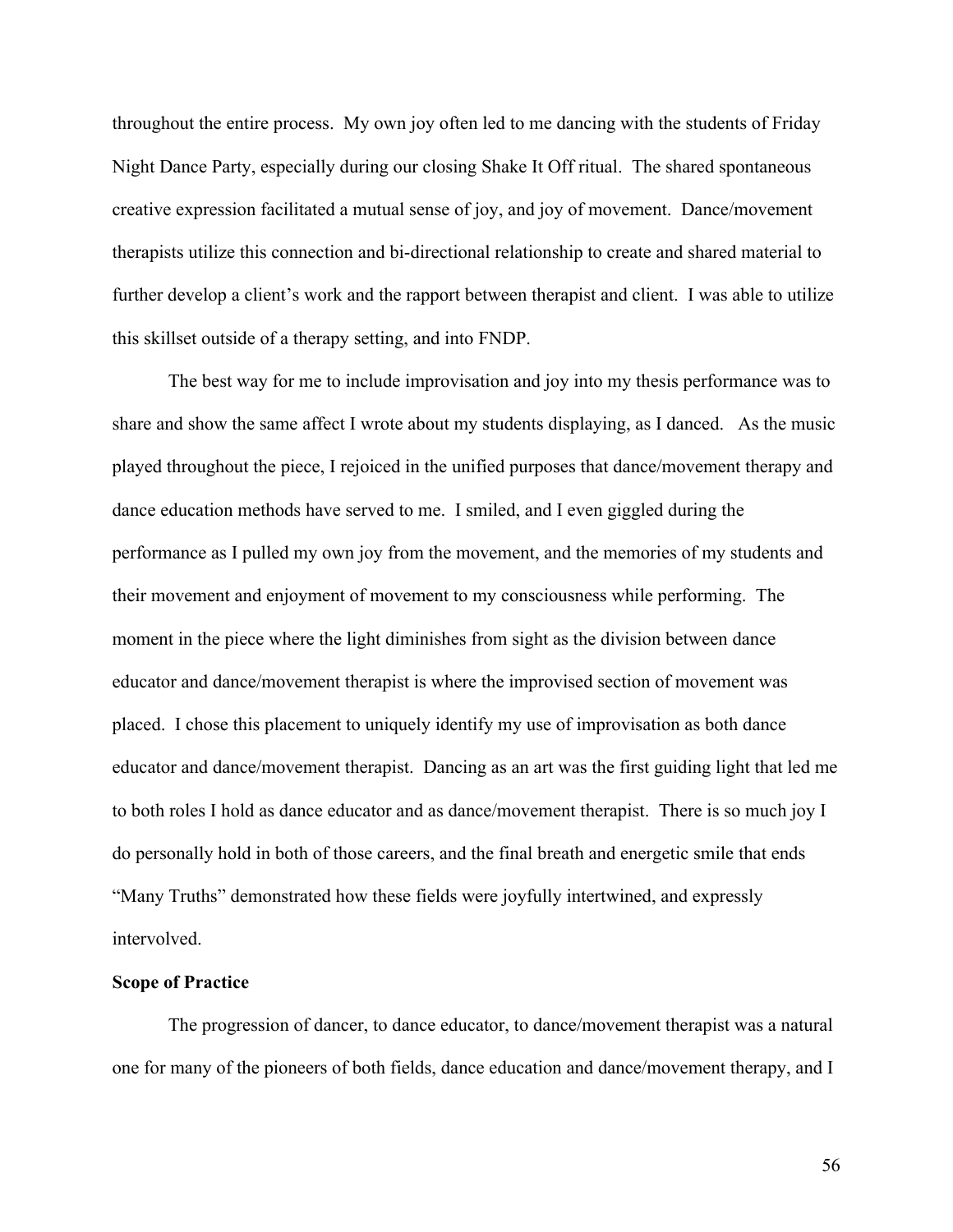throughout the entire process. My own joy often led to me dancing with the students of Friday Night Dance Party, especially during our closing Shake It Off ritual. The shared spontaneous creative expression facilitated a mutual sense of joy, and joy of movement. Dance/movement therapists utilize this connection and bi-directional relationship to create and shared material to further develop a client's work and the rapport between therapist and client. I was able to utilize this skillset outside of a therapy setting, and into FNDP.

The best way for me to include improvisation and joy into my thesis performance was to share and show the same affect I wrote about my students displaying, as I danced. As the music played throughout the piece, I rejoiced in the unified purposes that dance/movement therapy and dance education methods have served to me. I smiled, and I even giggled during the performance as I pulled my own joy from the movement, and the memories of my students and their movement and enjoyment of movement to my consciousness while performing. The moment in the piece where the light diminishes from sight as the division between dance educator and dance/movement therapist is where the improvised section of movement was placed. I chose this placement to uniquely identify my use of improvisation as both dance educator and dance/movement therapist. Dancing as an art was the first guiding light that led me to both roles I hold as dance educator and as dance/movement therapist. There is so much joy I do personally hold in both of those careers, and the final breath and energetic smile that ends "Many Truths" demonstrated how these fields were joyfully intertwined, and expressly intervolved.

**Scope of Practice**

The progression of dancer, to dance educator, to dance/movement therapist was a natural one for many of the pioneers of both fields, dance education and dance/movement therapy, and I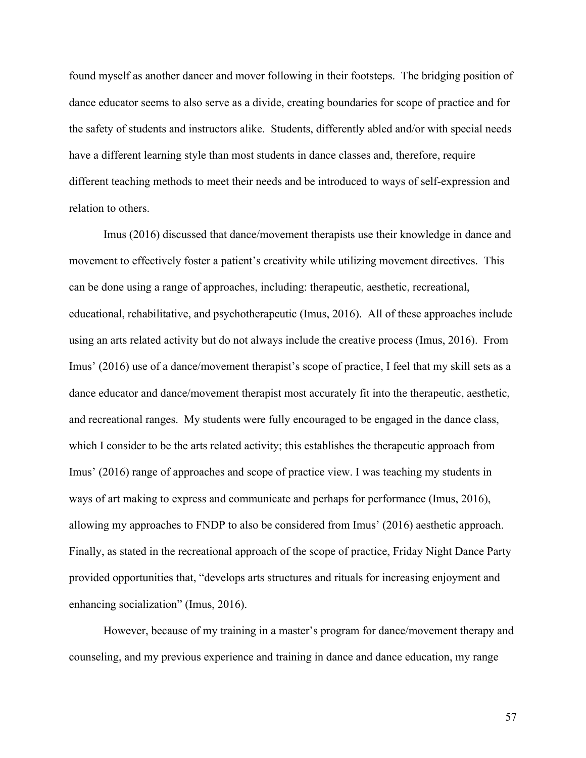found myself as another dancer and mover following in their footsteps. The bridging position of dance educator seems to also serve as a divide, creating boundaries for scope of practice and for the safety of students and instructors alike. Students, differently abled and/or with special needs have a different learning style than most students in dance classes and, therefore, require different teaching methods to meet their needs and be introduced to ways of self-expression and relation to others.

Imus (2016) discussed that dance/movement therapists use their knowledge in dance and movement to effectively foster a patient's creativity while utilizing movement directives. This can be done using a range of approaches, including: therapeutic, aesthetic, recreational, educational, rehabilitative, and psychotherapeutic (Imus, 2016). All of these approaches include using an arts related activity but do not always include the creative process (Imus, 2016). From Imus' (2016) use of a dance/movement therapist's scope of practice, I feel that my skill sets as a dance educator and dance/movement therapist most accurately fit into the therapeutic, aesthetic, and recreational ranges. My students were fully encouraged to be engaged in the dance class, which I consider to be the arts related activity; this establishes the therapeutic approach from Imus' (2016) range of approaches and scope of practice view. I was teaching my students in ways of art making to express and communicate and perhaps for performance (Imus, 2016), allowing my approaches to FNDP to also be considered from Imus' (2016) aesthetic approach. Finally, as stated in the recreational approach of the scope of practice, Friday Night Dance Party provided opportunities that, "develops arts structures and rituals for increasing enjoyment and enhancing socialization" (Imus, 2016).

However, because of my training in a master's program for dance/movement therapy and counseling, and my previous experience and training in dance and dance education, my range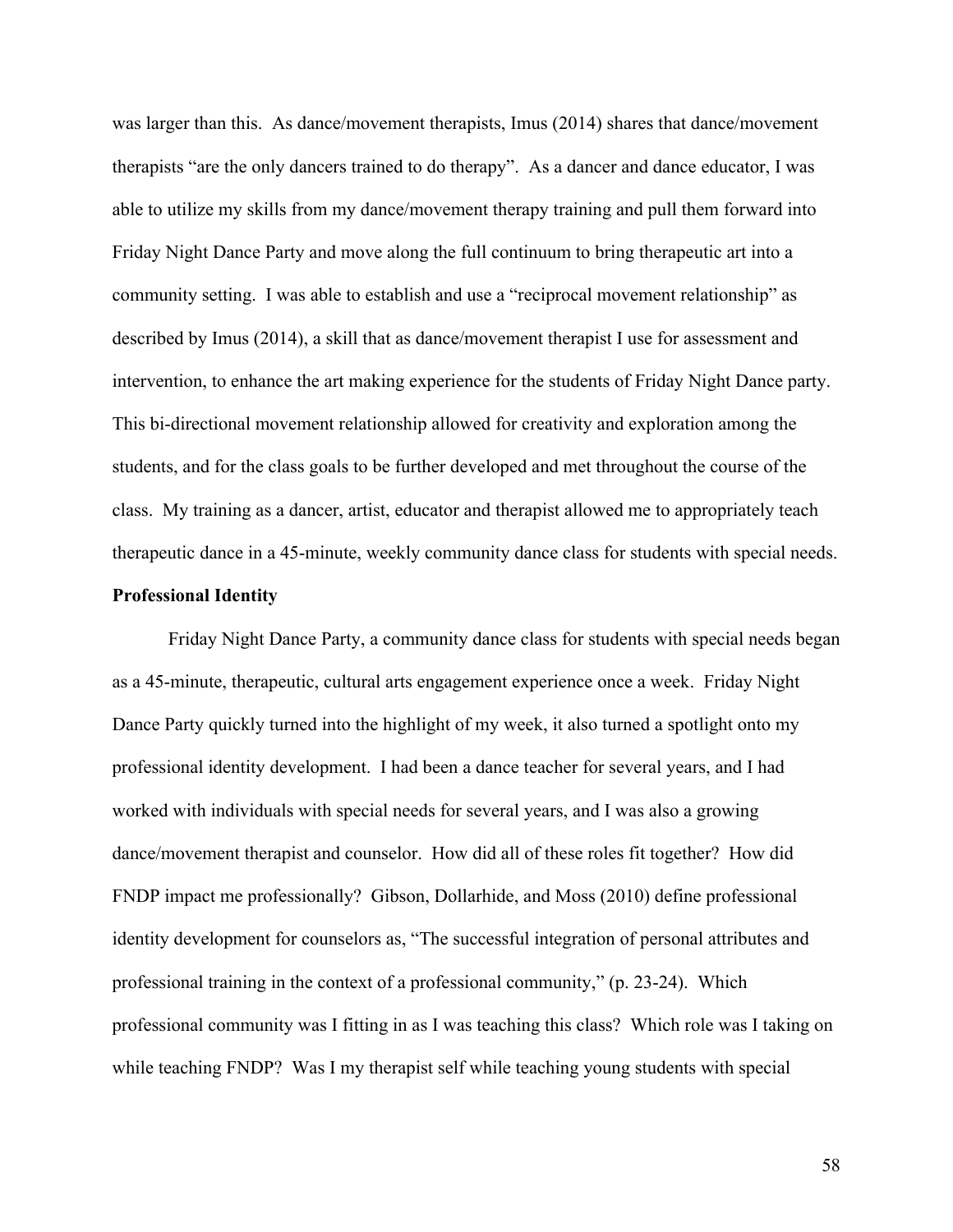was larger than this. As dance/movement therapists, Imus (2014) shares that dance/movement therapists "are the only dancers trained to do therapy". As a dancer and dance educator, I was able to utilize my skills from my dance/movement therapy training and pull them forward into Friday Night Dance Party and move along the full continuum to bring therapeutic art into a community setting. I was able to establish and use a "reciprocal movement relationship" as described by Imus (2014), a skill that as dance/movement therapist I use for assessment and intervention, to enhance the art making experience for the students of Friday Night Dance party. This bi-directional movement relationship allowed for creativity and exploration among the students, and for the class goals to be further developed and met throughout the course of the class. My training as a dancer, artist, educator and therapist allowed me to appropriately teach therapeutic dance in a 45-minute, weekly community dance class for students with special needs.

**Professional Identity**

Friday Night Dance Party, a community dance class for students with special needs began as a 45-minute, therapeutic, cultural arts engagement experience once a week. Friday Night Dance Party quickly turned into the highlight of my week, it also turned a spotlight onto my professional identity development. I had been a dance teacher for several years, and I had worked with individuals with special needs for several years, and I was also a growing dance/movement therapist and counselor. How did all of these roles fit together? How did FNDP impact me professionally? Gibson, Dollarhide, and Moss (2010) define professional identity development for counselors as, "The successful integration of personal attributes and professional training in the context of a professional community," (p. 23-24). Which professional community was I fitting in as I was teaching this class? Which role was I taking on while teaching FNDP? Was I my therapist self while teaching young students with special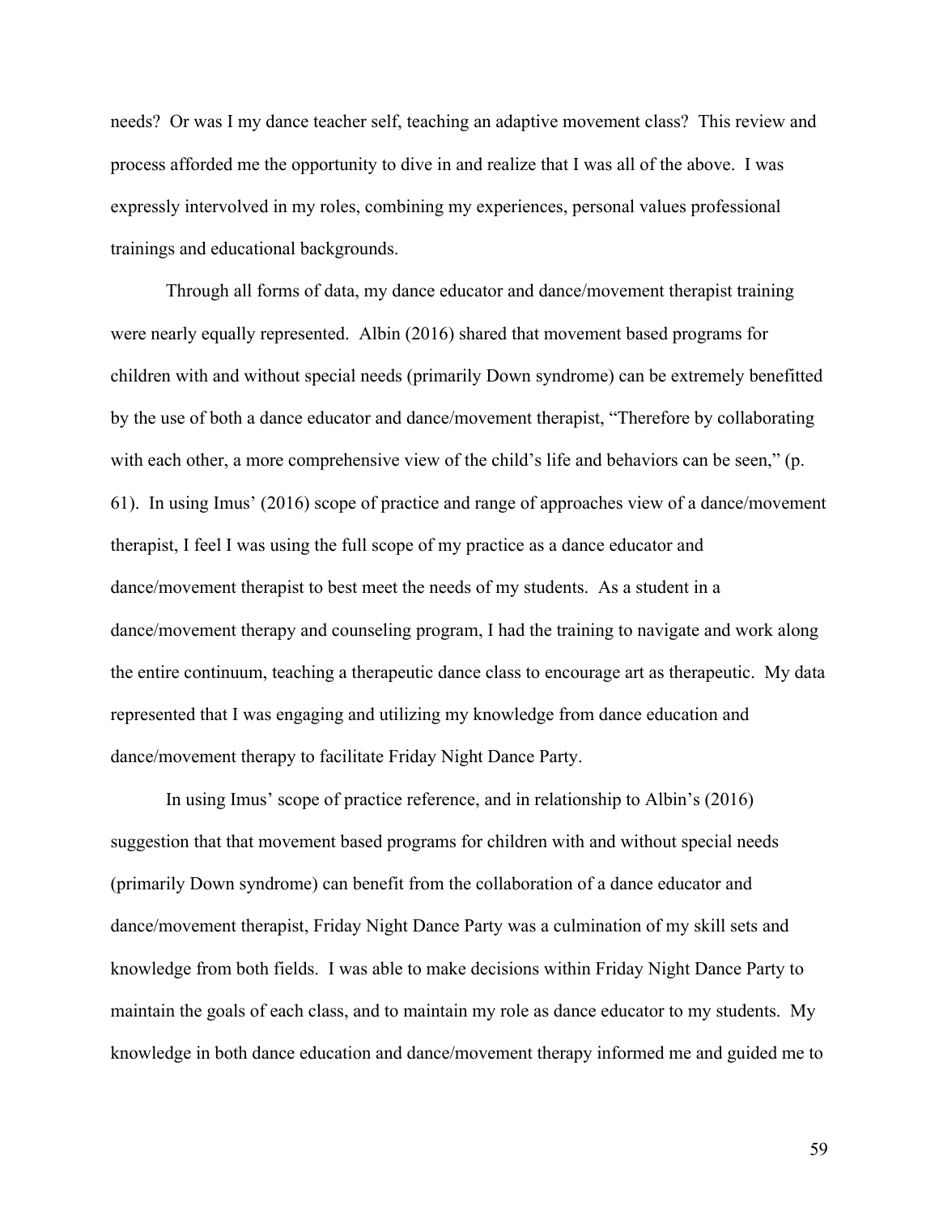needs? Or was I my dance teacher self, teaching an adaptive movement class? This review and process afforded me the opportunity to dive in and realize that I was all of the above. I was expressly intervolved in my roles, combining my experiences, personal values professional trainings and educational backgrounds.

Through all forms of data, my dance educator and dance/movement therapist training were nearly equally represented. Albin (2016) shared that movement based programs for children with and without special needs (primarily Down syndrome) can be extremely benefitted by the use of both a dance educator and dance/movement therapist, "Therefore by collaborating with each other, a more comprehensive view of the child's life and behaviors can be seen," (p. 61). In using Imus' (2016) scope of practice and range of approaches view of a dance/movement therapist, I feel I was using the full scope of my practice as a dance educator and dance/movement therapist to best meet the needs of my students. As a student in a dance/movement therapy and counseling program, I had the training to navigate and work along the entire continuum, teaching a therapeutic dance class to encourage art as therapeutic. My data represented that I was engaging and utilizing my knowledge from dance education and dance/movement therapy to facilitate Friday Night Dance Party.

In using Imus' scope of practice reference, and in relationship to Albin's (2016) suggestion that that movement based programs for children with and without special needs (primarily Down syndrome) can benefit from the collaboration of a dance educator and dance/movement therapist, Friday Night Dance Party was a culmination of my skill sets and knowledge from both fields. I was able to make decisions within Friday Night Dance Party to maintain the goals of each class, and to maintain my role as dance educator to my students. My knowledge in both dance education and dance/movement therapy informed me and guided me to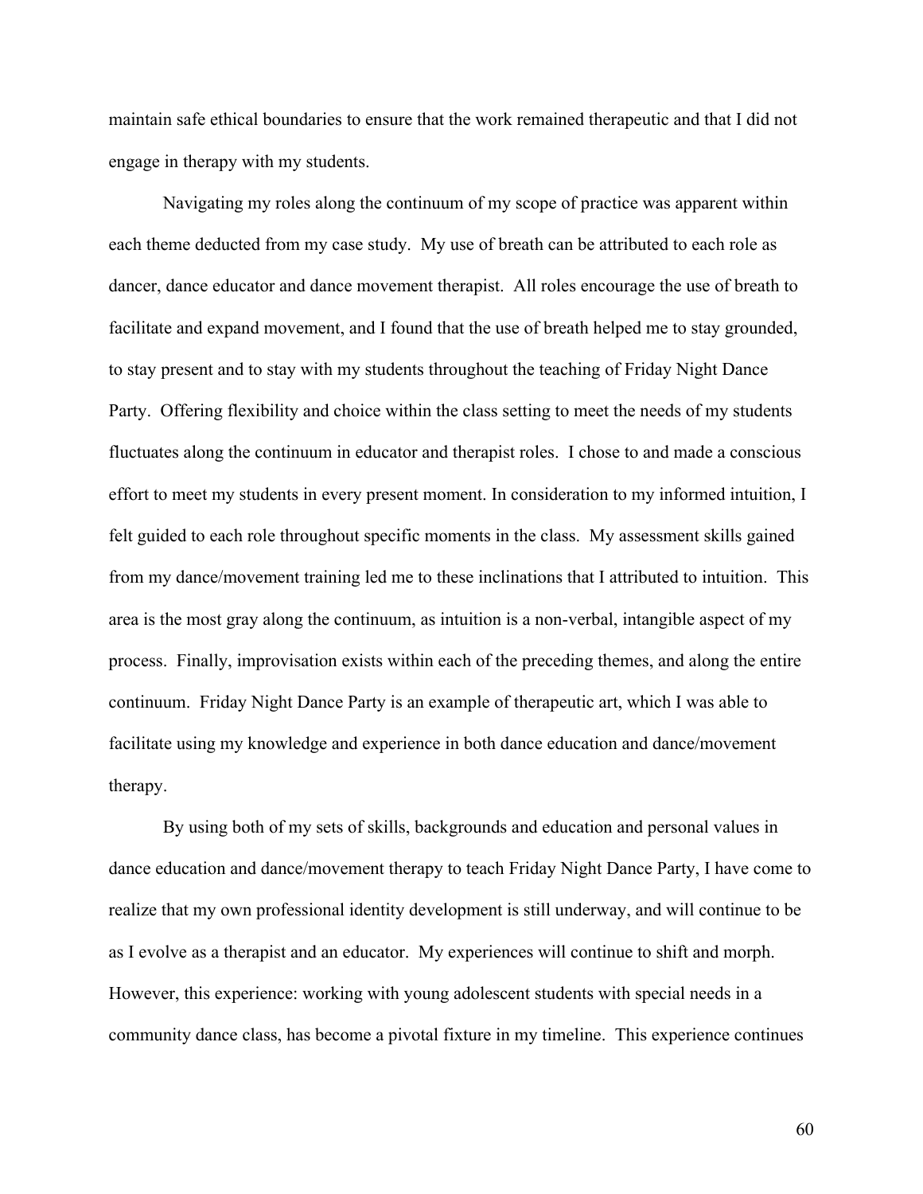maintain safe ethical boundaries to ensure that the work remained therapeutic and that I did not engage in therapy with my students.

Navigating my roles along the continuum of my scope of practice was apparent within each theme deducted from my case study. My use of breath can be attributed to each role as dancer, dance educator and dance movement therapist. All roles encourage the use of breath to facilitate and expand movement, and I found that the use of breath helped me to stay grounded, to stay present and to stay with my students throughout the teaching of Friday Night Dance Party. Offering flexibility and choice within the class setting to meet the needs of my students fluctuates along the continuum in educator and therapist roles. I chose to and made a conscious effort to meet my students in every present moment. In consideration to my informed intuition, I felt guided to each role throughout specific moments in the class. My assessment skills gained from my dance/movement training led me to these inclinations that I attributed to intuition. This area is the most gray along the continuum, as intuition is a non-verbal, intangible aspect of my process. Finally, improvisation exists within each of the preceding themes, and along the entire continuum. Friday Night Dance Party is an example of therapeutic art, which I was able to facilitate using my knowledge and experience in both dance education and dance/movement therapy.

By using both of my sets of skills, backgrounds and education and personal values in dance education and dance/movement therapy to teach Friday Night Dance Party, I have come to realize that my own professional identity development is still underway, and will continue to be as I evolve as a therapist and an educator. My experiences will continue to shift and morph. However, this experience: working with young adolescent students with special needs in a community dance class, has become a pivotal fixture in my timeline. This experience continues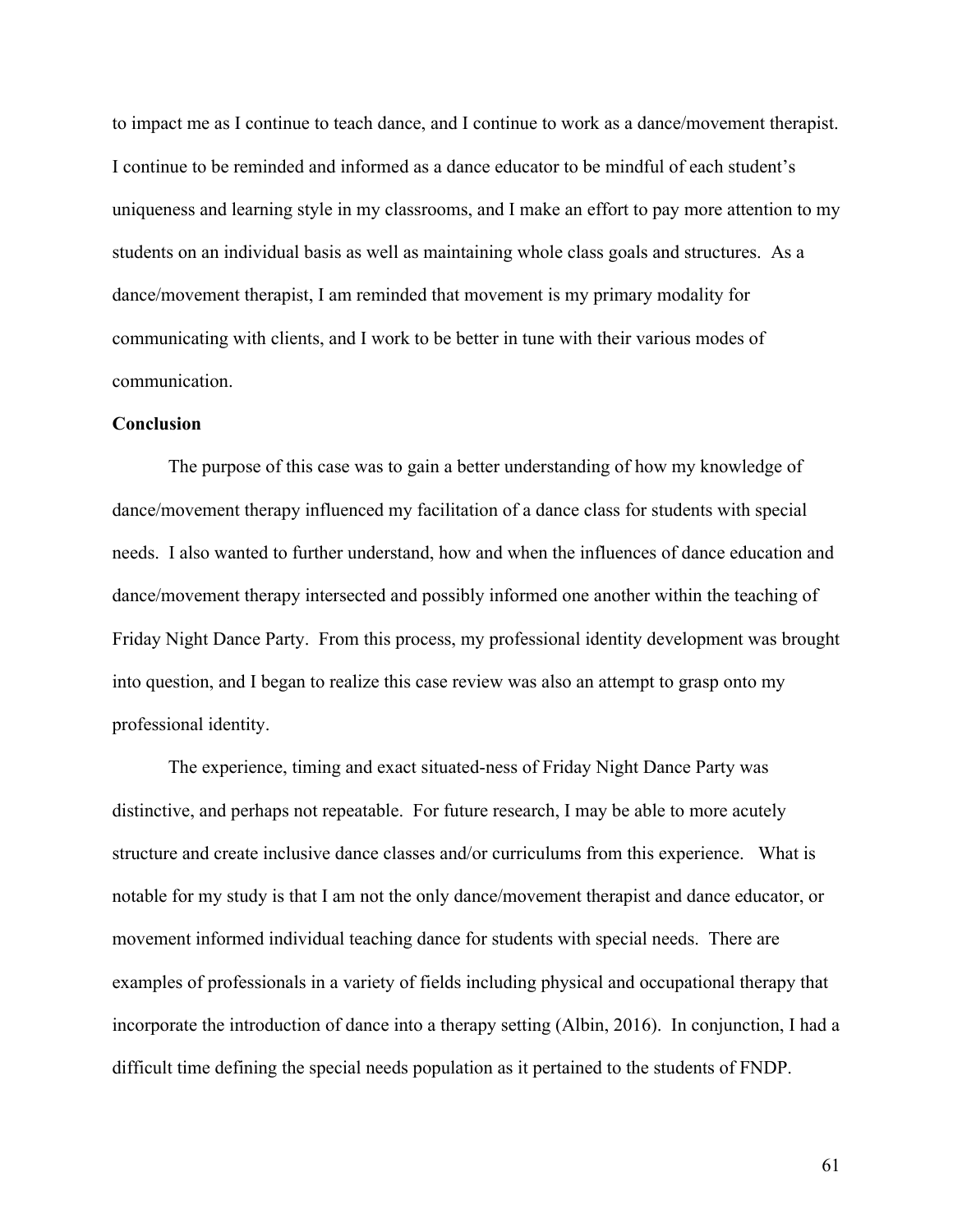to impact me as I continue to teach dance, and I continue to work as a dance/movement therapist. I continue to be reminded and informed as a dance educator to be mindful of each student's uniqueness and learning style in my classrooms, and I make an effort to pay more attention to my students on an individual basis as well as maintaining whole class goals and structures. As a dance/movement therapist, I am reminded that movement is my primary modality for communicating with clients, and I work to be better in tune with their various modes of communication.

**Conclusion**

The purpose of this case was to gain a better understanding of how my knowledge of dance/movement therapy influenced my facilitation of a dance class for students with special needs. I also wanted to further understand, how and when the influences of dance education and dance/movement therapy intersected and possibly informed one another within the teaching of Friday Night Dance Party. From this process, my professional identity development was brought into question, and I began to realize this case review was also an attempt to grasp onto my professional identity.

The experience, timing and exact situated-ness of Friday Night Dance Party was distinctive, and perhaps not repeatable. For future research, I may be able to more acutely structure and create inclusive dance classes and/or curriculums from this experience. What is notable for my study is that I am not the only dance/movement therapist and dance educator, or movement informed individual teaching dance for students with special needs. There are examples of professionals in a variety of fields including physical and occupational therapy that incorporate the introduction of dance into a therapy setting (Albin, 2016). In conjunction, I had a difficult time defining the special needs population as it pertained to the students of FNDP.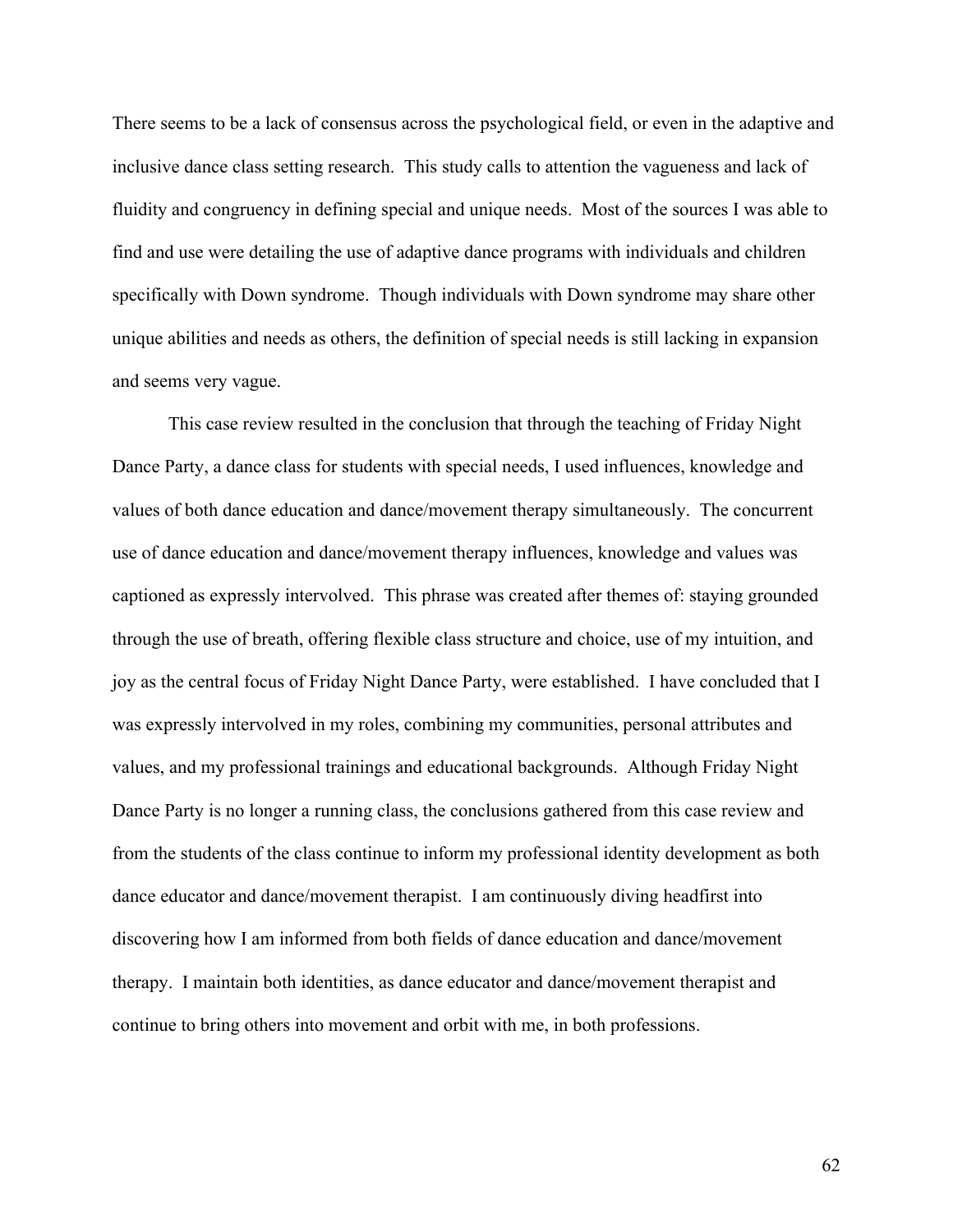There seems to be a lack of consensus across the psychological field, or even in the adaptive and inclusive dance class setting research. This study calls to attention the vagueness and lack of fluidity and congruency in defining special and unique needs. Most of the sources I was able to find and use were detailing the use of adaptive dance programs with individuals and children specifically with Down syndrome. Though individuals with Down syndrome may share other unique abilities and needs as others, the definition of special needs is still lacking in expansion and seems very vague.

This case review resulted in the conclusion that through the teaching of Friday Night Dance Party, a dance class for students with special needs, I used influences, knowledge and values of both dance education and dance/movement therapy simultaneously. The concurrent use of dance education and dance/movement therapy influences, knowledge and values was captioned as expressly intervolved. This phrase was created after themes of: staying grounded through the use of breath, offering flexible class structure and choice, use of my intuition, and joy as the central focus of Friday Night Dance Party, were established. I have concluded that I was expressly intervolved in my roles, combining my communities, personal attributes and values, and my professional trainings and educational backgrounds. Although Friday Night Dance Party is no longer a running class, the conclusions gathered from this case review and from the students of the class continue to inform my professional identity development as both dance educator and dance/movement therapist. I am continuously diving headfirst into discovering how I am informed from both fields of dance education and dance/movement therapy. I maintain both identities, as dance educator and dance/movement therapist and continue to bring others into movement and orbit with me, in both professions.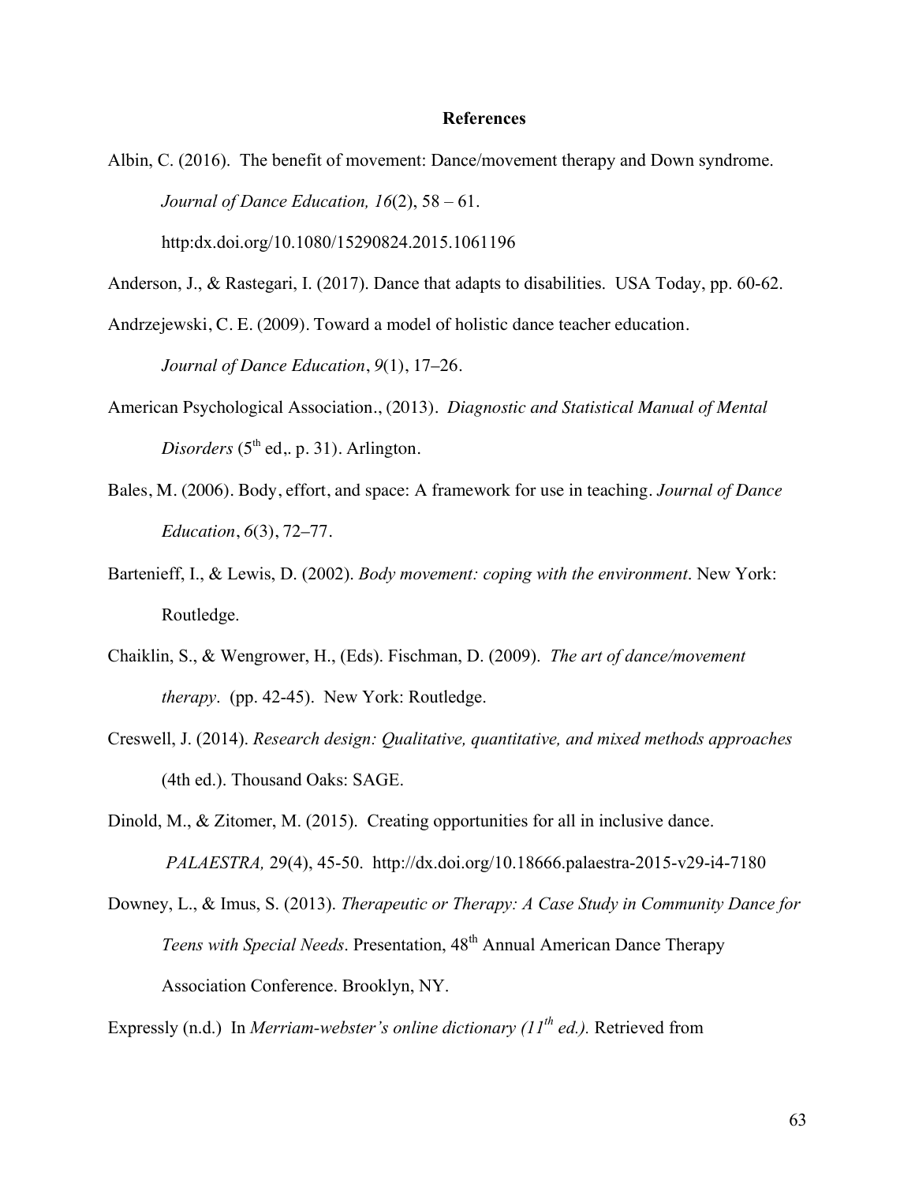# References

Albin, C. (2016). The benefit of movement: Dance/movement therapy and Down syndrome. *Journal of Dance Education, 16*(2), 58 – 61. http:dx.doi.org/10.1080/15290824.2015.1061196

Anderson, J., & Rastegari, I. (2017). Dance that adapts to disabilities. USA Today, pp. 60-62.

Andrzejewski, C. E. (2009). Toward a model of holistic dance teacher education. *Journal of Dance Education*, *9*(1), 17–26.

American Psychological Association., (2013). *Diagnostic and Statistical Manual of Mental Disorders* (5th ed,. p. 31). Arlington.

Bales, M. (2006). Body, effort, and space: A framework for use in teaching. *Journal of Dance Education*, *6*(3), 72–77.

Bartenieff, I., & Lewis, D. (2002). *Body movement: coping with the environment*. New York: Routledge.

Chaiklin, S., & Wengrower, H., (Eds). Fischman, D. (2009). *The art of dance/movement therapy*. (pp. 42-45). New York: Routledge.

Creswell, J. (2014). *Research design: Qualitative, quantitative, and mixed methods approaches* (4th ed.). Thousand Oaks: SAGE.

Dinold, M., & Zitomer, M. (2015). Creating opportunities for all in inclusive dance. *PALAESTRA,* 29(4), 45-50. http://dx.doi.org/10.18666.palaestra-2015-v29-i4-7180

Downey, L., & Imus, S. (2013). *Therapeutic or Therapy: A Case Study in Community Dance for Teens with Special Needs*. Presentation, 48th Annual American Dance Therapy Association Conference. Brooklyn, NY.

Expressly (n.d.) In *Merriam-webster's online dictionary (11th ed.).* Retrieved from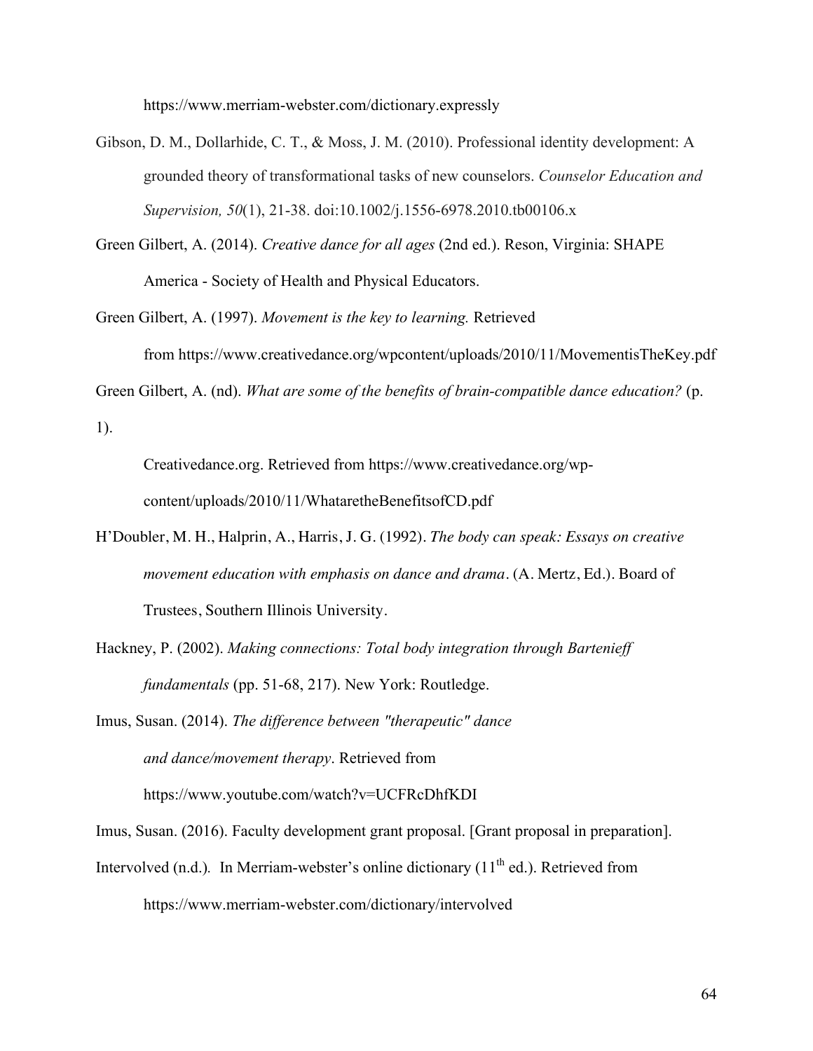https://www.merriam-webster.com/dictionary.expressly

Gibson, D. M., Dollarhide, C. T., & Moss, J. M. (2010). Professional identity development: A grounded theory of transformational tasks of new counselors. *Counselor Education and Supervision, 50*(1), 21-38. doi:10.1002/j.1556-6978.2010.tb00106.x

Green Gilbert, A. (2014). *Creative dance for all ages* (2nd ed.). Reson, Virginia: SHAPE America - Society of Health and Physical Educators.

Green Gilbert, A. (1997). *Movement is the key to learning.* Retrieved from https://www.creativedance.org/wpcontent/uploads/2010/11/MovementisTheKey.pdf

Green Gilbert, A. (nd). *What are some of the benefits of brain-compatible dance education?* (p. 1).

Creativedance.org. Retrieved from https://www.creativedance.org/wp-content/uploads/2010/11/WhataretheBenefitsofCD.pdf

H'Doubler, M. H., Halprin, A., Harris, J. G. (1992). *The body can speak: Essays on creative movement education with emphasis on dance and drama*. (A. Mertz, Ed.). Board of Trustees, Southern Illinois University.

Hackney, P. (2002). *Making connections: Total body integration through Bartenieff fundamentals* (pp. 51-68, 217). New York: Routledge.

Imus, Susan. (2014). *The difference between "therapeutic" dance and dance/movement therapy*. Retrieved from https://www.youtube.com/watch?v=UCFRcDhfKDI

Imus, Susan. (2016). Faculty development grant proposal. [Grant proposal in preparation].

Intervolved (n.d.). In Merriam-webster's online dictionary (11th ed.). Retrieved from https://www.merriam-webster.com/dictionary/intervolved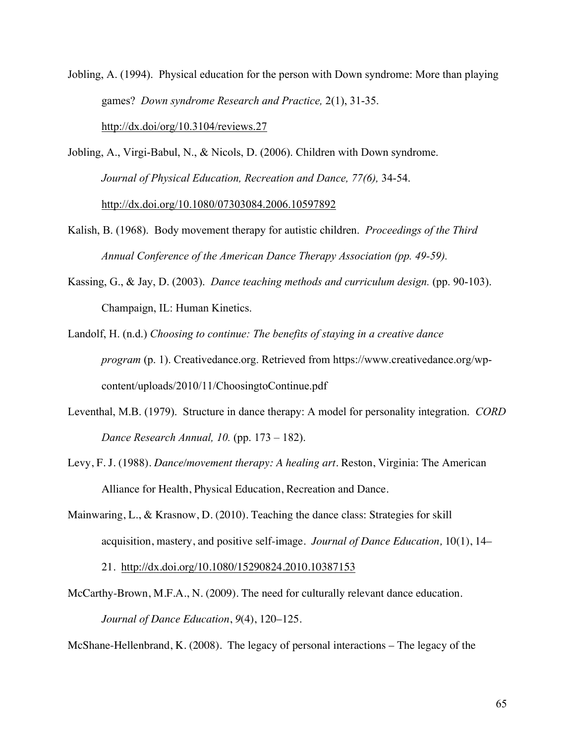Jobling, A. (1994). Physical education for the person with Down syndrome: More than playing games? *Down syndrome Research and Practice,* 2(1), 31-35. http://dx.doi/org/10.3104/reviews.27

Jobling, A., Virgi-Babul, N., & Nicols, D. (2006). Children with Down syndrome. *Journal of Physical Education, Recreation and Dance, 77(6),* 34-54. http://dx.doi.org/10.1080/07303084.2006.10597892

Kalish, B. (1968). Body movement therapy for autistic children. *Proceedings of the Third Annual Conference of the American Dance Therapy Association (pp. 49-59).*

Kassing, G., & Jay, D. (2003). *Dance teaching methods and curriculum design.* (pp. 90-103). Champaign, IL: Human Kinetics.

Landolf, H. (n.d.) *Choosing to continue: The benefits of staying in a creative dance program* (p. 1). Creativedance.org. Retrieved from https://www.creativedance.org/wp-content/uploads/2010/11/ChoosingtoContinue.pdf

Leventhal, M.B. (1979). Structure in dance therapy: A model for personality integration. *CORD Dance Research Annual, 10.* (pp. 173 – 182).

Levy, F. J. (1988). *Dance/movement therapy: A healing art*. Reston, Virginia: The American Alliance for Health, Physical Education, Recreation and Dance.

Mainwaring, L., & Krasnow, D. (2010). Teaching the dance class: Strategies for skill acquisition, mastery, and positive self-image. *Journal of Dance Education,* 10(1), 14–21. http://dx.doi.org/10.1080/15290824.2010.10387153

McCarthy-Brown, M.F.A., N. (2009). The need for culturally relevant dance education. *Journal of Dance Education*, *9*(4), 120–125.

McShane-Hellenbrand, K. (2008). The legacy of personal interactions – The legacy of the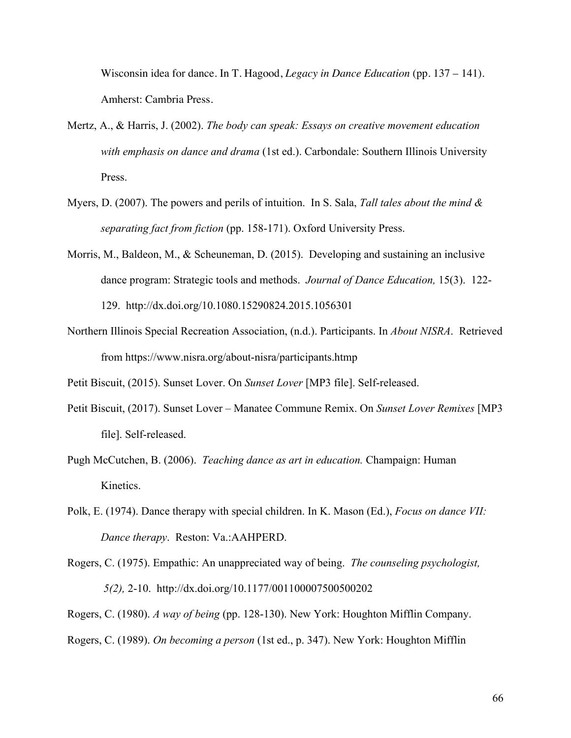Wisconsin idea for dance. In T. Hagood, *Legacy in Dance Education* (pp. 137 – 141). Amherst: Cambria Press.

Mertz, A., & Harris, J. (2002). *The body can speak: Essays on creative movement education with emphasis on dance and drama* (1st ed.). Carbondale: Southern Illinois University Press.

Myers, D. (2007). The powers and perils of intuition. In S. Sala, *Tall tales about the mind & separating fact from fiction* (pp. 158-171). Oxford University Press.

Morris, M., Baldeon, M., & Scheuneman, D. (2015). Developing and sustaining an inclusive dance program: Strategic tools and methods. *Journal of Dance Education,* 15(3). 122-129. http://dx.doi.org/10.1080.15290824.2015.1056301

Northern Illinois Special Recreation Association, (n.d.). Participants. In *About NISRA*. Retrieved from https://www.nisra.org/about-nisra/participants.htmp

Petit Biscuit, (2015). Sunset Lover. On *Sunset Lover* [MP3 file]. Self-released.

Petit Biscuit, (2017). Sunset Lover – Manatee Commune Remix. On *Sunset Lover Remixes* [MP3 file]. Self-released.

Pugh McCutchen, B. (2006). *Teaching dance as art in education.* Champaign: Human Kinetics.

Polk, E. (1974). Dance therapy with special children. In K. Mason (Ed.), *Focus on dance VII: Dance therapy*. Reston: Va.:AAHPERD.

Rogers, C. (1975). Empathic: An unappreciated way of being. *The counseling psychologist, 5(2),* 2-10. http://dx.doi.org/10.1177/001100007500500202

Rogers, C. (1980). *A way of being* (pp. 128-130). New York: Houghton Mifflin Company.

Rogers, C. (1989). *On becoming a person* (1st ed., p. 347). New York: Houghton Mifflin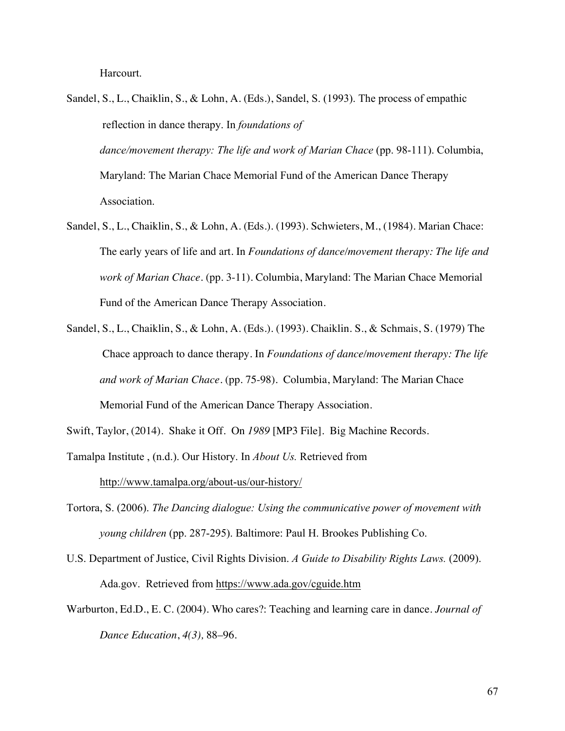Harcourt.

Sandel, S., L., Chaiklin, S., & Lohn, A. (Eds.), Sandel, S. (1993). The process of empathic reflection in dance therapy. In *foundations of dance/movement therapy: The life and work of Marian Chace* (pp. 98-111). Columbia, Maryland: The Marian Chace Memorial Fund of the American Dance Therapy Association.

Sandel, S., L., Chaiklin, S., & Lohn, A. (Eds.). (1993). Schwieters, M., (1984). Marian Chace: The early years of life and art. In *Foundations of dance/movement therapy: The life and work of Marian Chace*. (pp. 3-11). Columbia, Maryland: The Marian Chace Memorial Fund of the American Dance Therapy Association.

Sandel, S., L., Chaiklin, S., & Lohn, A. (Eds.). (1993). Chaiklin. S., & Schmais, S. (1979) The Chace approach to dance therapy. In *Foundations of dance/movement therapy: The life and work of Marian Chace*. (pp. 75-98). Columbia, Maryland: The Marian Chace Memorial Fund of the American Dance Therapy Association.

Swift, Taylor, (2014). Shake it Off. On *1989* [MP3 File]. Big Machine Records.

Tamalpa Institute , (n.d.). Our History. In *About Us.* Retrieved from http://www.tamalpa.org/about-us/our-history/

Tortora, S. (2006). *The Dancing dialogue: Using the communicative power of movement with young children* (pp. 287-295). Baltimore: Paul H. Brookes Publishing Co.

U.S. Department of Justice, Civil Rights Division. *A Guide to Disability Rights Laws.* (2009). Ada.gov. Retrieved from https://www.ada.gov/cguide.htm

Warburton, Ed.D., E. C. (2004). Who cares?: Teaching and learning care in dance. *Journal of Dance Education*, *4(3),* 88–96.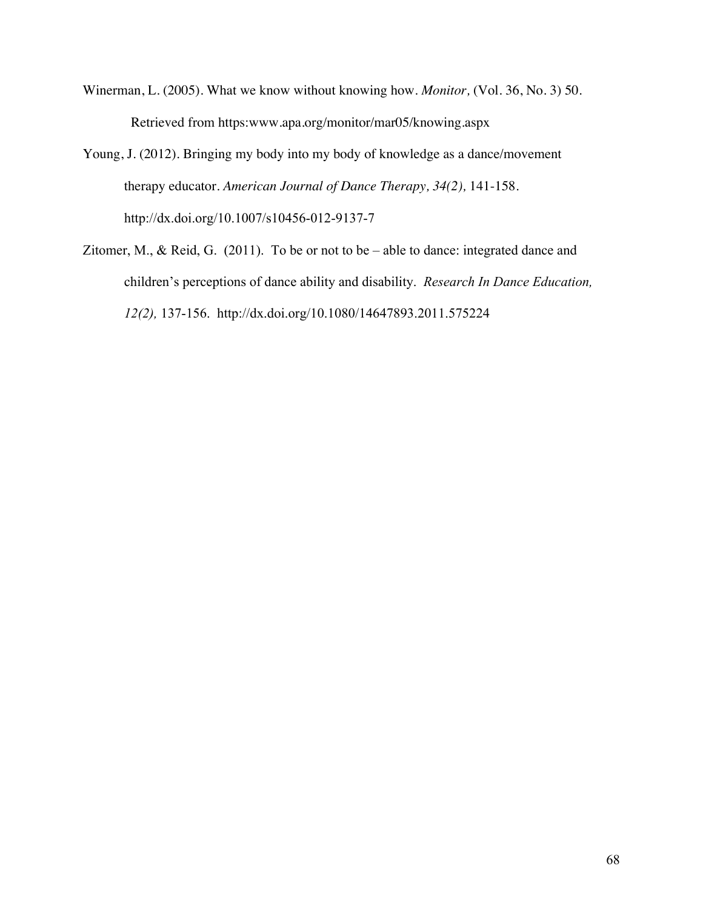Winerman, L. (2005). What we know without knowing how. *Monitor,* (Vol. 36, No. 3) 50. Retrieved from https:www.apa.org/monitor/mar05/knowing.aspx

Young, J. (2012). Bringing my body into my body of knowledge as a dance/movement therapy educator. *American Journal of Dance Therapy, 34(2),* 141-158. http://dx.doi.org/10.1007/s10456-012-9137-7

Zitomer, M., & Reid, G. (2011). To be or not to be – able to dance: integrated dance and children's perceptions of dance ability and disability. *Research In Dance Education, 12(2),* 137-156. http://dx.doi.org/10.1080/14647893.2011.575224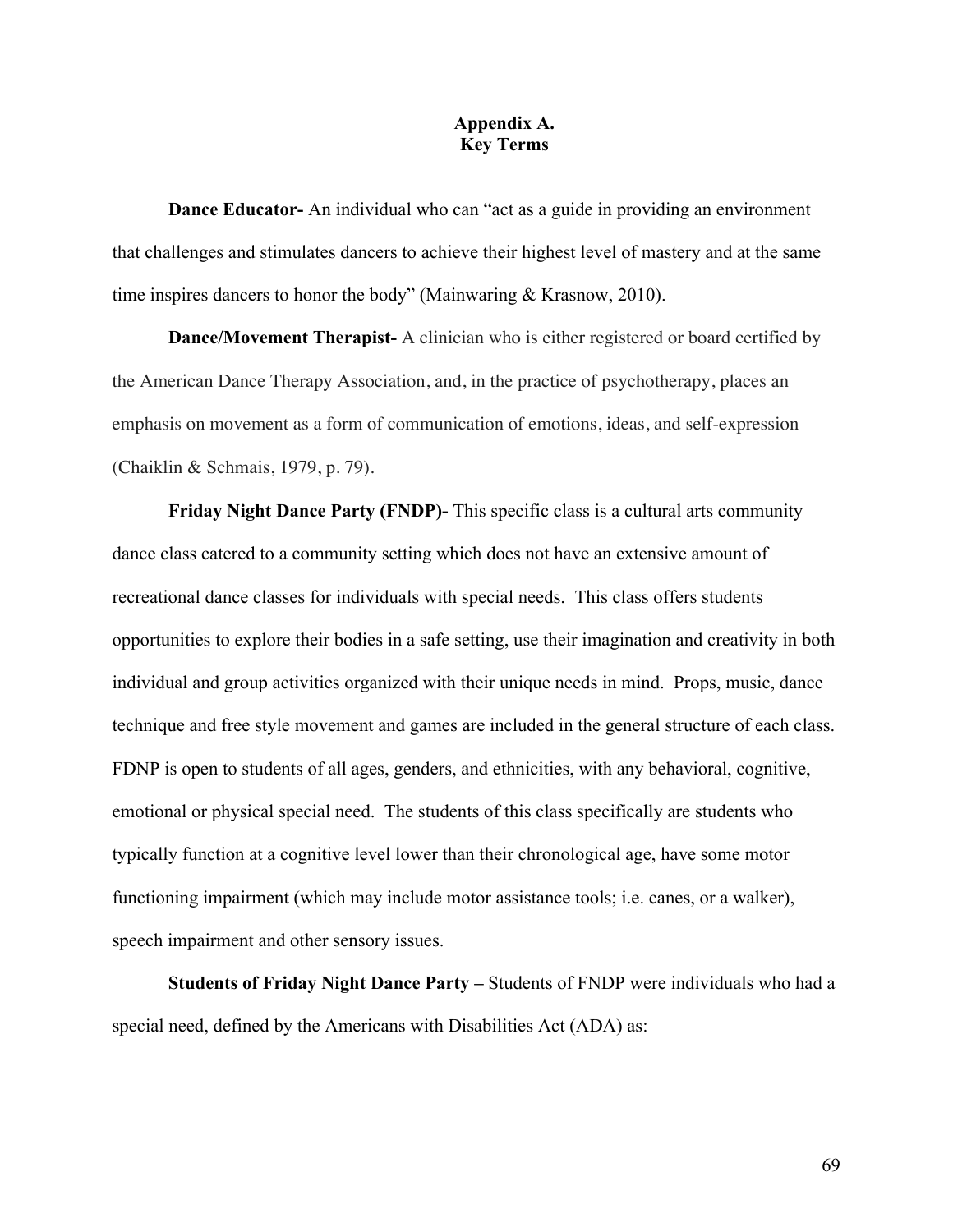# Appendix A.
## Key Terms

**Dance Educator-** An individual who can "act as a guide in providing an environment that challenges and stimulates dancers to achieve their highest level of mastery and at the same time inspires dancers to honor the body" (Mainwaring & Krasnow, 2010).

**Dance/Movement Therapist-** A clinician who is either registered or board certified by the American Dance Therapy Association, and, in the practice of psychotherapy, places an emphasis on movement as a form of communication of emotions, ideas, and self-expression (Chaiklin & Schmais, 1979, p. 79).

**Friday Night Dance Party (FNDP)-** This specific class is a cultural arts community dance class catered to a community setting which does not have an extensive amount of recreational dance classes for individuals with special needs. This class offers students opportunities to explore their bodies in a safe setting, use their imagination and creativity in both individual and group activities organized with their unique needs in mind. Props, music, dance technique and free style movement and games are included in the general structure of each class. FDNP is open to students of all ages, genders, and ethnicities, with any behavioral, cognitive, emotional or physical special need. The students of this class specifically are students who typically function at a cognitive level lower than their chronological age, have some motor functioning impairment (which may include motor assistance tools; i.e. canes, or a walker), speech impairment and other sensory issues.

**Students of Friday Night Dance Party –** Students of FNDP were individuals who had a special need, defined by the Americans with Disabilities Act (ADA) as: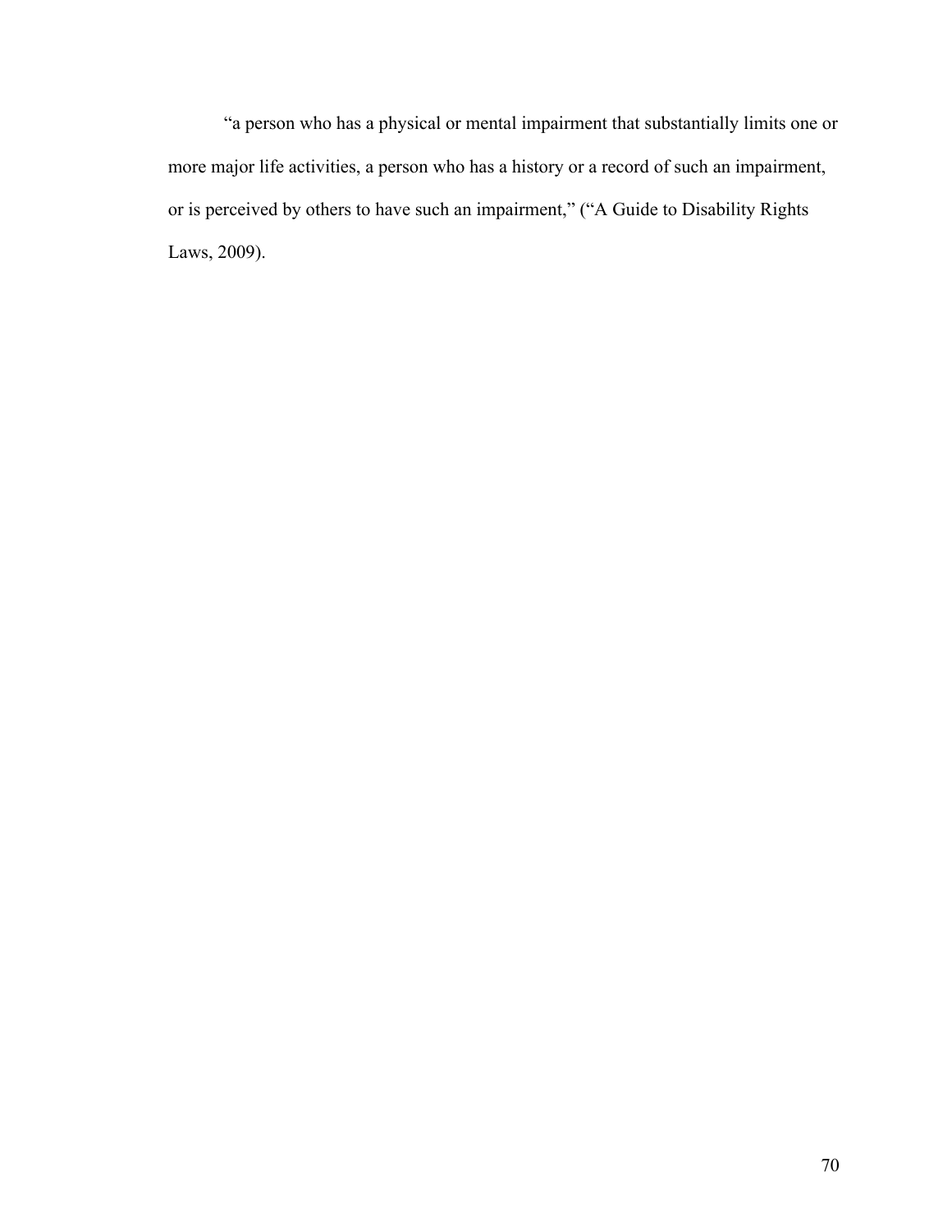"a person who has a physical or mental impairment that substantially limits one or more major life activities, a person who has a history or a record of such an impairment, or is perceived by others to have such an impairment," ("A Guide to Disability Rights Laws, 2009).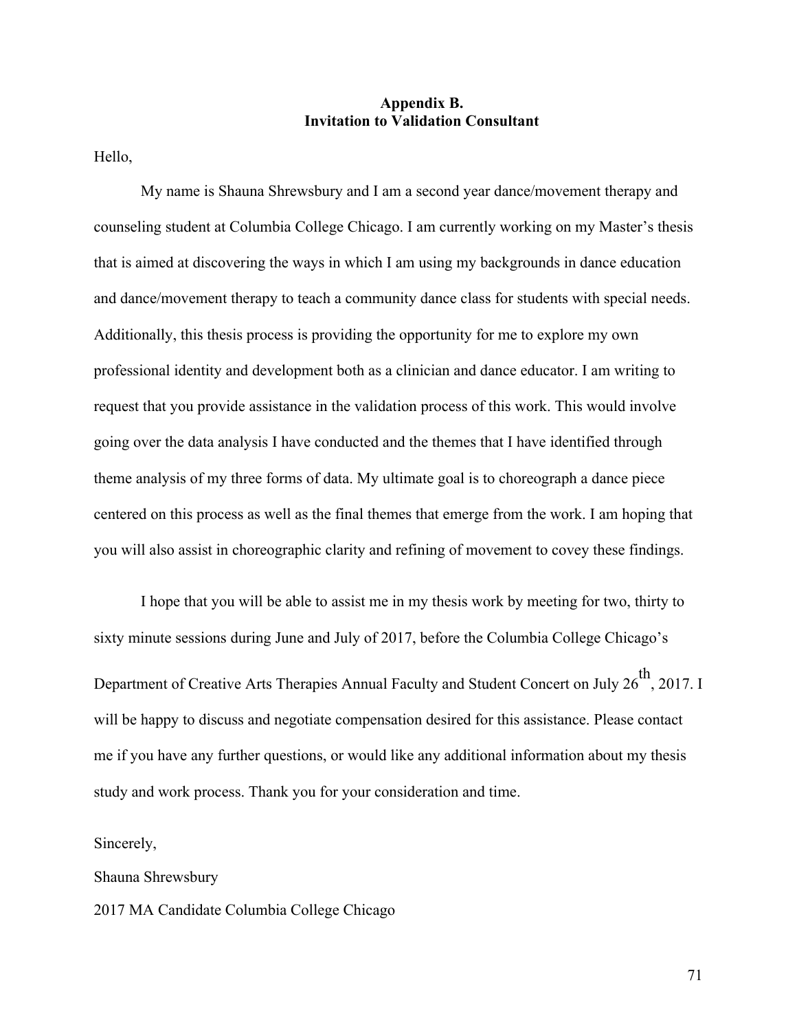# Appendix B.
# Invitation to Validation Consultant

Hello,

My name is Shauna Shrewsbury and I am a second year dance/movement therapy and counseling student at Columbia College Chicago. I am currently working on my Master's thesis that is aimed at discovering the ways in which I am using my backgrounds in dance education and dance/movement therapy to teach a community dance class for students with special needs. Additionally, this thesis process is providing the opportunity for me to explore my own professional identity and development both as a clinician and dance educator. I am writing to request that you provide assistance in the validation process of this work. This would involve going over the data analysis I have conducted and the themes that I have identified through theme analysis of my three forms of data. My ultimate goal is to choreograph a dance piece centered on this process as well as the final themes that emerge from the work. I am hoping that you will also assist in choreographic clarity and refining of movement to covey these findings.

I hope that you will be able to assist me in my thesis work by meeting for two, thirty to sixty minute sessions during June and July of 2017, before the Columbia College Chicago's Department of Creative Arts Therapies Annual Faculty and Student Concert on July 26th, 2017. I will be happy to discuss and negotiate compensation desired for this assistance. Please contact me if you have any further questions, or would like any additional information about my thesis study and work process. Thank you for your consideration and time.

Sincerely,

Shauna Shrewsbury

2017 MA Candidate Columbia College Chicago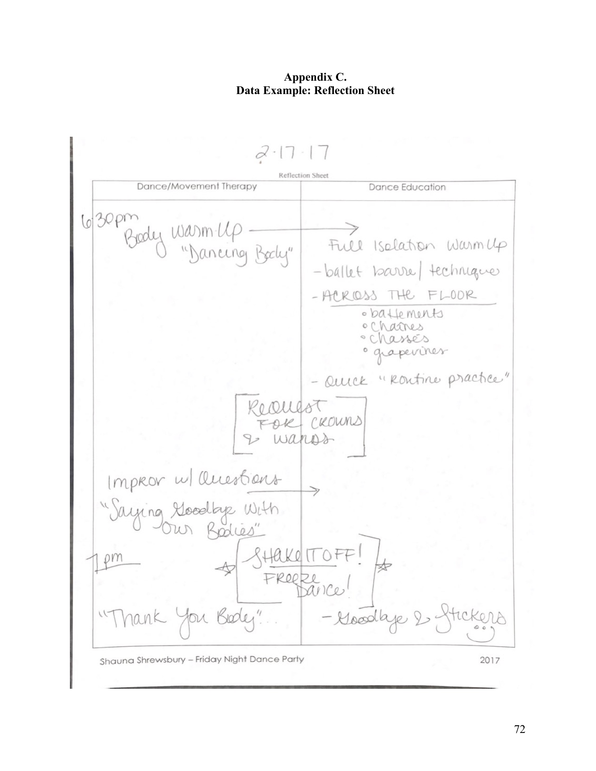**Appendix C.**
**Data Example: Reflection Sheet**

2·17·17

Reflection Sheet

| Dance/Movement Therapy | Dance Education |
| --- | --- |
| 6:30pm Body Warm Up "Dancing Body" → | Full Isolation Warm Up |
| | - ballet barre/ technique |
| | - ACROSS THE FLOOR |
| | ◦ battements |
| | ◦ Chaînes |
| | ◦ Chassés |
| | ◦ grapevines |
| | - Quick "Routine practice" |
| [REQUEST FOR CROWNS & WANDS] | |
| Impror w/ Questions → | |
| "Saying Goodbye With Our Bodies" | |
| 7pm ☆ [SHAKE IT OFF! FREEZE Dance!] ☆ | |
| "Thank You Body"... | - Goodbye & Stickers |

Shauna Shrewsbury – Friday Night Dance Party 2017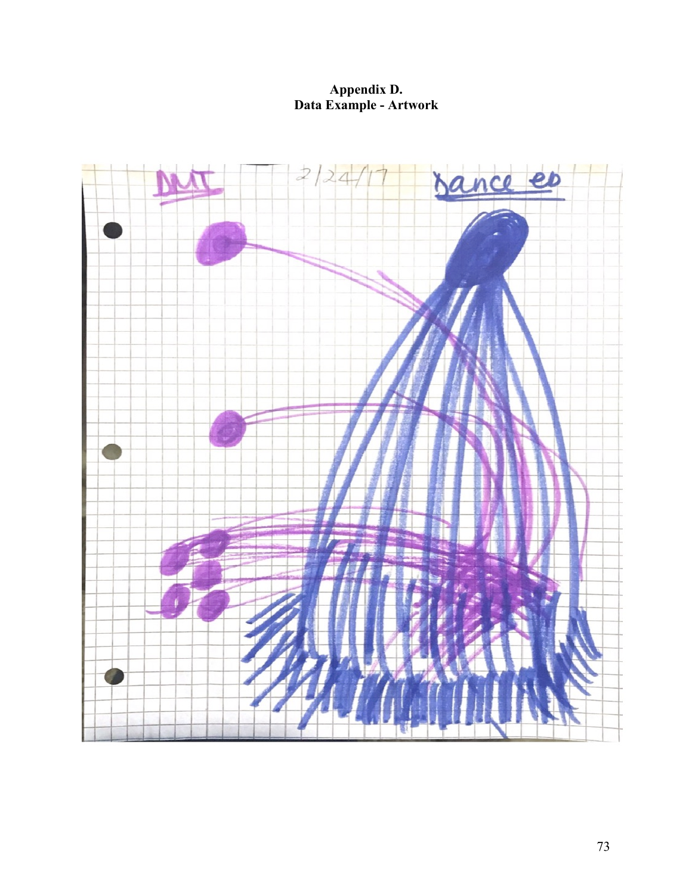**Appendix D.**
**Data Example - Artwork**